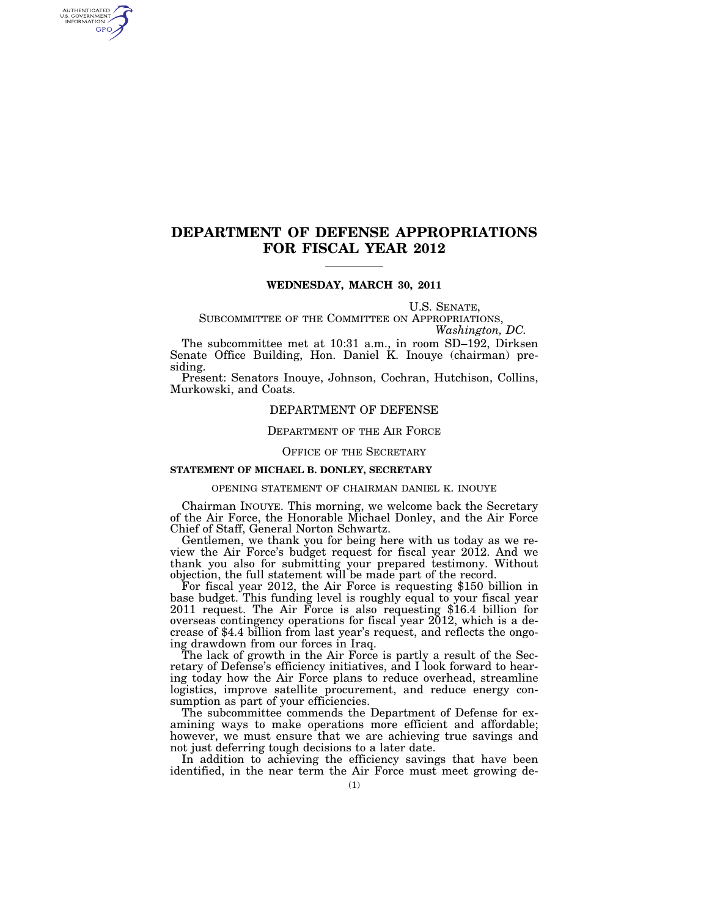# DEPARTMENT OF DEFENSE APPROPRIATIONS FOR FISCAL YEAR 2012

**WEDNESDAY, MARCH 30, 2011**

U.S. SENATE,
SUBCOMMITTEE OF THE COMMITTEE ON APPROPRIATIONS,
*Washington, DC.*

The subcommittee met at 10:31 a.m., in room SD–192, Dirksen Senate Office Building, Hon. Daniel K. Inouye (chairman) presiding.

Present: Senators Inouye, Johnson, Cochran, Hutchison, Collins, Murkowski, and Coats.

## DEPARTMENT OF DEFENSE

### DEPARTMENT OF THE AIR FORCE

### OFFICE OF THE SECRETARY

#### STATEMENT OF MICHAEL B. DONLEY, SECRETARY

OPENING STATEMENT OF CHAIRMAN DANIEL K. INOUYE

Chairman INOUYE. This morning, we welcome back the Secretary of the Air Force, the Honorable Michael Donley, and the Air Force Chief of Staff, General Norton Schwartz.

Gentlemen, we thank you for being here with us today as we review the Air Force's budget request for fiscal year 2012. And we thank you also for submitting your prepared testimony. Without objection, the full statement will be made part of the record.

For fiscal year 2012, the Air Force is requesting $150 billion in base budget. This funding level is roughly equal to your fiscal year 2011 request. The Air Force is also requesting $16.4 billion for overseas contingency operations for fiscal year 2012, which is a decrease of $4.4 billion from last year's request, and reflects the ongoing drawdown from our forces in Iraq.

The lack of growth in the Air Force is partly a result of the Secretary of Defense's efficiency initiatives, and I look forward to hearing today how the Air Force plans to reduce overhead, streamline logistics, improve satellite procurement, and reduce energy consumption as part of your efficiencies.

The subcommittee commends the Department of Defense for examining ways to make operations more efficient and affordable; however, we must ensure that we are achieving true savings and not just deferring tough decisions to a later date.

In addition to achieving the efficiency savings that have been identified, in the near term the Air Force must meet growing de-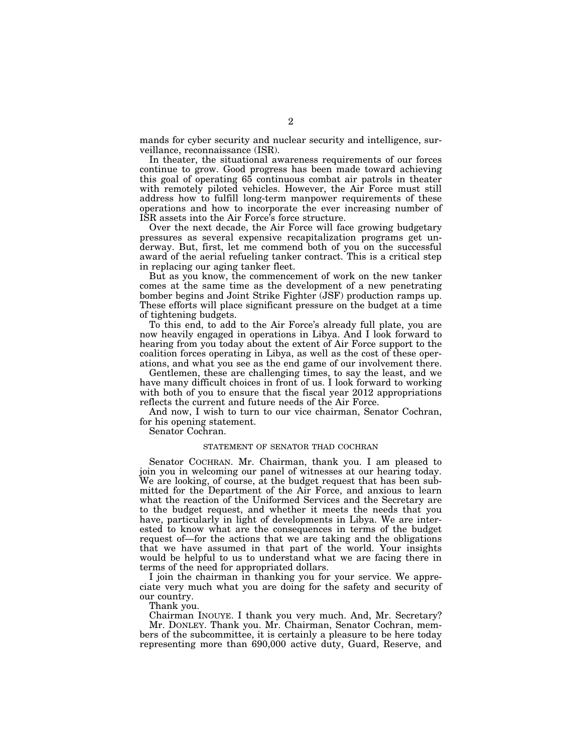mands for cyber security and nuclear security and intelligence, surveillance, reconnaissance (ISR).

In theater, the situational awareness requirements of our forces continue to grow. Good progress has been made toward achieving this goal of operating 65 continuous combat air patrols in theater with remotely piloted vehicles. However, the Air Force must still address how to fulfill long-term manpower requirements of these operations and how to incorporate the ever increasing number of ISR assets into the Air Force's force structure.

Over the next decade, the Air Force will face growing budgetary pressures as several expensive recapitalization programs get underway. But, first, let me commend both of you on the successful award of the aerial refueling tanker contract. This is a critical step in replacing our aging tanker fleet.

But as you know, the commencement of work on the new tanker comes at the same time as the development of a new penetrating bomber begins and Joint Strike Fighter (JSF) production ramps up. These efforts will place significant pressure on the budget at a time of tightening budgets.

To this end, to add to the Air Force's already full plate, you are now heavily engaged in operations in Libya. And I look forward to hearing from you today about the extent of Air Force support to the coalition forces operating in Libya, as well as the cost of these operations, and what you see as the end game of our involvement there.

Gentlemen, these are challenging times, to say the least, and we have many difficult choices in front of us. I look forward to working with both of you to ensure that the fiscal year 2012 appropriations reflects the current and future needs of the Air Force.

And now, I wish to turn to our vice chairman, Senator Cochran, for his opening statement.

Senator Cochran.

## STATEMENT OF SENATOR THAD COCHRAN

Senator COCHRAN. Mr. Chairman, thank you. I am pleased to join you in welcoming our panel of witnesses at our hearing today. We are looking, of course, at the budget request that has been submitted for the Department of the Air Force, and anxious to learn what the reaction of the Uniformed Services and the Secretary are to the budget request, and whether it meets the needs that you have, particularly in light of developments in Libya. We are interested to know what are the consequences in terms of the budget request of—for the actions that we are taking and the obligations that we have assumed in that part of the world. Your insights would be helpful to us to understand what we are facing there in terms of the need for appropriated dollars.

I join the chairman in thanking you for your service. We appreciate very much what you are doing for the safety and security of our country.

Thank you.

Chairman INOUYE. I thank you very much. And, Mr. Secretary?

Mr. DONLEY. Thank you. Mr. Chairman, Senator Cochran, members of the subcommittee, it is certainly a pleasure to be here today representing more than 690,000 active duty, Guard, Reserve, and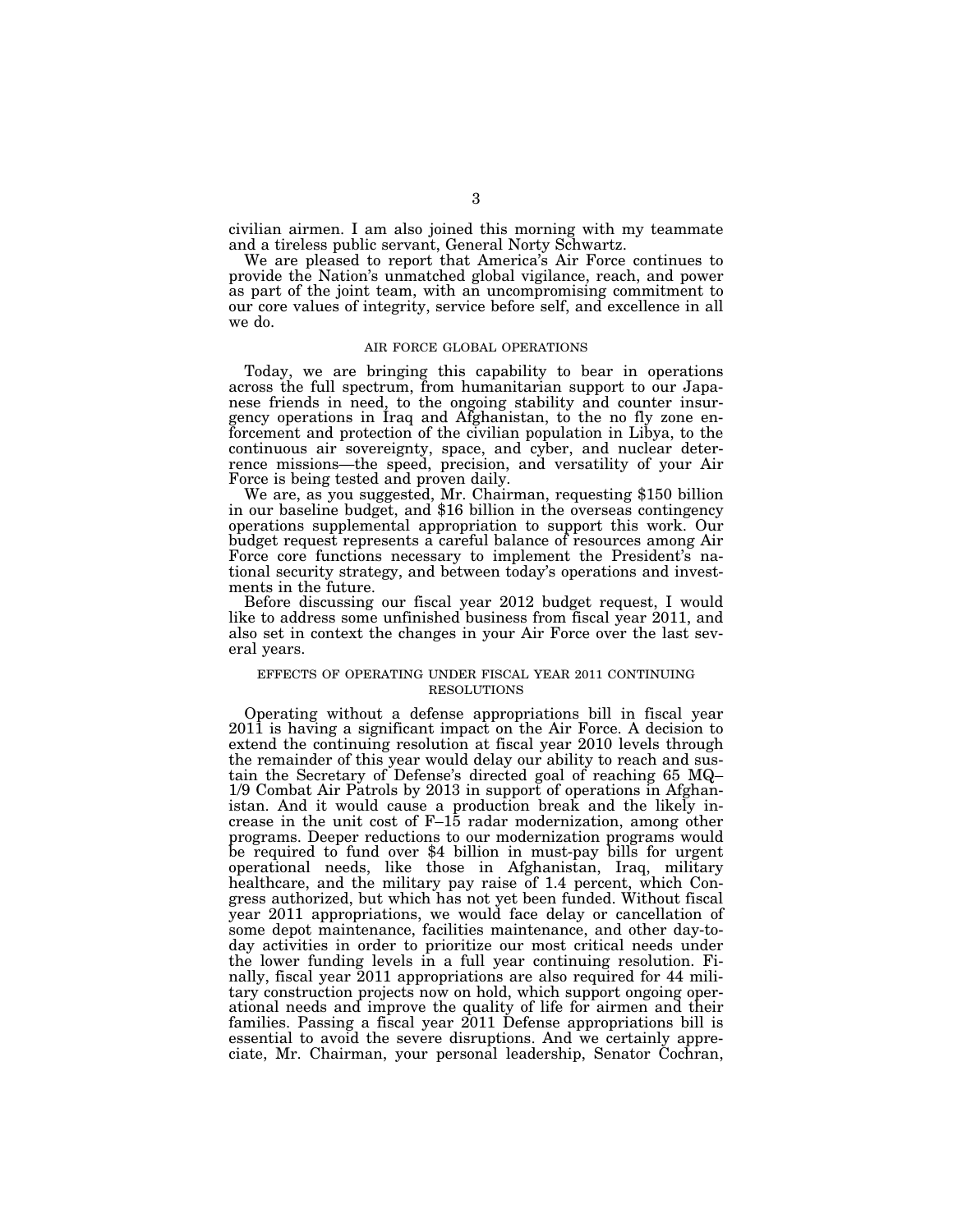civilian airmen. I am also joined this morning with my teammate and a tireless public servant, General Norty Schwartz.

We are pleased to report that America's Air Force continues to provide the Nation's unmatched global vigilance, reach, and power as part of the joint team, with an uncompromising commitment to our core values of integrity, service before self, and excellence in all we do.

## AIR FORCE GLOBAL OPERATIONS

Today, we are bringing this capability to bear in operations across the full spectrum, from humanitarian support to our Japanese friends in need, to the ongoing stability and counter insurgency operations in Iraq and Afghanistan, to the no fly zone enforcement and protection of the civilian population in Libya, to the continuous air sovereignty, space, and cyber, and nuclear deterrence missions—the speed, precision, and versatility of your Air Force is being tested and proven daily.

We are, as you suggested, Mr. Chairman, requesting $150 billion in our baseline budget, and $16 billion in the overseas contingency operations supplemental appropriation to support this work. Our budget request represents a careful balance of resources among Air Force core functions necessary to implement the President's national security strategy, and between today's operations and investments in the future.

Before discussing our fiscal year 2012 budget request, I would like to address some unfinished business from fiscal year 2011, and also set in context the changes in your Air Force over the last several years.

## EFFECTS OF OPERATING UNDER FISCAL YEAR 2011 CONTINUING RESOLUTIONS

Operating without a defense appropriations bill in fiscal year 2011 is having a significant impact on the Air Force. A decision to extend the continuing resolution at fiscal year 2010 levels through the remainder of this year would delay our ability to reach and sustain the Secretary of Defense's directed goal of reaching 65 MQ–1/9 Combat Air Patrols by 2013 in support of operations in Afghanistan. And it would cause a production break and the likely increase in the unit cost of F–15 radar modernization, among other programs. Deeper reductions to our modernization programs would be required to fund over $4 billion in must-pay bills for urgent operational needs, like those in Afghanistan, Iraq, military healthcare, and the military pay raise of 1.4 percent, which Congress authorized, but which has not yet been funded. Without fiscal year 2011 appropriations, we would face delay or cancellation of some depot maintenance, facilities maintenance, and other day-to-day activities in order to prioritize our most critical needs under the lower funding levels in a full year continuing resolution. Finally, fiscal year 2011 appropriations are also required for 44 military construction projects now on hold, which support ongoing operational needs and improve the quality of life for airmen and their families. Passing a fiscal year 2011 Defense appropriations bill is essential to avoid the severe disruptions. And we certainly appreciate, Mr. Chairman, your personal leadership, Senator Cochran,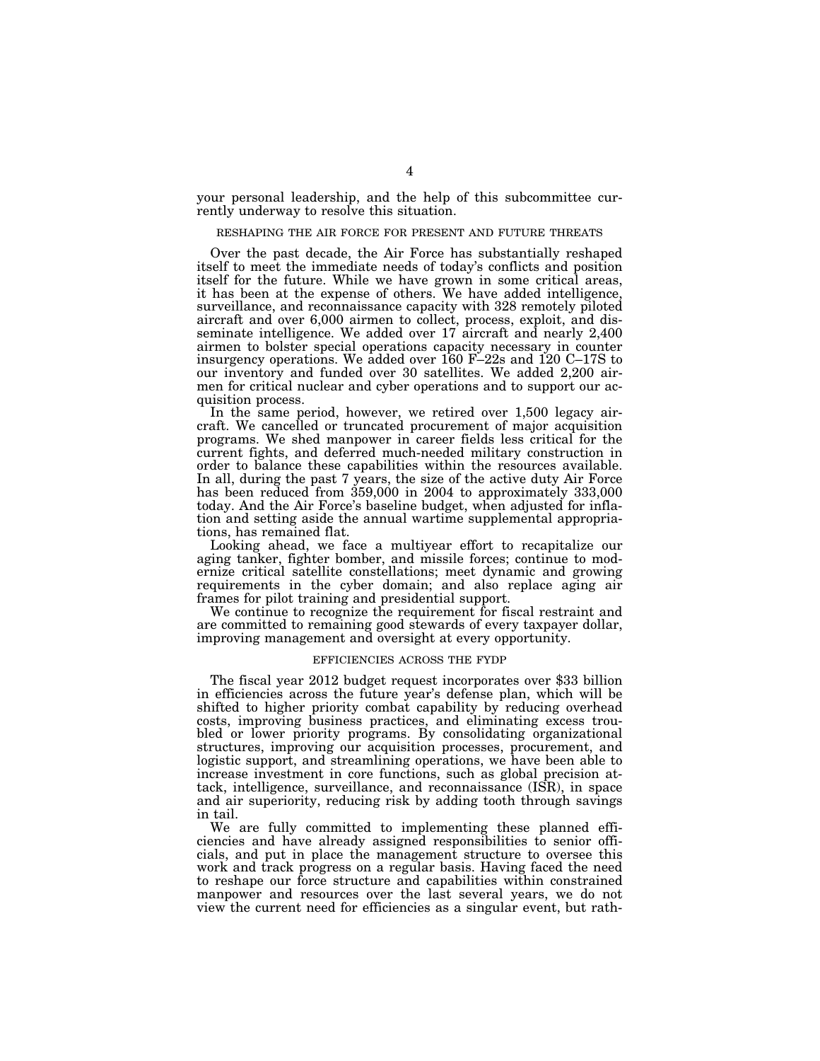your personal leadership, and the help of this subcommittee currently underway to resolve this situation.

## RESHAPING THE AIR FORCE FOR PRESENT AND FUTURE THREATS

Over the past decade, the Air Force has substantially reshaped itself to meet the immediate needs of today's conflicts and position itself for the future. While we have grown in some critical areas, it has been at the expense of others. We have added intelligence, surveillance, and reconnaissance capacity with 328 remotely piloted aircraft and over 6,000 airmen to collect, process, exploit, and disseminate intelligence. We added over 17 aircraft and nearly 2,400 airmen to bolster special operations capacity necessary in counter insurgency operations. We added over 160 F–22s and 120 C–17S to our inventory and funded over 30 satellites. We added 2,200 airmen for critical nuclear and cyber operations and to support our acquisition process.

In the same period, however, we retired over 1,500 legacy aircraft. We cancelled or truncated procurement of major acquisition programs. We shed manpower in career fields less critical for the current fights, and deferred much-needed military construction in order to balance these capabilities within the resources available. In all, during the past 7 years, the size of the active duty Air Force has been reduced from 359,000 in 2004 to approximately 333,000 today. And the Air Force's baseline budget, when adjusted for inflation and setting aside the annual wartime supplemental appropriations, has remained flat.

Looking ahead, we face a multiyear effort to recapitalize our aging tanker, fighter bomber, and missile forces; continue to modernize critical satellite constellations; meet dynamic and growing requirements in the cyber domain; and also replace aging air frames for pilot training and presidential support.

We continue to recognize the requirement for fiscal restraint and are committed to remaining good stewards of every taxpayer dollar, improving management and oversight at every opportunity.

## EFFICIENCIES ACROSS THE FYDP

The fiscal year 2012 budget request incorporates over $33 billion in efficiencies across the future year's defense plan, which will be shifted to higher priority combat capability by reducing overhead costs, improving business practices, and eliminating excess troubled or lower priority programs. By consolidating organizational structures, improving our acquisition processes, procurement, and logistic support, and streamlining operations, we have been able to increase investment in core functions, such as global precision attack, intelligence, surveillance, and reconnaissance (ISR), in space and air superiority, reducing risk by adding tooth through savings in tail.

We are fully committed to implementing these planned efficiencies and have already assigned responsibilities to senior officials, and put in place the management structure to oversee this work and track progress on a regular basis. Having faced the need to reshape our force structure and capabilities within constrained manpower and resources over the last several years, we do not view the current need for efficiencies as a singular event, but rath-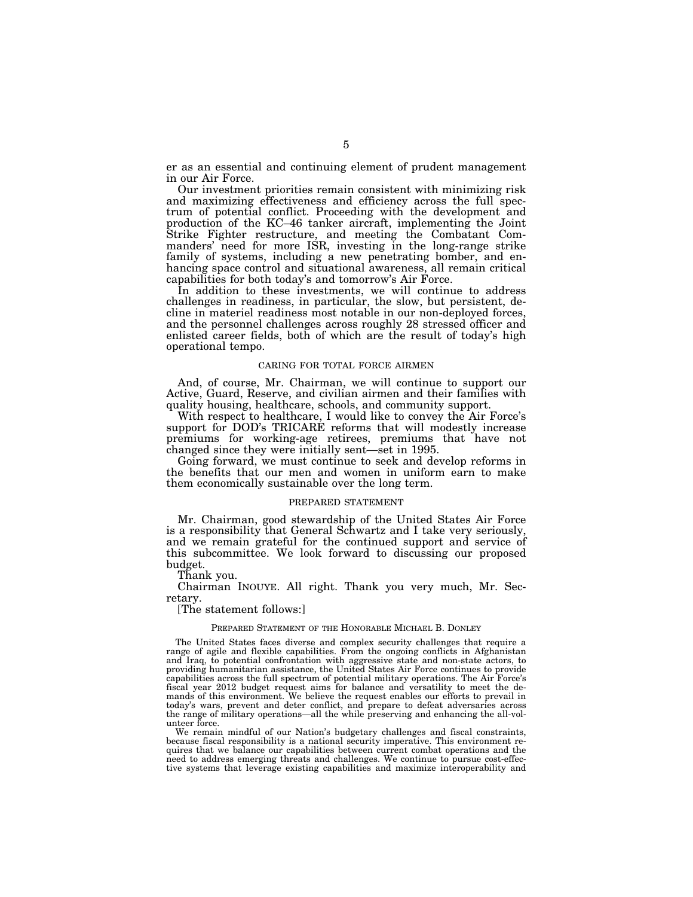er as an essential and continuing element of prudent management in our Air Force.

Our investment priorities remain consistent with minimizing risk and maximizing effectiveness and efficiency across the full spectrum of potential conflict. Proceeding with the development and production of the KC–46 tanker aircraft, implementing the Joint Strike Fighter restructure, and meeting the Combatant Commanders' need for more ISR, investing in the long-range strike family of systems, including a new penetrating bomber, and enhancing space control and situational awareness, all remain critical capabilities for both today's and tomorrow's Air Force.

In addition to these investments, we will continue to address challenges in readiness, in particular, the slow, but persistent, decline in materiel readiness most notable in our non-deployed forces, and the personnel challenges across roughly 28 stressed officer and enlisted career fields, both of which are the result of today's high operational tempo.

## CARING FOR TOTAL FORCE AIRMEN

And, of course, Mr. Chairman, we will continue to support our Active, Guard, Reserve, and civilian airmen and their families with quality housing, healthcare, schools, and community support.

With respect to healthcare, I would like to convey the Air Force's support for DOD's TRICARE reforms that will modestly increase premiums for working-age retirees, premiums that have not changed since they were initially sent—set in 1995.

Going forward, we must continue to seek and develop reforms in the benefits that our men and women in uniform earn to make them economically sustainable over the long term.

## PREPARED STATEMENT

Mr. Chairman, good stewardship of the United States Air Force is a responsibility that General Schwartz and I take very seriously, and we remain grateful for the continued support and service of this subcommittee. We look forward to discussing our proposed budget.

Thank you.

Chairman INOUYE. All right. Thank you very much, Mr. Secretary.

[The statement follows:]

### PREPARED STATEMENT OF THE HONORABLE MICHAEL B. DONLEY

The United States faces diverse and complex security challenges that require a range of agile and flexible capabilities. From the ongoing conflicts in Afghanistan and Iraq, to potential confrontation with aggressive state and non-state actors, to providing humanitarian assistance, the United States Air Force continues to provide capabilities across the full spectrum of potential military operations. The Air Force's fiscal year 2012 budget request aims for balance and versatility to meet the demands of this environment. We believe the request enables our efforts to prevail in today's wars, prevent and deter conflict, and prepare to defeat adversaries across the range of military operations—all the while preserving and enhancing the all-volunteer force.

We remain mindful of our Nation's budgetary challenges and fiscal constraints, because fiscal responsibility is a national security imperative. This environment requires that we balance our capabilities between current combat operations and the need to address emerging threats and challenges. We continue to pursue cost-effective systems that leverage existing capabilities and maximize interoperability and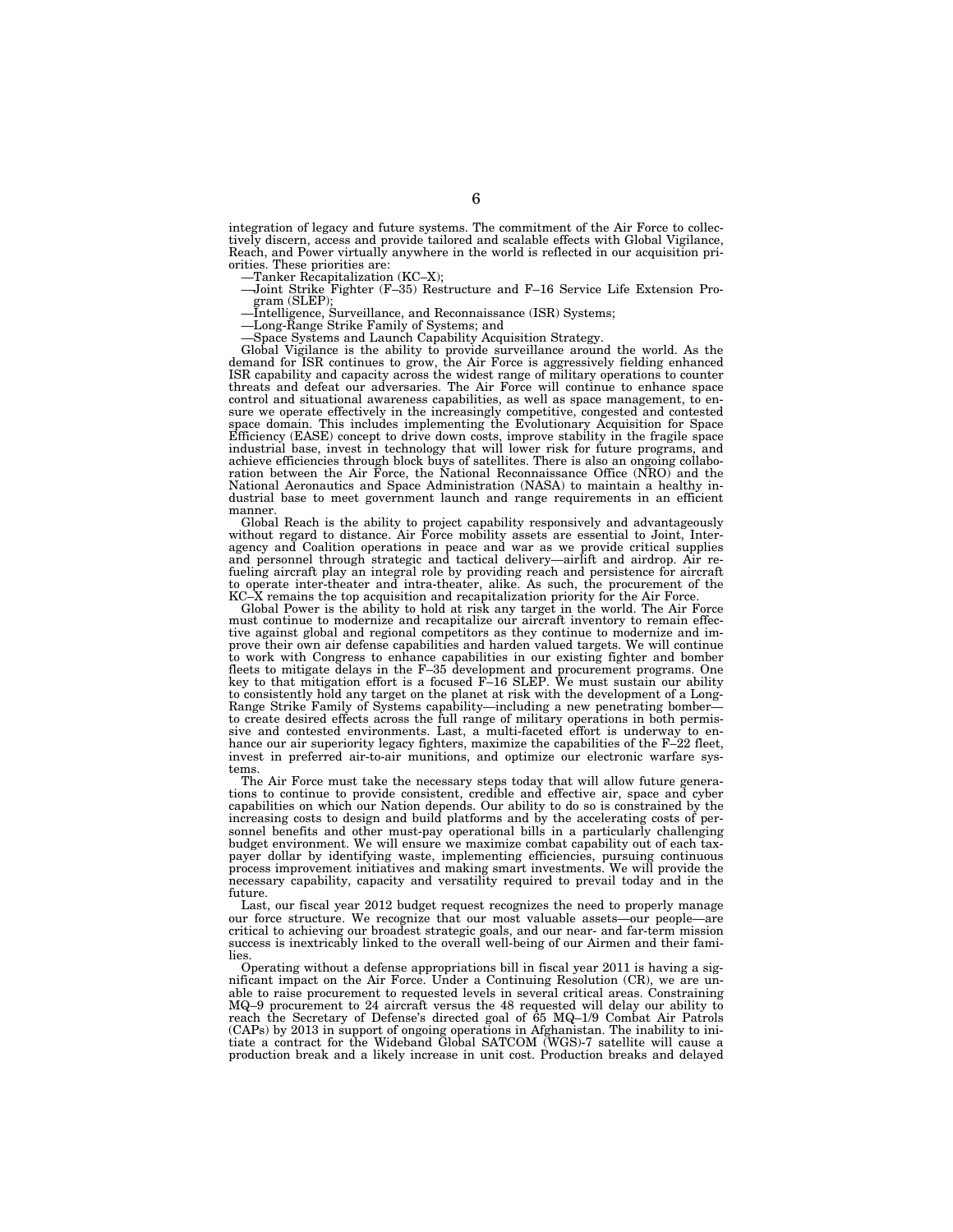integration of legacy and future systems. The commitment of the Air Force to collectively discern, access and provide tailored and scalable effects with Global Vigilance, Reach, and Power virtually anywhere in the world is reflected in our acquisition priorities. These priorities are:

—Tanker Recapitalization (KC–X);
—Joint Strike Fighter (F–35) Restructure and F–16 Service Life Extension Program (SLEP);
—Intelligence, Surveillance, and Reconnaissance (ISR) Systems;
—Long-Range Strike Family of Systems; and
—Space Systems and Launch Capability Acquisition Strategy.

Global Vigilance is the ability to provide surveillance around the world. As the demand for ISR continues to grow, the Air Force is aggressively fielding enhanced ISR capability and capacity across the widest range of military operations to counter threats and defeat our adversaries. The Air Force will continue to enhance space control and situational awareness capabilities, as well as space management, to ensure we operate effectively in the increasingly competitive, congested and contested space domain. This includes implementing the Evolutionary Acquisition for Space Efficiency (EASE) concept to drive down costs, improve stability in the fragile space industrial base, invest in technology that will lower risk for future programs, and achieve efficiencies through block buys of satellites. There is also an ongoing collaboration between the Air Force, the National Reconnaissance Office (NRO) and the National Aeronautics and Space Administration (NASA) to maintain a healthy industrial base to meet government launch and range requirements in an efficient manner.

Global Reach is the ability to project capability responsively and advantageously without regard to distance. Air Force mobility assets are essential to Joint, Interagency and Coalition operations in peace and war as we provide critical supplies and personnel through strategic and tactical delivery—airlift and airdrop. Air refueling aircraft play an integral role by providing reach and persistence for aircraft to operate inter-theater and intra-theater, alike. As such, the procurement of the KC–X remains the top acquisition and recapitalization priority for the Air Force.

Global Power is the ability to hold at risk any target in the world. The Air Force must continue to modernize and recapitalize our aircraft inventory to remain effective against global and regional competitors as they continue to modernize and improve their own air defense capabilities and harden valued targets. We will continue to work with Congress to enhance capabilities in our existing fighter and bomber fleets to mitigate delays in the F–35 development and procurement programs. One key to that mitigation effort is a focused F–16 SLEP. We must sustain our ability to consistently hold any target on the planet at risk with the development of a Long-Range Strike Family of Systems capability—including a new penetrating bomber—to create desired effects across the full range of military operations in both permissive and contested environments. Last, a multi-faceted effort is underway to enhance our air superiority legacy fighters, maximize the capabilities of the F–22 fleet, invest in preferred air-to-air munitions, and optimize our electronic warfare systems.

The Air Force must take the necessary steps today that will allow future generations to continue to provide consistent, credible and effective air, space and cyber capabilities on which our Nation depends. Our ability to do so is constrained by the increasing costs to design and build platforms and by the accelerating costs of personnel benefits and other must-pay operational bills in a particularly challenging budget environment. We will ensure we maximize combat capability out of each taxpayer dollar by identifying waste, implementing efficiencies, pursuing continuous process improvement initiatives and making smart investments. We will provide the necessary capability, capacity and versatility required to prevail today and in the future.

Last, our fiscal year 2012 budget request recognizes the need to properly manage our force structure. We recognize that our most valuable assets—our people—are critical to achieving our broadest strategic goals, and our near- and far-term mission success is inextricably linked to the overall well-being of our Airmen and their families.

Operating without a defense appropriations bill in fiscal year 2011 is having a significant impact on the Air Force. Under a Continuing Resolution (CR), we are unable to raise procurement to requested levels in several critical areas. Constraining MQ–9 procurement to 24 aircraft versus the 48 requested will delay our ability to reach the Secretary of Defense's directed goal of 65 MQ–1/9 Combat Air Patrols (CAPs) by 2013 in support of ongoing operations in Afghanistan. The inability to initiate a contract for the Wideband Global SATCOM (WGS)-7 satellite will cause a production break and a likely increase in unit cost. Production breaks and delayed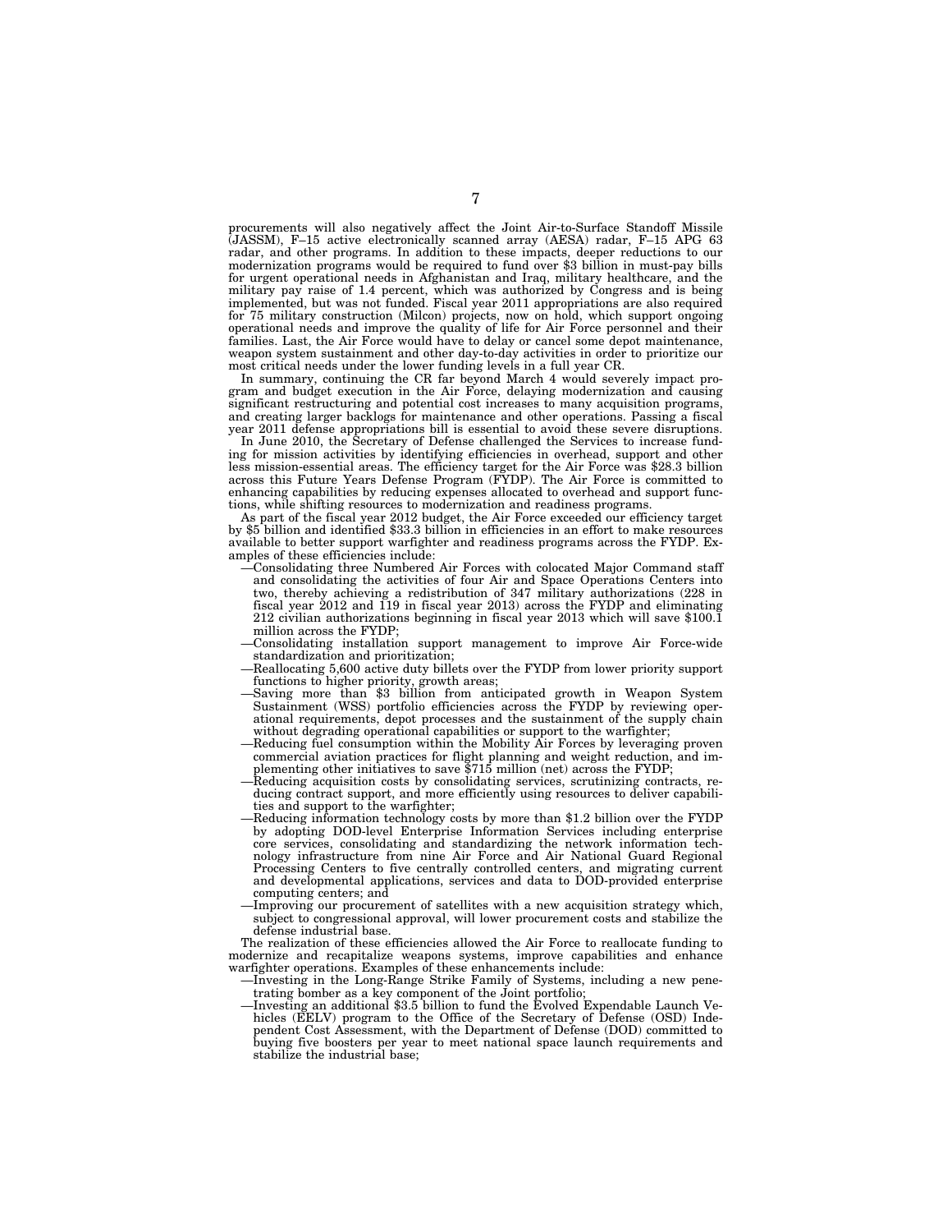procurements will also negatively affect the Joint Air-to-Surface Standoff Missile (JASSM), F–15 active electronically scanned array (AESA) radar, F–15 APG 63 radar, and other programs. In addition to these impacts, deeper reductions to our modernization programs would be required to fund over $3 billion in must-pay bills for urgent operational needs in Afghanistan and Iraq, military healthcare, and the military pay raise of 1.4 percent, which was authorized by Congress and is being implemented, but was not funded. Fiscal year 2011 appropriations are also required for 75 military construction (Milcon) projects, now on hold, which support ongoing operational needs and improve the quality of life for Air Force personnel and their families. Last, the Air Force would have to delay or cancel some depot maintenance, weapon system sustainment and other day-to-day activities in order to prioritize our most critical needs under the lower funding levels in a full year CR.

In summary, continuing the CR far beyond March 4 would severely impact program and budget execution in the Air Force, delaying modernization and causing significant restructuring and potential cost increases to many acquisition programs, and creating larger backlogs for maintenance and other operations. Passing a fiscal year 2011 defense appropriations bill is essential to avoid these severe disruptions.

In June 2010, the Secretary of Defense challenged the Services to increase funding for mission activities by identifying efficiencies in overhead, support and other less mission-essential areas. The efficiency target for the Air Force was $28.3 billion across this Future Years Defense Program (FYDP). The Air Force is committed to enhancing capabilities by reducing expenses allocated to overhead and support functions, while shifting resources to modernization and readiness programs.

As part of the fiscal year 2012 budget, the Air Force exceeded our efficiency target by $5 billion and identified $33.3 billion in efficiencies in an effort to make resources available to better support warfighter and readiness programs across the FYDP. Examples of these efficiencies include:

—Consolidating three Numbered Air Forces with colocated Major Command staff and consolidating the activities of four Air and Space Operations Centers into two, thereby achieving a redistribution of 347 military authorizations (228 in fiscal year 2012 and 119 in fiscal year 2013) across the FYDP and eliminating 212 civilian authorizations beginning in fiscal year 2013 which will save $100.1 million across the FYDP;

—Consolidating installation support management to improve Air Force-wide standardization and prioritization;

—Reallocating 5,600 active duty billets over the FYDP from lower priority support functions to higher priority, growth areas;

—Saving more than $3 billion from anticipated growth in Weapon System Sustainment (WSS) portfolio efficiencies across the FYDP by reviewing operational requirements, depot processes and the sustainment of the supply chain without degrading operational capabilities or support to the warfighter;

—Reducing fuel consumption within the Mobility Air Forces by leveraging proven commercial aviation practices for flight planning and weight reduction, and implementing other initiatives to save $715 million (net) across the FYDP;

—Reducing acquisition costs by consolidating services, scrutinizing contracts, reducing contract support, and more efficiently using resources to deliver capabilities and support to the warfighter;

—Reducing information technology costs by more than $1.2 billion over the FYDP by adopting DOD-level Enterprise Information Services including enterprise core services, consolidating and standardizing the network information technology infrastructure from nine Air Force and Air National Guard Regional Processing Centers to five centrally controlled centers, and migrating current and developmental applications, services and data to DOD-provided enterprise computing centers; and

—Improving our procurement of satellites with a new acquisition strategy which, subject to congressional approval, will lower procurement costs and stabilize the defense industrial base.

The realization of these efficiencies allowed the Air Force to reallocate funding to modernize and recapitalize weapons systems, improve capabilities and enhance warfighter operations. Examples of these enhancements include:

—Investing in the Long-Range Strike Family of Systems, including a new penetrating bomber as a key component of the Joint portfolio;

—Investing an additional $3.5 billion to fund the Evolved Expendable Launch Vehicles (EELV) program to the Office of the Secretary of Defense (OSD) Independent Cost Assessment, with the Department of Defense (DOD) committed to buying five boosters per year to meet national space launch requirements and stabilize the industrial base;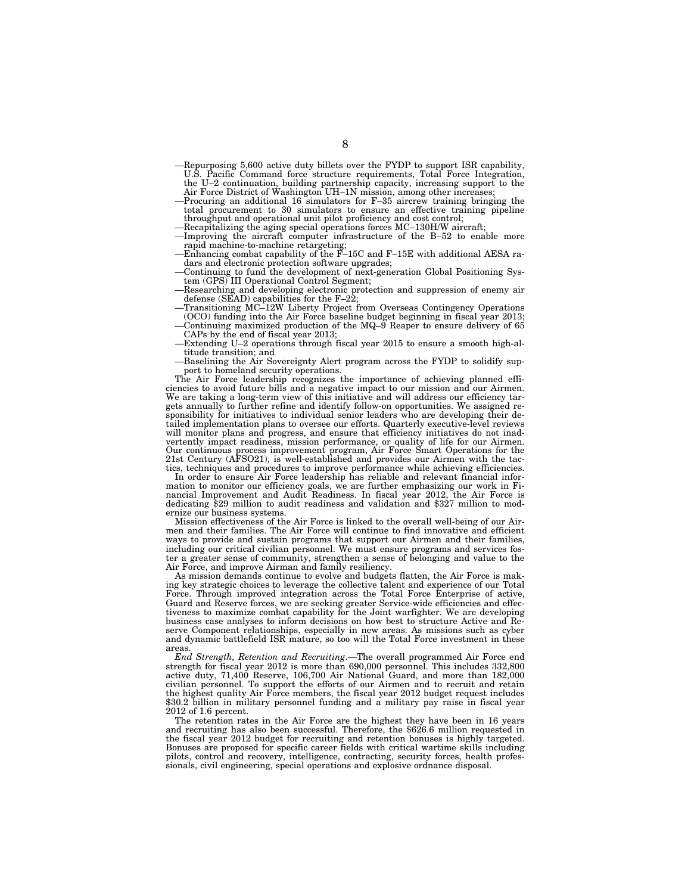—Repurposing 5,600 active duty billets over the FYDP to support ISR capability, U.S. Pacific Command force structure requirements, Total Force Integration, the U–2 continuation, building partnership capacity, increasing support to the Air Force District of Washington UH–1N mission, among other increases;

—Procuring an additional 16 simulators for F–35 aircrew training bringing the total procurement to 30 simulators to ensure an effective training pipeline throughput and operational unit pilot proficiency and cost control;

—Recapitalizing the aging special operations forces MC–130H/W aircraft;

—Improving the aircraft computer infrastructure of the B–52 to enable more rapid machine-to-machine retargeting;

—Enhancing combat capability of the F–15C and F–15E with additional AESA radars and electronic protection software upgrades;

—Continuing to fund the development of next-generation Global Positioning System (GPS) III Operational Control Segment;

—Researching and developing electronic protection and suppression of enemy air defense (SEAD) capabilities for the F–22;

—Transitioning MC–12W Liberty Project from Overseas Contingency Operations (OCO) funding into the Air Force baseline budget beginning in fiscal year 2013;

—Continuing maximized production of the MQ–9 Reaper to ensure delivery of 65 CAPs by the end of fiscal year 2013;

—Extending U–2 operations through fiscal year 2015 to ensure a smooth high-altitude transition; and

—Baselining the Air Sovereignty Alert program across the FYDP to solidify support to homeland security operations.

The Air Force leadership recognizes the importance of achieving planned efficiencies to avoid future bills and a negative impact to our mission and our Airmen. We are taking a long-term view of this initiative and will address our efficiency targets annually to further refine and identify follow-on opportunities. We assigned responsibility for initiatives to individual senior leaders who are developing their detailed implementation plans to oversee our efforts. Quarterly executive-level reviews will monitor plans and progress, and ensure that efficiency initiatives do not inadvertently impact readiness, mission performance, or quality of life for our Airmen. Our continuous process improvement program, Air Force Smart Operations for the 21st Century (AFSO21), is well-established and provides our Airmen with the tactics, techniques and procedures to improve performance while achieving efficiencies.

In order to ensure Air Force leadership has reliable and relevant financial information to monitor our efficiency goals, we are further emphasizing our work in Financial Improvement and Audit Readiness. In fiscal year 2012, the Air Force is dedicating $29 million to audit readiness and validation and $327 million to modernize our business systems.

Mission effectiveness of the Air Force is linked to the overall well-being of our Airmen and their families. The Air Force will continue to find innovative and efficient ways to provide and sustain programs that support our Airmen and their families, including our critical civilian personnel. We must ensure programs and services foster a greater sense of community, strengthen a sense of belonging and value to the Air Force, and improve Airman and family resiliency.

As mission demands continue to evolve and budgets flatten, the Air Force is making key strategic choices to leverage the collective talent and experience of our Total Force. Through improved integration across the Total Force Enterprise of active, Guard and Reserve forces, we are seeking greater Service-wide efficiencies and effectiveness to maximize combat capability for the Joint warfighter. We are developing business case analyses to inform decisions on how best to structure Active and Reserve Component relationships, especially in new areas. As missions such as cyber and dynamic battlefield ISR mature, so too will the Total Force investment in these areas.

*End Strength, Retention and Recruiting.*—The overall programmed Air Force end strength for fiscal year 2012 is more than 690,000 personnel. This includes 332,800 active duty, 71,400 Reserve, 106,700 Air National Guard, and more than 182,000 civilian personnel. To support the efforts of our Airmen and to recruit and retain the highest quality Air Force members, the fiscal year 2012 budget request includes $30.2 billion in military personnel funding and a military pay raise in fiscal year 2012 of 1.6 percent.

The retention rates in the Air Force are the highest they have been in 16 years and recruiting has also been successful. Therefore, the $626.6 million requested in the fiscal year 2012 budget for recruiting and retention bonuses is highly targeted. Bonuses are proposed for specific career fields with critical wartime skills including pilots, control and recovery, intelligence, contracting, security forces, health professionals, civil engineering, special operations and explosive ordnance disposal.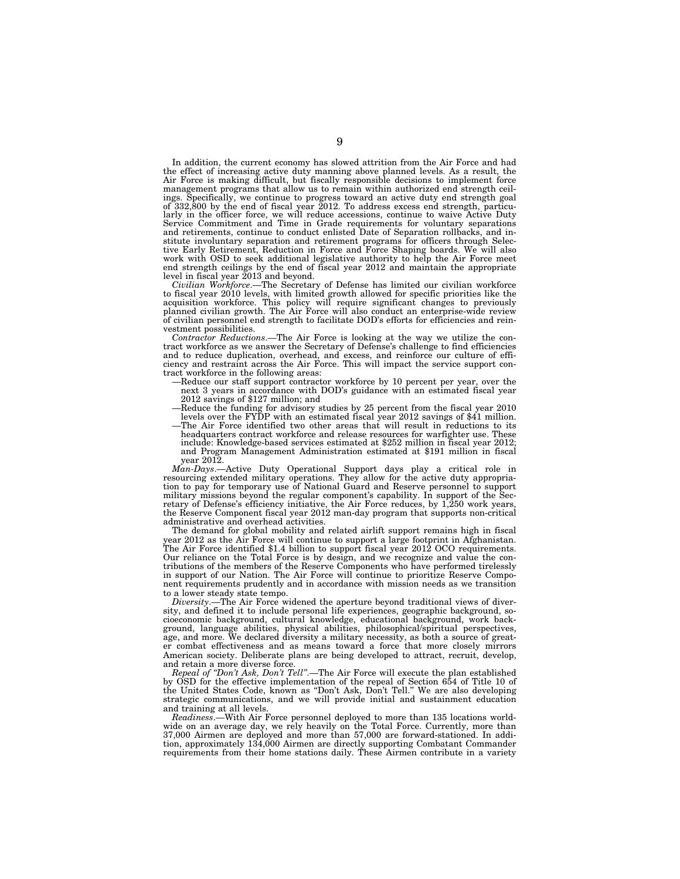In addition, the current economy has slowed attrition from the Air Force and had the effect of increasing active duty manning above planned levels. As a result, the Air Force is making difficult, but fiscally responsible decisions to implement force management programs that allow us to remain within authorized end strength ceilings. Specifically, we continue to progress toward an active duty end strength goal of 332,800 by the end of fiscal year 2012. To address excess end strength, particularly in the officer force, we will reduce accessions, continue to waive Active Duty Service Commitment and Time in Grade requirements for voluntary separations and retirements, continue to conduct enlisted Date of Separation rollbacks, and institute involuntary separation and retirement programs for officers through Selective Early Retirement, Reduction in Force and Force Shaping boards. We will also work with OSD to seek additional legislative authority to help the Air Force meet end strength ceilings by the end of fiscal year 2012 and maintain the appropriate level in fiscal year 2013 and beyond.

*Civilian Workforce*.—The Secretary of Defense has limited our civilian workforce to fiscal year 2010 levels, with limited growth allowed for specific priorities like the acquisition workforce. This policy will require significant changes to previously planned civilian growth. The Air Force will also conduct an enterprise-wide review of civilian personnel end strength to facilitate DOD's efforts for efficiencies and reinvestment possibilities.

*Contractor Reductions*.—The Air Force is looking at the way we utilize the contract workforce as we answer the Secretary of Defense's challenge to find efficiencies and to reduce duplication, overhead, and excess, and reinforce our culture of efficiency and restraint across the Air Force. This will impact the service support contract workforce in the following areas:

—Reduce our staff support contractor workforce by 10 percent per year, over the next 3 years in accordance with DOD's guidance with an estimated fiscal year 2012 savings of $127 million; and

—Reduce the funding for advisory studies by 25 percent from the fiscal year 2010 levels over the FYDP with an estimated fiscal year 2012 savings of $41 million.

—The Air Force identified two other areas that will result in reductions to its headquarters contract workforce and release resources for warfighter use. These include: Knowledge-based services estimated at $252 million in fiscal year 2012; and Program Management Administration estimated at $191 million in fiscal year 2012.

*Man-Days*.—Active Duty Operational Support days play a critical role in resourcing extended military operations. They allow for the active duty appropriation to pay for temporary use of National Guard and Reserve personnel to support military missions beyond the regular component's capability. In support of the Secretary of Defense's efficiency initiative, the Air Force reduces, by 1,250 work years, the Reserve Component fiscal year 2012 man-day program that supports non-critical administrative and overhead activities.

The demand for global mobility and related airlift support remains high in fiscal year 2012 as the Air Force will continue to support a large footprint in Afghanistan. The Air Force identified $1.4 billion to support fiscal year 2012 OCO requirements. Our reliance on the Total Force is by design, and we recognize and value the contributions of the members of the Reserve Components who have performed tirelessly in support of our Nation. The Air Force will continue to prioritize Reserve Component requirements prudently and in accordance with mission needs as we transition to a lower steady state tempo.

*Diversity*.—The Air Force widened the aperture beyond traditional views of diversity, and defined it to include personal life experiences, geographic background, socioeconomic background, cultural knowledge, educational background, work background, language abilities, physical abilities, philosophical/spiritual perspectives, age, and more. We declared diversity a military necessity, as both a source of greater combat effectiveness and as means toward a force that more closely mirrors American society. Deliberate plans are being developed to attract, recruit, develop, and retain a more diverse force.

*Repeal of "Don't Ask, Don't Tell"*.—The Air Force will execute the plan established by OSD for the effective implementation of the repeal of Section 654 of Title 10 of the United States Code, known as "Don't Ask, Don't Tell." We are also developing strategic communications, and we will provide initial and sustainment education and training at all levels.

*Readiness*.—With Air Force personnel deployed to more than 135 locations worldwide on an average day, we rely heavily on the Total Force. Currently, more than 37,000 Airmen are deployed and more than 57,000 are forward-stationed. In addition, approximately 134,000 Airmen are directly supporting Combatant Commander requirements from their home stations daily. These Airmen contribute in a variety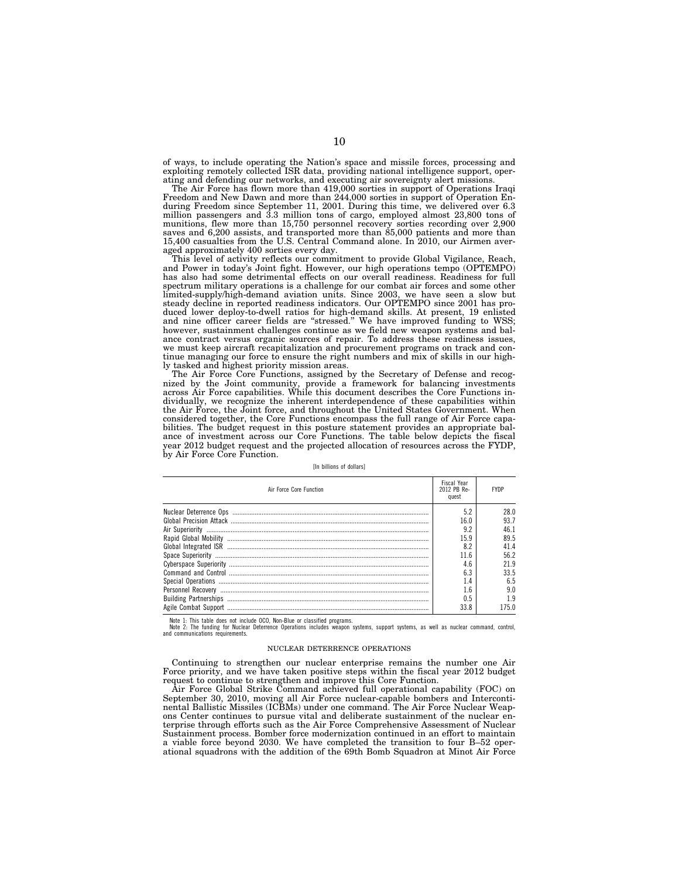of ways, to include operating the Nation's space and missile forces, processing and exploiting remotely collected ISR data, providing national intelligence support, operating and defending our networks, and executing air sovereignty alert missions.

The Air Force has flown more than 419,000 sorties in support of Operations Iraqi Freedom and New Dawn and more than 244,000 sorties in support of Operation Enduring Freedom since September 11, 2001. During this time, we delivered over 6.3 million passengers and 3.3 million tons of cargo, employed almost 23,800 tons of munitions, flew more than 15,750 personnel recovery sorties recording over 2,900 saves and 6,200 assists, and transported more than 85,000 patients and more than 15,400 casualties from the U.S. Central Command alone. In 2010, our Airmen averaged approximately 400 sorties every day.

This level of activity reflects our commitment to provide Global Vigilance, Reach, and Power in today's Joint fight. However, our high operations tempo (OPTEMPO) has also had some detrimental effects on our overall readiness. Readiness for full spectrum military operations is a challenge for our combat air forces and some other limited-supply/high-demand aviation units. Since 2003, we have seen a slow but steady decline in reported readiness indicators. Our OPTEMPO since 2001 has produced lower deploy-to-dwell ratios for high-demand skills. At present, 19 enlisted and nine officer career fields are "stressed." We have improved funding to WSS; however, sustainment challenges continue as we field new weapon systems and balance contract versus organic sources of repair. To address these readiness issues, we must keep aircraft recapitalization and procurement programs on track and continue managing our force to ensure the right numbers and mix of skills in our highly tasked and highest priority mission areas.

The Air Force Core Functions, assigned by the Secretary of Defense and recognized by the Joint community, provide a framework for balancing investments across Air Force capabilities. While this document describes the Core Functions individually, we recognize the inherent interdependence of these capabilities within the Air Force, the Joint force, and throughout the United States Government. When considered together, the Core Functions encompass the full range of Air Force capabilities. The budget request in this posture statement provides an appropriate balance of investment across our Core Functions. The table below depicts the fiscal year 2012 budget request and the projected allocation of resources across the FYDP, by Air Force Core Function.

[In billions of dollars]

| Air Force Core Function | Fiscal Year 2012 PB Request | FYDP |
|---|---|---|
| Nuclear Deterrence Ops | 5.2 | 28.0 |
| Global Precision Attack | 16.0 | 93.7 |
| Air Superiority | 9.2 | 46.1 |
| Rapid Global Mobility | 15.9 | 89.5 |
| Global Integrated ISR | 8.2 | 41.4 |
| Space Superiority | 11.6 | 56.2 |
| Cyberspace Superiority | 4.6 | 21.9 |
| Command and Control | 6.3 | 33.5 |
| Special Operations | 1.4 | 6.5 |
| Personnel Recovery | 1.6 | 9.0 |
| Building Partnerships | 0.5 | 1.9 |
| Agile Combat Support | 33.8 | 175.0 |

Note 1: This table does not include OCO, Non-Blue or classified programs.
Note 2: The funding for Nuclear Deterrence Operations includes weapon systems, support systems, as well as nuclear command, control, and communications requirements.

## NUCLEAR DETERRENCE OPERATIONS

Continuing to strengthen our nuclear enterprise remains the number one Air Force priority, and we have taken positive steps within the fiscal year 2012 budget request to continue to strengthen and improve this Core Function.

Air Force Global Strike Command achieved full operational capability (FOC) on September 30, 2010, moving all Air Force nuclear-capable bombers and Intercontinental Ballistic Missiles (ICBMs) under one command. The Air Force Nuclear Weapons Center continues to pursue vital and deliberate sustainment of the nuclear enterprise through efforts such as the Air Force Comprehensive Assessment of Nuclear Sustainment process. Bomber force modernization continued in an effort to maintain a viable force beyond 2030. We have completed the transition to four B–52 operational squadrons with the addition of the 69th Bomb Squadron at Minot Air Force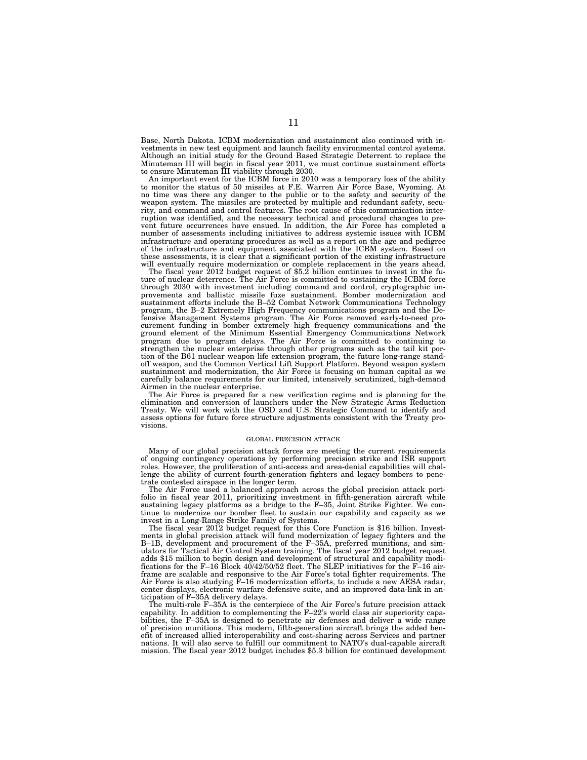Base, North Dakota. ICBM modernization and sustainment also continued with investments in new test equipment and launch facility environmental control systems. Although an initial study for the Ground Based Strategic Deterrent to replace the Minuteman III will begin in fiscal year 2011, we must continue sustainment efforts to ensure Minuteman III viability through 2030.

An important event for the ICBM force in 2010 was a temporary loss of the ability to monitor the status of 50 missiles at F.E. Warren Air Force Base, Wyoming. At no time was there any danger to the public or to the safety and security of the weapon system. The missiles are protected by multiple and redundant safety, security, and command and control features. The root cause of this communication interruption was identified, and the necessary technical and procedural changes to prevent future occurrences have ensued. In addition, the Air Force has completed a number of assessments including initiatives to address systemic issues with ICBM infrastructure and operating procedures as well as a report on the age and pedigree of the infrastructure and equipment associated with the ICBM system. Based on these assessments, it is clear that a significant portion of the existing infrastructure will eventually require modernization or complete replacement in the years ahead.

The fiscal year 2012 budget request of $5.2 billion continues to invest in the future of nuclear deterrence. The Air Force is committed to sustaining the ICBM force through 2030 with investment including command and control, cryptographic improvements and ballistic missile fuze sustainment. Bomber modernization and sustainment efforts include the B–52 Combat Network Communications Technology program, the B–2 Extremely High Frequency communications program and the Defensive Management Systems program. The Air Force removed early-to-need procurement funding in bomber extremely high frequency communications and the ground element of the Minimum Essential Emergency Communications Network program due to program delays. The Air Force is committed to continuing to strengthen the nuclear enterprise through other programs such as the tail kit portion of the B61 nuclear weapon life extension program, the future long-range standoff weapon, and the Common Vertical Lift Support Platform. Beyond weapon system sustainment and modernization, the Air Force is focusing on human capital as we carefully balance requirements for our limited, intensively scrutinized, high-demand Airmen in the nuclear enterprise.

The Air Force is prepared for a new verification regime and is planning for the elimination and conversion of launchers under the New Strategic Arms Reduction Treaty. We will work with the OSD and U.S. Strategic Command to identify and assess options for future force structure adjustments consistent with the Treaty provisions.

### GLOBAL PRECISION ATTACK

Many of our global precision attack forces are meeting the current requirements of ongoing contingency operations by performing precision strike and ISR support roles. However, the proliferation of anti-access and area-denial capabilities will challenge the ability of current fourth-generation fighters and legacy bombers to penetrate contested airspace in the longer term.

The Air Force used a balanced approach across the global precision attack portfolio in fiscal year 2011, prioritizing investment in fifth-generation aircraft while sustaining legacy platforms as a bridge to the F–35, Joint Strike Fighter. We continue to modernize our bomber fleet to sustain our capability and capacity as we invest in a Long-Range Strike Family of Systems.

The fiscal year 2012 budget request for this Core Function is $16 billion. Investments in global precision attack will fund modernization of legacy fighters and the B–1B, development and procurement of the F–35A, preferred munitions, and simulators for Tactical Air Control System training. The fiscal year 2012 budget request adds $15 million to begin design and development of structural and capability modifications for the F–16 Block 40/42/50/52 fleet. The SLEP initiatives for the F–16 airframe are scalable and responsive to the Air Force's total fighter requirements. The Air Force is also studying F–16 modernization efforts, to include a new AESA radar, center displays, electronic warfare defensive suite, and an improved data-link in anticipation of F–35A delivery delays.

The multi-role F–35A is the centerpiece of the Air Force's future precision attack capability. In addition to complementing the F–22's world class air superiority capabilities, the F–35A is designed to penetrate air defenses and deliver a wide range of precision munitions. This modern, fifth-generation aircraft brings the added benefit of increased allied interoperability and cost-sharing across Services and partner nations. It will also serve to fulfill our commitment to NATO's dual-capable aircraft mission. The fiscal year 2012 budget includes $5.3 billion for continued development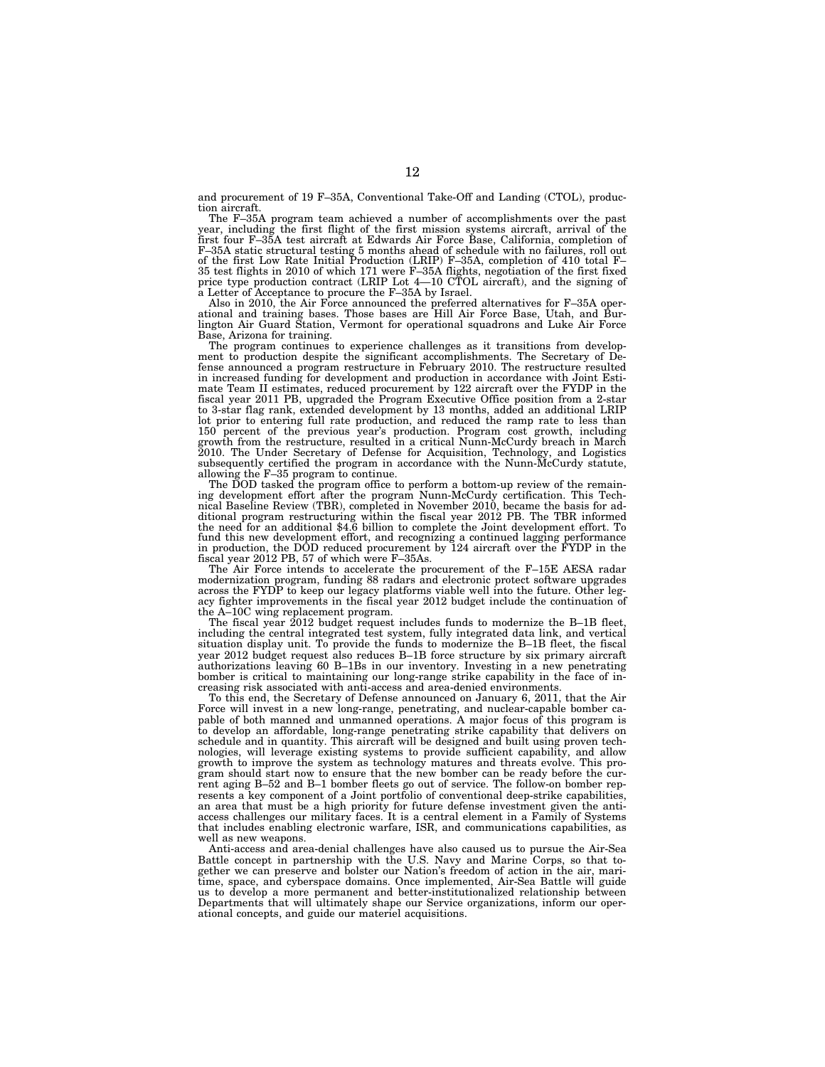and procurement of 19 F–35A, Conventional Take-Off and Landing (CTOL), production aircraft.

The F–35A program team achieved a number of accomplishments over the past year, including the first flight of the first mission systems aircraft, arrival of the first four F–35A test aircraft at Edwards Air Force Base, California, completion of F–35A static structural testing 5 months ahead of schedule with no failures, roll out of the first Low Rate Initial Production (LRIP) F–35A, completion of 410 total F–35 test flights in 2010 of which 171 were F–35A flights, negotiation of the first fixed price type production contract (LRIP Lot 4—10 CTOL aircraft), and the signing of a Letter of Acceptance to procure the F–35A by Israel.

Also in 2010, the Air Force announced the preferred alternatives for F–35A operational and training bases. Those bases are Hill Air Force Base, Utah, and Burlington Air Guard Station, Vermont for operational squadrons and Luke Air Force Base, Arizona for training.

The program continues to experience challenges as it transitions from development to production despite the significant accomplishments. The Secretary of Defense announced a program restructure in February 2010. The restructure resulted in increased funding for development and production in accordance with Joint Estimate Team II estimates, reduced procurement by 122 aircraft over the FYDP in the fiscal year 2011 PB, upgraded the Program Executive Office position from a 2-star to 3-star flag rank, extended development by 13 months, added an additional LRIP lot prior to entering full rate production, and reduced the ramp rate to less than 150 percent of the previous year's production. Program cost growth, including growth from the restructure, resulted in a critical Nunn-McCurdy breach in March 2010. The Under Secretary of Defense for Acquisition, Technology, and Logistics subsequently certified the program in accordance with the Nunn-McCurdy statute, allowing the F–35 program to continue.

The DOD tasked the program office to perform a bottom-up review of the remaining development effort after the program Nunn-McCurdy certification. This Technical Baseline Review (TBR), completed in November 2010, became the basis for additional program restructuring within the fiscal year 2012 PB. The TBR informed the need for an additional $4.6 billion to complete the Joint development effort. To fund this new development effort, and recognizing a continued lagging performance in production, the DOD reduced procurement by 124 aircraft over the FYDP in the fiscal year 2012 PB, 57 of which were F–35As.

The Air Force intends to accelerate the procurement of the F–15E AESA radar modernization program, funding 88 radars and electronic protect software upgrades across the FYDP to keep our legacy platforms viable well into the future. Other legacy fighter improvements in the fiscal year 2012 budget include the continuation of the A–10C wing replacement program.

The fiscal year 2012 budget request includes funds to modernize the B–1B fleet, including the central integrated test system, fully integrated data link, and vertical situation display unit. To provide the funds to modernize the B–1B fleet, the fiscal year 2012 budget request also reduces B–1B force structure by six primary aircraft authorizations leaving 60 B–1Bs in our inventory. Investing in a new penetrating bomber is critical to maintaining our long-range strike capability in the face of increasing risk associated with anti-access and area-denied environments.

To this end, the Secretary of Defense announced on January 6, 2011, that the Air Force will invest in a new long-range, penetrating, and nuclear-capable bomber capable of both manned and unmanned operations. A major focus of this program is to develop an affordable, long-range penetrating strike capability that delivers on schedule and in quantity. This aircraft will be designed and built using proven technologies, will leverage existing systems to provide sufficient capability, and allow growth to improve the system as technology matures and threats evolve. This program should start now to ensure that the new bomber can be ready before the current aging B–52 and B–1 bomber fleets go out of service. The follow-on bomber represents a key component of a Joint portfolio of conventional deep-strike capabilities, an area that must be a high priority for future defense investment given the anti-access challenges our military faces. It is a central element in a Family of Systems that includes enabling electronic warfare, ISR, and communications capabilities, as well as new weapons.

Anti-access and area-denial challenges have also caused us to pursue the Air-Sea Battle concept in partnership with the U.S. Navy and Marine Corps, so that together we can preserve and bolster our Nation's freedom of action in the air, maritime, space, and cyberspace domains. Once implemented, Air-Sea Battle will guide us to develop a more permanent and better-institutionalized relationship between Departments that will ultimately shape our Service organizations, inform our operational concepts, and guide our materiel acquisitions.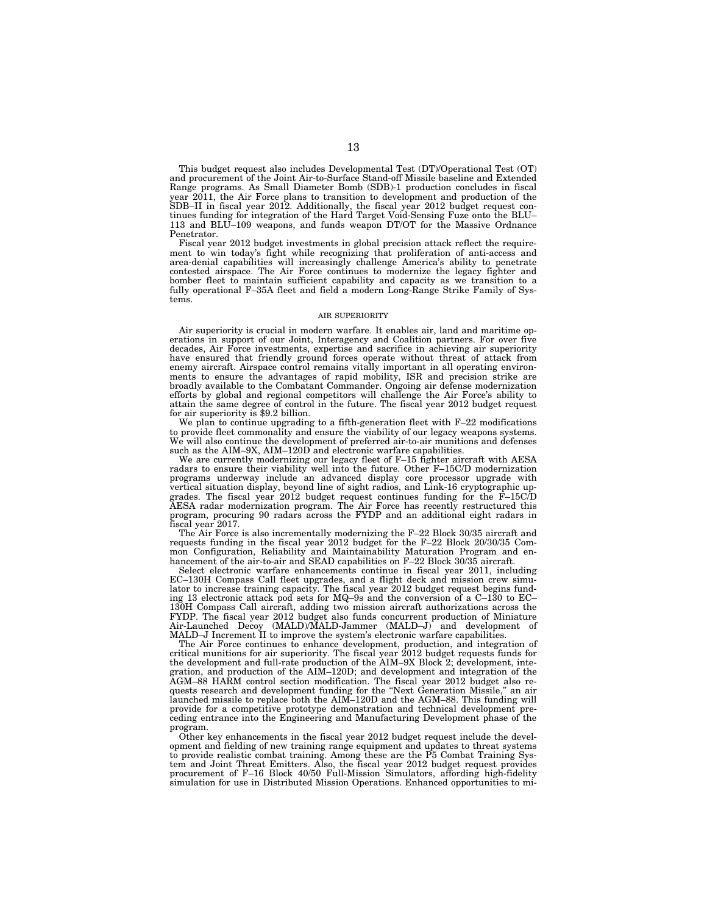This budget request also includes Developmental Test (DT)/Operational Test (OT) and procurement of the Joint Air-to-Surface Stand-off Missile baseline and Extended Range programs. As Small Diameter Bomb (SDB)-1 production concludes in fiscal year 2011, the Air Force plans to transition to development and production of the SDB–II in fiscal year 2012. Additionally, the fiscal year 2012 budget request continues funding for integration of the Hard Target Void-Sensing Fuze onto the BLU–113 and BLU–109 weapons, and funds weapon DT/OT for the Massive Ordnance Penetrator.

Fiscal year 2012 budget investments in global precision attack reflect the requirement to win today's fight while recognizing that proliferation of anti-access and area-denial capabilities will increasingly challenge America's ability to penetrate contested airspace. The Air Force continues to modernize the legacy fighter and bomber fleet to maintain sufficient capability and capacity as we transition to a fully operational F–35A fleet and field a modern Long-Range Strike Family of Systems.

## AIR SUPERIORITY

Air superiority is crucial in modern warfare. It enables air, land and maritime operations in support of our Joint, Interagency and Coalition partners. For over five decades, Air Force investments, expertise and sacrifice in achieving air superiority have ensured that friendly ground forces operate without threat of attack from enemy aircraft. Airspace control remains vitally important in all operating environments to ensure the advantages of rapid mobility, ISR and precision strike are broadly available to the Combatant Commander. Ongoing air defense modernization efforts by global and regional competitors will challenge the Air Force's ability to attain the same degree of control in the future. The fiscal year 2012 budget request for air superiority is $9.2 billion.

We plan to continue upgrading to a fifth-generation fleet with F–22 modifications to provide fleet commonality and ensure the viability of our legacy weapons systems. We will also continue the development of preferred air-to-air munitions and defenses such as the AIM–9X, AIM–120D and electronic warfare capabilities.

We are currently modernizing our legacy fleet of F–15 fighter aircraft with AESA radars to ensure their viability well into the future. Other F–15C/D modernization programs underway include an advanced display core processor upgrade with vertical situation display, beyond line of sight radios, and Link-16 cryptographic upgrades. The fiscal year 2012 budget request continues funding for the F–15C/D AESA radar modernization program. The Air Force has recently restructured this program, procuring 90 radars across the FYDP and an additional eight radars in fiscal year 2017.

The Air Force is also incrementally modernizing the F–22 Block 30/35 aircraft and requests funding in the fiscal year 2012 budget for the F–22 Block 20/30/35 Common Configuration, Reliability and Maintainability Maturation Program and enhancement of the air-to-air and SEAD capabilities on F–22 Block 30/35 aircraft.

Select electronic warfare enhancements continue in fiscal year 2011, including EC–130H Compass Call fleet upgrades, and a flight deck and mission crew simulator to increase training capacity. The fiscal year 2012 budget request begins funding 13 electronic attack pod sets for MQ–9s and the conversion of a C–130 to EC–130H Compass Call aircraft, adding two mission aircraft authorizations across the FYDP. The fiscal year 2012 budget also funds concurrent production of Miniature Air-Launched Decoy (MALD)/MALD-Jammer (MALD–J) and development of MALD–J Increment II to improve the system's electronic warfare capabilities.

The Air Force continues to enhance development, production, and integration of critical munitions for air superiority. The fiscal year 2012 budget requests funds for the development and full-rate production of the AIM–9X Block 2; development, integration, and production of the AIM–120D; and development and integration of the AGM–88 HARM control section modification. The fiscal year 2012 budget also requests research and development funding for the "Next Generation Missile," an air launched missile to replace both the AIM–120D and the AGM–88. This funding will provide for a competitive prototype demonstration and technical development preceding entrance into the Engineering and Manufacturing Development phase of the program.

Other key enhancements in the fiscal year 2012 budget request include the development and fielding of new training range equipment and updates to threat systems to provide realistic combat training. Among these are the P5 Combat Training System and Joint Threat Emitters. Also, the fiscal year 2012 budget request provides procurement of F–16 Block 40/50 Full-Mission Simulators, affording high-fidelity simulation for use in Distributed Mission Operations. Enhanced opportunities to mi-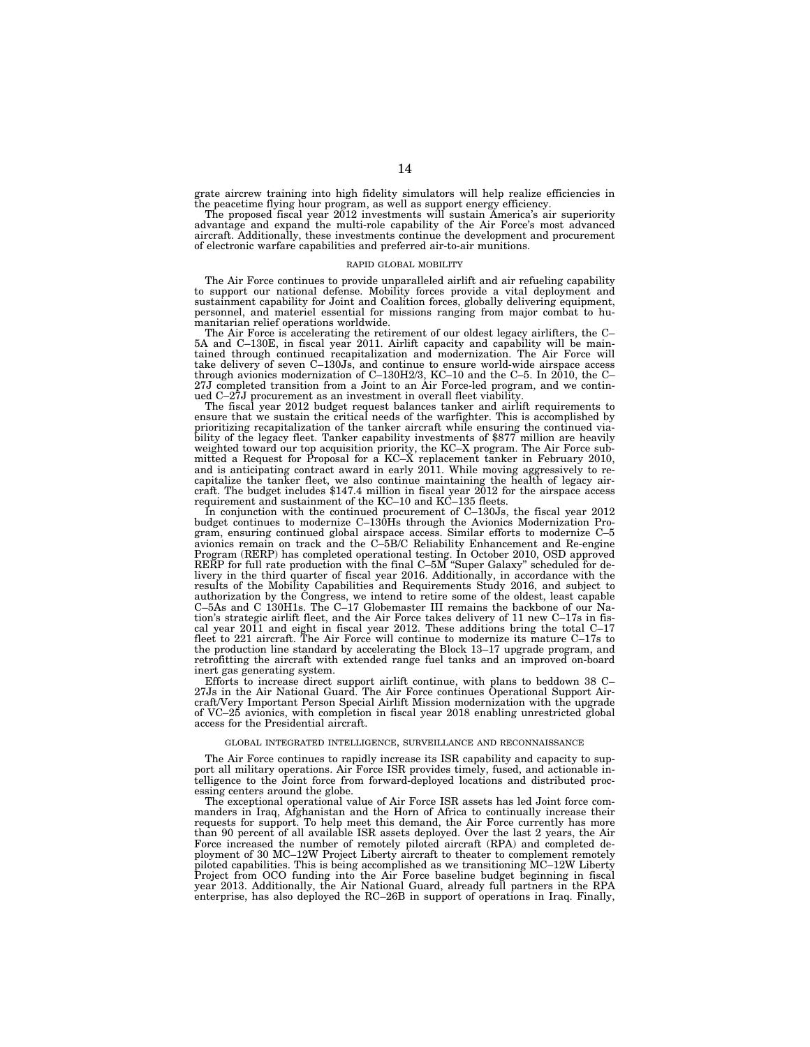grate aircrew training into high fidelity simulators will help realize efficiencies in the peacetime flying hour program, as well as support energy efficiency.

The proposed fiscal year 2012 investments will sustain America's air superiority advantage and expand the multi-role capability of the Air Force's most advanced aircraft. Additionally, these investments continue the development and procurement of electronic warfare capabilities and preferred air-to-air munitions.

## RAPID GLOBAL MOBILITY

The Air Force continues to provide unparalleled airlift and air refueling capability to support our national defense. Mobility forces provide a vital deployment and sustainment capability for Joint and Coalition forces, globally delivering equipment, personnel, and materiel essential for missions ranging from major combat to humanitarian relief operations worldwide.

The Air Force is accelerating the retirement of our oldest legacy airlifters, the C–5A and C–130E, in fiscal year 2011. Airlift capacity and capability will be maintained through continued recapitalization and modernization. The Air Force will take delivery of seven C–130Js, and continue to ensure world-wide airspace access through avionics modernization of C–130H2/3, KC–10 and the C–5. In 2010, the C–27J completed transition from a Joint to an Air Force-led program, and we continued C–27J procurement as an investment in overall fleet viability.

The fiscal year 2012 budget request balances tanker and airlift requirements to ensure that we sustain the critical needs of the warfighter. This is accomplished by prioritizing recapitalization of the tanker aircraft while ensuring the continued viability of the legacy fleet. Tanker capability investments of $877 million are heavily weighted toward our top acquisition priority, the KC–X program. The Air Force submitted a Request for Proposal for a KC–X replacement tanker in February 2010, and is anticipating contract award in early 2011. While moving aggressively to recapitalize the tanker fleet, we also continue maintaining the health of legacy aircraft. The budget includes $147.4 million in fiscal year 2012 for the airspace access requirement and sustainment of the KC–10 and KC–135 fleets.

In conjunction with the continued procurement of C–130Js, the fiscal year 2012 budget continues to modernize C–130Hs through the Avionics Modernization Program, ensuring continued global airspace access. Similar efforts to modernize C–5 avionics remain on track and the C–5B/C Reliability Enhancement and Re-engine Program (RERP) has completed operational testing. In October 2010, OSD approved RERP for full rate production with the final C–5M "Super Galaxy" scheduled for delivery in the third quarter of fiscal year 2016. Additionally, in accordance with the results of the Mobility Capabilities and Requirements Study 2016, and subject to authorization by the Congress, we intend to retire some of the oldest, least capable C–5As and C 130H1s. The C–17 Globemaster III remains the backbone of our Nation's strategic airlift fleet, and the Air Force takes delivery of 11 new C–17s in fiscal year 2011 and eight in fiscal year 2012. These additions bring the total C–17 fleet to 221 aircraft. The Air Force will continue to modernize its mature C–17s to the production line standard by accelerating the Block 13–17 upgrade program, and retrofitting the aircraft with extended range fuel tanks and an improved on-board inert gas generating system.

Efforts to increase direct support airlift continue, with plans to beddown 38 C–27Js in the Air National Guard. The Air Force continues Operational Support Aircraft/Very Important Person Special Airlift Mission modernization with the upgrade of VC–25 avionics, with completion in fiscal year 2018 enabling unrestricted global access for the Presidential aircraft.

## GLOBAL INTEGRATED INTELLIGENCE, SURVEILLANCE AND RECONNAISSANCE

The Air Force continues to rapidly increase its ISR capability and capacity to support all military operations. Air Force ISR provides timely, fused, and actionable intelligence to the Joint force from forward-deployed locations and distributed processing centers around the globe.

The exceptional operational value of Air Force ISR assets has led Joint force commanders in Iraq, Afghanistan and the Horn of Africa to continually increase their requests for support. To help meet this demand, the Air Force currently has more than 90 percent of all available ISR assets deployed. Over the last 2 years, the Air Force increased the number of remotely piloted aircraft (RPA) and completed deployment of 30 MC–12W Project Liberty aircraft to theater to complement remotely piloted capabilities. This is being accomplished as we transitioning MC–12W Liberty Project from OCO funding into the Air Force baseline budget beginning in fiscal year 2013. Additionally, the Air National Guard, already full partners in the RPA enterprise, has also deployed the RC–26B in support of operations in Iraq. Finally,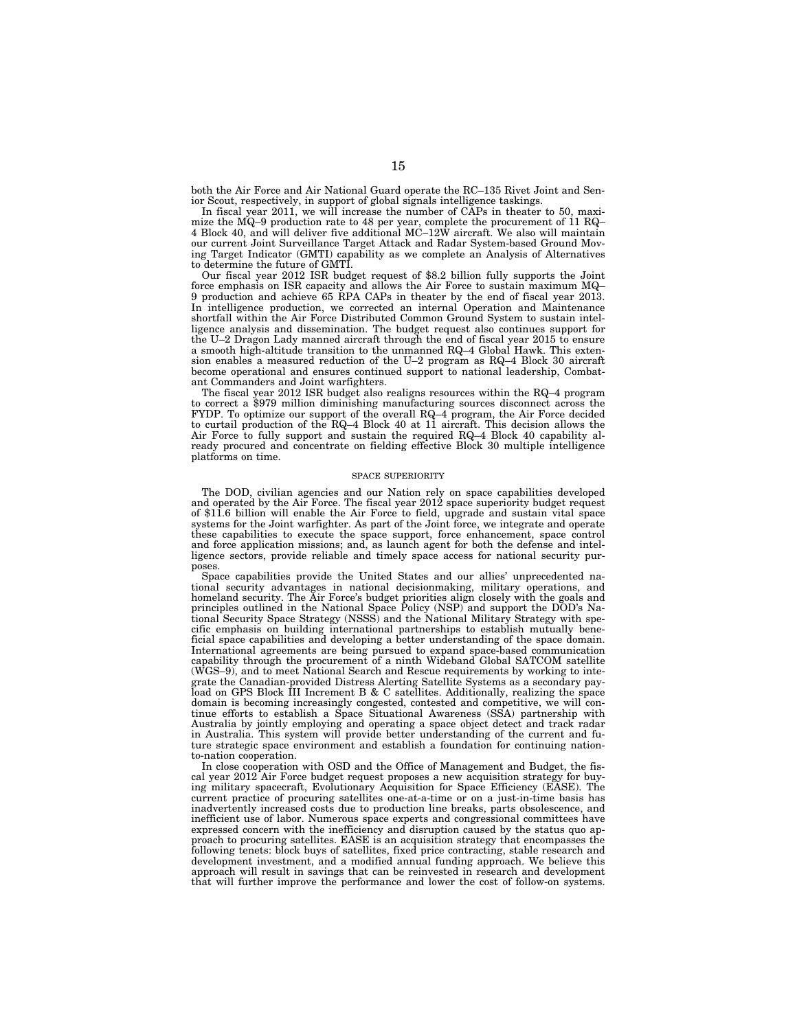both the Air Force and Air National Guard operate the RC–135 Rivet Joint and Senior Scout, respectively, in support of global signals intelligence taskings.

In fiscal year 2011, we will increase the number of CAPs in theater to 50, maximize the MQ–9 production rate to 48 per year, complete the procurement of 11 RQ–4 Block 40, and will deliver five additional MC–12W aircraft. We also will maintain our current Joint Surveillance Target Attack and Radar System-based Ground Moving Target Indicator (GMTI) capability as we complete an Analysis of Alternatives to determine the future of GMTI.

Our fiscal year 2012 ISR budget request of $8.2 billion fully supports the Joint force emphasis on ISR capacity and allows the Air Force to sustain maximum MQ–9 production and achieve 65 RPA CAPs in theater by the end of fiscal year 2013. In intelligence production, we corrected an internal Operation and Maintenance shortfall within the Air Force Distributed Common Ground System to sustain intelligence analysis and dissemination. The budget request also continues support for the U–2 Dragon Lady manned aircraft through the end of fiscal year 2015 to ensure a smooth high-altitude transition to the unmanned RQ–4 Global Hawk. This extension enables a measured reduction of the U–2 program as RQ–4 Block 30 aircraft become operational and ensures continued support to national leadership, Combatant Commanders and Joint warfighters.

The fiscal year 2012 ISR budget also realigns resources within the RQ–4 program to correct a $979 million diminishing manufacturing sources disconnect across the FYDP. To optimize our support of the overall RQ–4 program, the Air Force decided to curtail production of the RQ–4 Block 40 at 11 aircraft. This decision allows the Air Force to fully support and sustain the required RQ–4 Block 40 capability already procured and concentrate on fielding effective Block 30 multiple intelligence platforms on time.

## SPACE SUPERIORITY

The DOD, civilian agencies and our Nation rely on space capabilities developed and operated by the Air Force. The fiscal year 2012 space superiority budget request of $11.6 billion will enable the Air Force to field, upgrade and sustain vital space systems for the Joint warfighter. As part of the Joint force, we integrate and operate these capabilities to execute the space support, force enhancement, space control and force application missions; and, as launch agent for both the defense and intelligence sectors, provide reliable and timely space access for national security purposes.

Space capabilities provide the United States and our allies' unprecedented national security advantages in national decisionmaking, military operations, and homeland security. The Air Force's budget priorities align closely with the goals and principles outlined in the National Space Policy (NSP) and support the DOD's National Security Space Strategy (NSSS) and the National Military Strategy with specific emphasis on building international partnerships to establish mutually beneficial space capabilities and developing a better understanding of the space domain. International agreements are being pursued to expand space-based communication capability through the procurement of a ninth Wideband Global SATCOM satellite (WGS–9), and to meet National Search and Rescue requirements by working to integrate the Canadian-provided Distress Alerting Satellite Systems as a secondary payload on GPS Block III Increment B & C satellites. Additionally, realizing the space domain is becoming increasingly congested, contested and competitive, we will continue efforts to establish a Space Situational Awareness (SSA) partnership with Australia by jointly employing and operating a space object detect and track radar in Australia. This system will provide better understanding of the current and future strategic space environment and establish a foundation for continuing nation-to-nation cooperation.

In close cooperation with OSD and the Office of Management and Budget, the fiscal year 2012 Air Force budget request proposes a new acquisition strategy for buying military spacecraft, Evolutionary Acquisition for Space Efficiency (EASE). The current practice of procuring satellites one-at-a-time or on a just-in-time basis has inadvertently increased costs due to production line breaks, parts obsolescence, and inefficient use of labor. Numerous space experts and congressional committees have expressed concern with the inefficiency and disruption caused by the status quo approach to procuring satellites. EASE is an acquisition strategy that encompasses the following tenets: block buys of satellites, fixed price contracting, stable research and development investment, and a modified annual funding approach. We believe this approach will result in savings that can be reinvested in research and development that will further improve the performance and lower the cost of follow-on systems.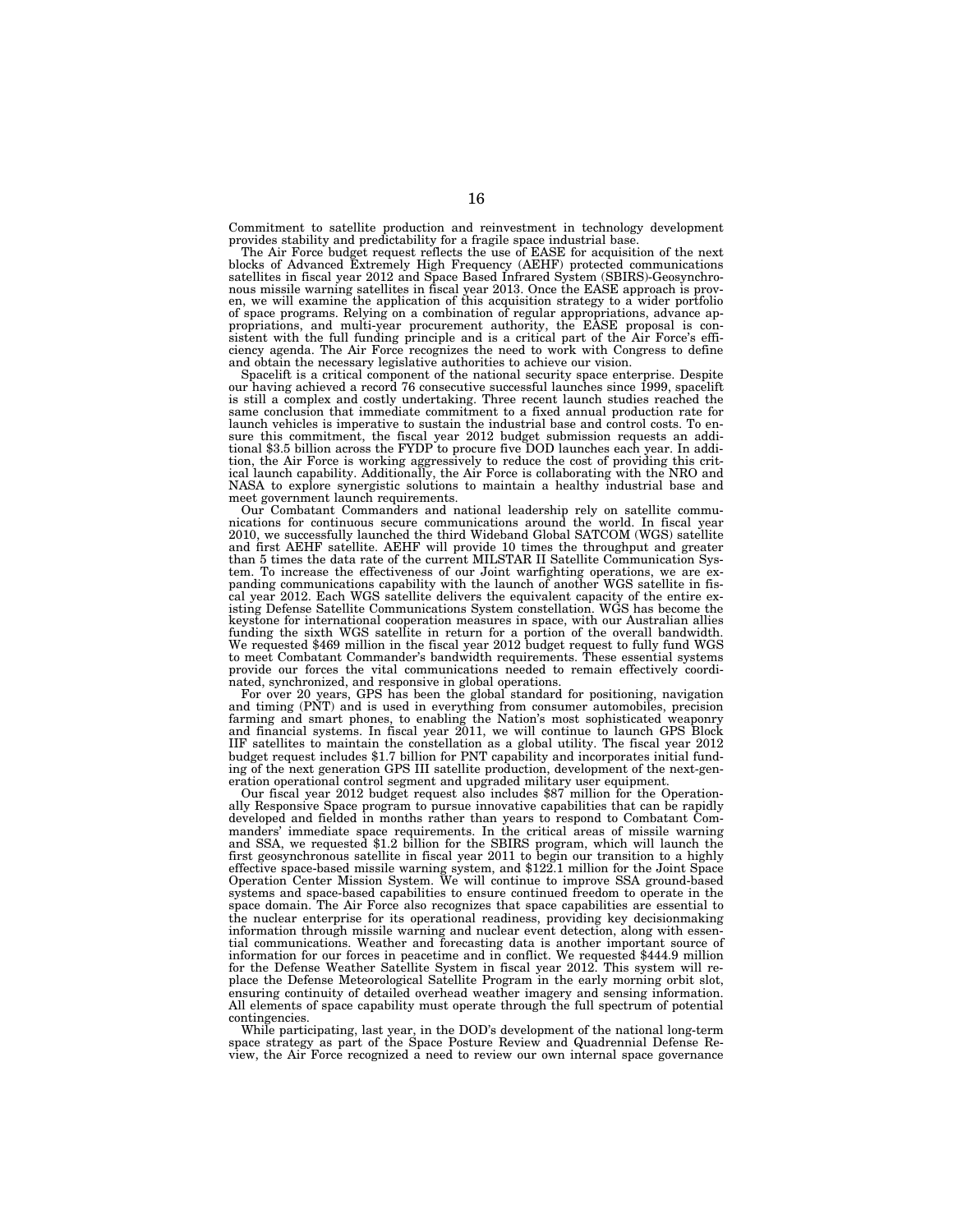Commitment to satellite production and reinvestment in technology development provides stability and predictability for a fragile space industrial base.

The Air Force budget request reflects the use of EASE for acquisition of the next blocks of Advanced Extremely High Frequency (AEHF) protected communications satellites in fiscal year 2012 and Space Based Infrared System (SBIRS)-Geosynchronous missile warning satellites in fiscal year 2013. Once the EASE approach is proven, we will examine the application of this acquisition strategy to a wider portfolio of space programs. Relying on a combination of regular appropriations, advance appropriations, and multi-year procurement authority, the EASE proposal is consistent with the full funding principle and is a critical part of the Air Force's efficiency agenda. The Air Force recognizes the need to work with Congress to define and obtain the necessary legislative authorities to achieve our vision.

Spacelift is a critical component of the national security space enterprise. Despite our having achieved a record 76 consecutive successful launches since 1999, spacelift is still a complex and costly undertaking. Three recent launch studies reached the same conclusion that immediate commitment to a fixed annual production rate for launch vehicles is imperative to sustain the industrial base and control costs. To ensure this commitment, the fiscal year 2012 budget submission requests an additional $3.5 billion across the FYDP to procure five DOD launches each year. In addition, the Air Force is working aggressively to reduce the cost of providing this critical launch capability. Additionally, the Air Force is collaborating with the NRO and NASA to explore synergistic solutions to maintain a healthy industrial base and meet government launch requirements.

Our Combatant Commanders and national leadership rely on satellite communications for continuous secure communications around the world. In fiscal year 2010, we successfully launched the third Wideband Global SATCOM (WGS) satellite and first AEHF satellite. AEHF will provide 10 times the throughput and greater than 5 times the data rate of the current MILSTAR II Satellite Communication System. To increase the effectiveness of our Joint warfighting operations, we are expanding communications capability with the launch of another WGS satellite in fiscal year 2012. Each WGS satellite delivers the equivalent capacity of the entire existing Defense Satellite Communications System constellation. WGS has become the keystone for international cooperation measures in space, with our Australian allies funding the sixth WGS satellite in return for a portion of the overall bandwidth. We requested $469 million in the fiscal year 2012 budget request to fully fund WGS to meet Combatant Commander's bandwidth requirements. These essential systems provide our forces the vital communications needed to remain effectively coordinated, synchronized, and responsive in global operations.

For over 20 years, GPS has been the global standard for positioning, navigation and timing (PNT) and is used in everything from consumer automobiles, precision farming and smart phones, to enabling the Nation's most sophisticated weaponry and financial systems. In fiscal year 2011, we will continue to launch GPS Block IIF satellites to maintain the constellation as a global utility. The fiscal year 2012 budget request includes $1.7 billion for PNT capability and incorporates initial funding of the next generation GPS III satellite production, development of the next-generation operational control segment and upgraded military user equipment.

Our fiscal year 2012 budget request also includes $87 million for the Operationally Responsive Space program to pursue innovative capabilities that can be rapidly developed and fielded in months rather than years to respond to Combatant Commanders' immediate space requirements. In the critical areas of missile warning and SSA, we requested $1.2 billion for the SBIRS program, which will launch the first geosynchronous satellite in fiscal year 2011 to begin our transition to a highly effective space-based missile warning system, and $122.1 million for the Joint Space Operation Center Mission System. We will continue to improve SSA ground-based systems and space-based capabilities to ensure continued freedom to operate in the space domain. The Air Force also recognizes that space capabilities are essential to the nuclear enterprise for its operational readiness, providing key decisionmaking information through missile warning and nuclear event detection, along with essential communications. Weather and forecasting data is another important source of information for our forces in peacetime and in conflict. We requested $444.9 million for the Defense Weather Satellite System in fiscal year 2012. This system will replace the Defense Meteorological Satellite Program in the early morning orbit slot, ensuring continuity of detailed overhead weather imagery and sensing information. All elements of space capability must operate through the full spectrum of potential contingencies.

While participating, last year, in the DOD's development of the national long-term space strategy as part of the Space Posture Review and Quadrennial Defense Review, the Air Force recognized a need to review our own internal space governance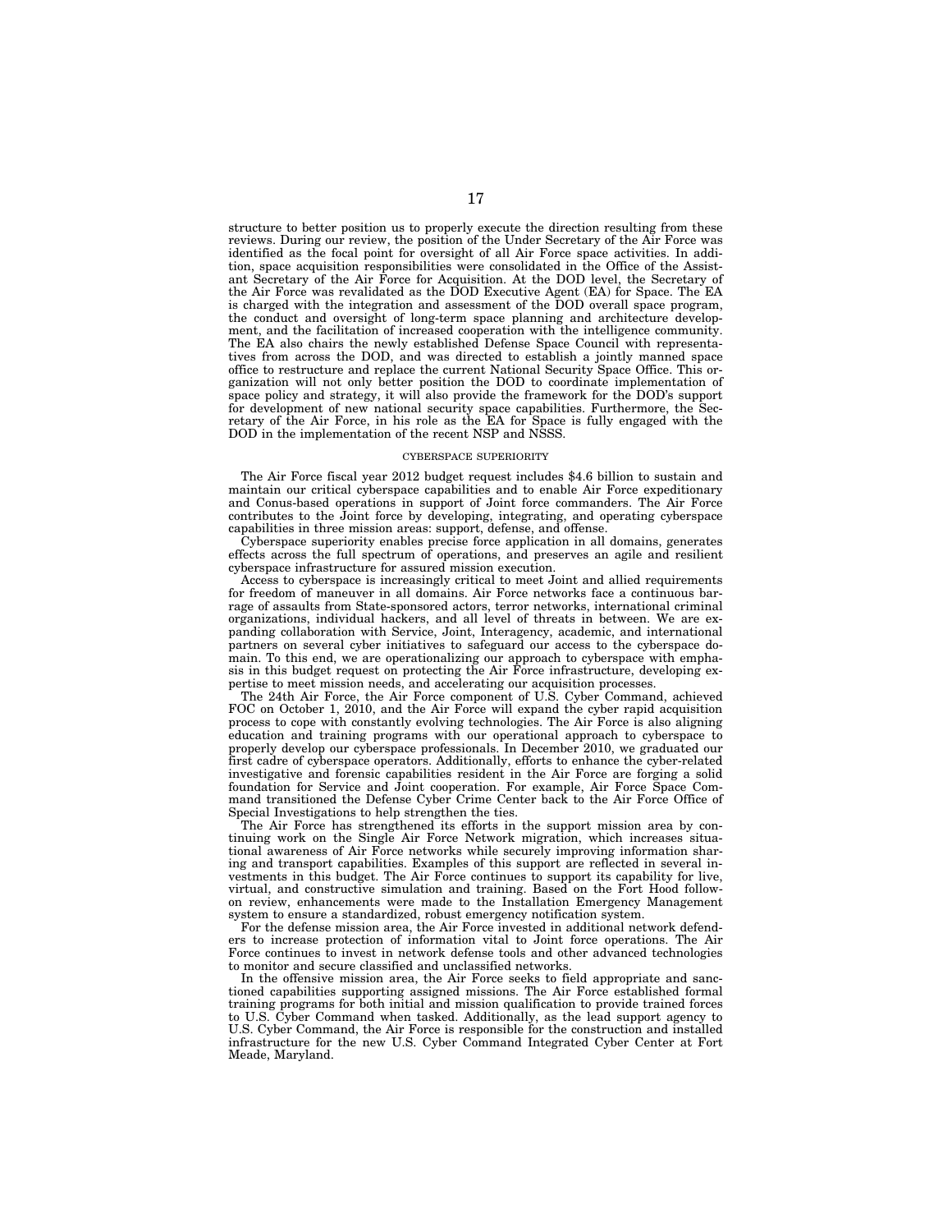structure to better position us to properly execute the direction resulting from these reviews. During our review, the position of the Under Secretary of the Air Force was identified as the focal point for oversight of all Air Force space activities. In addition, space acquisition responsibilities were consolidated in the Office of the Assistant Secretary of the Air Force for Acquisition. At the DOD level, the Secretary of the Air Force was revalidated as the DOD Executive Agent (EA) for Space. The EA is charged with the integration and assessment of the DOD overall space program, the conduct and oversight of long-term space planning and architecture development, and the facilitation of increased cooperation with the intelligence community. The EA also chairs the newly established Defense Space Council with representatives from across the DOD, and was directed to establish a jointly manned space office to restructure and replace the current National Security Space Office. This organization will not only better position the DOD to coordinate implementation of space policy and strategy, it will also provide the framework for the DOD's support for development of new national security space capabilities. Furthermore, the Secretary of the Air Force, in his role as the EA for Space is fully engaged with the DOD in the implementation of the recent NSP and NSSS.

## CYBERSPACE SUPERIORITY

The Air Force fiscal year 2012 budget request includes $4.6 billion to sustain and maintain our critical cyberspace capabilities and to enable Air Force expeditionary and Conus-based operations in support of Joint force commanders. The Air Force contributes to the Joint force by developing, integrating, and operating cyberspace capabilities in three mission areas: support, defense, and offense.

Cyberspace superiority enables precise force application in all domains, generates effects across the full spectrum of operations, and preserves an agile and resilient cyberspace infrastructure for assured mission execution.

Access to cyberspace is increasingly critical to meet Joint and allied requirements for freedom of maneuver in all domains. Air Force networks face a continuous barrage of assaults from State-sponsored actors, terror networks, international criminal organizations, individual hackers, and all level of threats in between. We are expanding collaboration with Service, Joint, Interagency, academic, and international partners on several cyber initiatives to safeguard our access to the cyberspace domain. To this end, we are operationalizing our approach to cyberspace with emphasis in this budget request on protecting the Air Force infrastructure, developing expertise to meet mission needs, and accelerating our acquisition processes.

The 24th Air Force, the Air Force component of U.S. Cyber Command, achieved FOC on October 1, 2010, and the Air Force will expand the cyber rapid acquisition process to cope with constantly evolving technologies. The Air Force is also aligning education and training programs with our operational approach to cyberspace to properly develop our cyberspace professionals. In December 2010, we graduated our first cadre of cyberspace operators. Additionally, efforts to enhance the cyber-related investigative and forensic capabilities resident in the Air Force are forging a solid foundation for Service and Joint cooperation. For example, Air Force Space Command transitioned the Defense Cyber Crime Center back to the Air Force Office of Special Investigations to help strengthen the ties.

The Air Force has strengthened its efforts in the support mission area by continuing work on the Single Air Force Network migration, which increases situational awareness of Air Force networks while securely improving information sharing and transport capabilities. Examples of this support are reflected in several investments in this budget. The Air Force continues to support its capability for live, virtual, and constructive simulation and training. Based on the Fort Hood follow-on review, enhancements were made to the Installation Emergency Management system to ensure a standardized, robust emergency notification system.

For the defense mission area, the Air Force invested in additional network defenders to increase protection of information vital to Joint force operations. The Air Force continues to invest in network defense tools and other advanced technologies to monitor and secure classified and unclassified networks.

In the offensive mission area, the Air Force seeks to field appropriate and sanctioned capabilities supporting assigned missions. The Air Force established formal training programs for both initial and mission qualification to provide trained forces to U.S. Cyber Command when tasked. Additionally, as the lead support agency to U.S. Cyber Command, the Air Force is responsible for the construction and installed infrastructure for the new U.S. Cyber Command Integrated Cyber Center at Fort Meade, Maryland.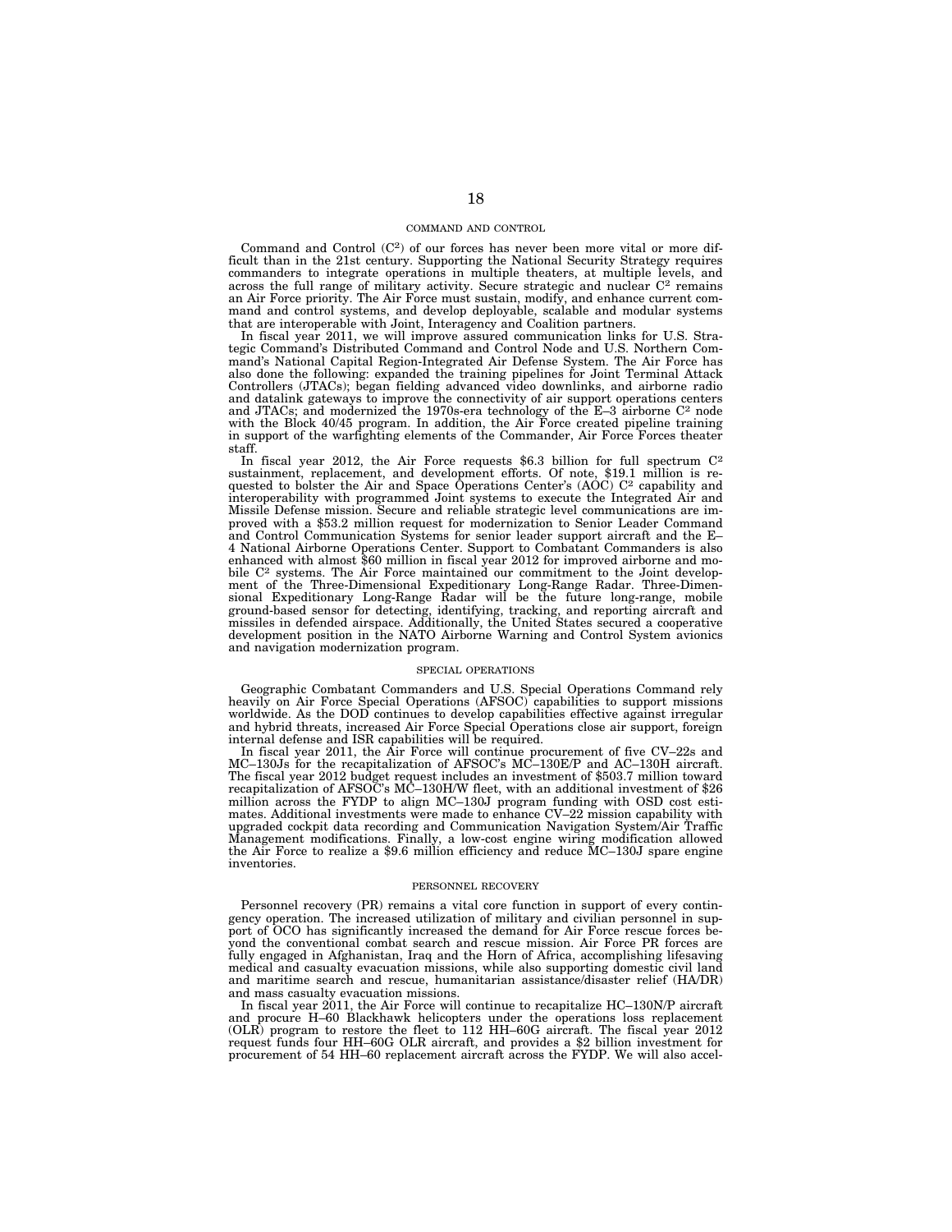## COMMAND AND CONTROL

Command and Control ($C^2$) of our forces has never been more vital or more difficult than in the 21st century. Supporting the National Security Strategy requires commanders to integrate operations in multiple theaters, at multiple levels, and across the full range of military activity. Secure strategic and nuclear $C^2$ remains an Air Force priority. The Air Force must sustain, modify, and enhance current command and control systems, and develop deployable, scalable and modular systems that are interoperable with Joint, Interagency and Coalition partners.

In fiscal year 2011, we will improve assured communication links for U.S. Strategic Command's Distributed Command and Control Node and U.S. Northern Command's National Capital Region-Integrated Air Defense System. The Air Force has also done the following: expanded the training pipelines for Joint Terminal Attack Controllers (JTACs); began fielding advanced video downlinks, and airborne radio and datalink gateways to improve the connectivity of air support operations centers and JTACs; and modernized the 1970s-era technology of the E–3 airborne $C^2$ node with the Block 40/45 program. In addition, the Air Force created pipeline training in support of the warfighting elements of the Commander, Air Force Forces theater staff.

In fiscal year 2012, the Air Force requests $6.3 billion for full spectrum $C^2$ sustainment, replacement, and development efforts. Of note, $19.1 million is requested to bolster the Air and Space Operations Center's (AOC) $C^2$ capability and interoperability with programmed Joint systems to execute the Integrated Air and Missile Defense mission. Secure and reliable strategic level communications are improved with a $53.2 million request for modernization to Senior Leader Command and Control Communication Systems for senior leader support aircraft and the E–4 National Airborne Operations Center. Support to Combatant Commanders is also enhanced with almost $60 million in fiscal year 2012 for improved airborne and mobile $C^2$ systems. The Air Force maintained our commitment to the Joint development of the Three-Dimensional Expeditionary Long-Range Radar. Three-Dimensional Expeditionary Long-Range Radar will be the future long-range, mobile ground-based sensor for detecting, identifying, tracking, and reporting aircraft and missiles in defended airspace. Additionally, the United States secured a cooperative development position in the NATO Airborne Warning and Control System avionics and navigation modernization program.

## SPECIAL OPERATIONS

Geographic Combatant Commanders and U.S. Special Operations Command rely heavily on Air Force Special Operations (AFSOC) capabilities to support missions worldwide. As the DOD continues to develop capabilities effective against irregular and hybrid threats, increased Air Force Special Operations close air support, foreign internal defense and ISR capabilities will be required.

In fiscal year 2011, the Air Force will continue procurement of five CV–22s and MC–130Js for the recapitalization of AFSOC's MC–130E/P and AC–130H aircraft. The fiscal year 2012 budget request includes an investment of $503.7 million toward recapitalization of AFSOC's MC–130H/W fleet, with an additional investment of $26 million across the FYDP to align MC–130J program funding with OSD cost estimates. Additional investments were made to enhance CV–22 mission capability with upgraded cockpit data recording and Communication Navigation System/Air Traffic Management modifications. Finally, a low-cost engine wiring modification allowed the Air Force to realize a $9.6 million efficiency and reduce MC–130J spare engine inventories.

## PERSONNEL RECOVERY

Personnel recovery (PR) remains a vital core function in support of every contingency operation. The increased utilization of military and civilian personnel in support of OCO has significantly increased the demand for Air Force rescue forces beyond the conventional combat search and rescue mission. Air Force PR forces are fully engaged in Afghanistan, Iraq and the Horn of Africa, accomplishing lifesaving medical and casualty evacuation missions, while also supporting domestic civil land and maritime search and rescue, humanitarian assistance/disaster relief (HA/DR) and mass casualty evacuation missions.

In fiscal year 2011, the Air Force will continue to recapitalize HC–130N/P aircraft and procure H–60 Blackhawk helicopters under the operations loss replacement (OLR) program to restore the fleet to 112 HH–60G aircraft. The fiscal year 2012 request funds four HH–60G OLR aircraft, and provides a $2 billion investment for procurement of 54 HH–60 replacement aircraft across the FYDP. We will also accel-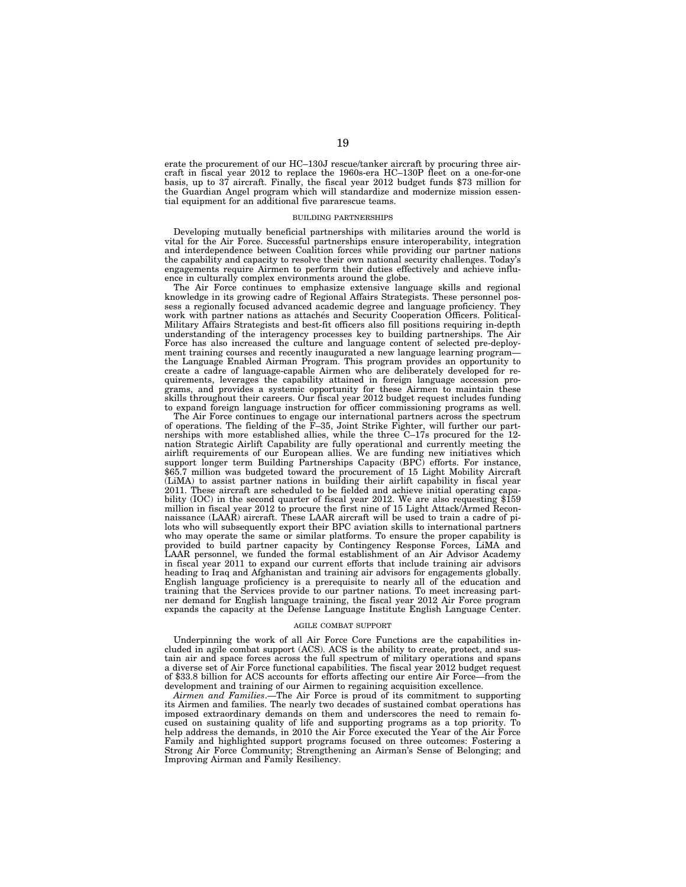erate the procurement of our HC–130J rescue/tanker aircraft by procuring three aircraft in fiscal year 2012 to replace the 1960s-era HC–130P fleet on a one-for-one basis, up to 37 aircraft. Finally, the fiscal year 2012 budget funds $73 million for the Guardian Angel program which will standardize and modernize mission essential equipment for an additional five pararescue teams.

## BUILDING PARTNERSHIPS

Developing mutually beneficial partnerships with militaries around the world is vital for the Air Force. Successful partnerships ensure interoperability, integration and interdependence between Coalition forces while providing our partner nations the capability and capacity to resolve their own national security challenges. Today's engagements require Airmen to perform their duties effectively and achieve influence in culturally complex environments around the globe.

The Air Force continues to emphasize extensive language skills and regional knowledge in its growing cadre of Regional Affairs Strategists. These personnel possess a regionally focused advanced academic degree and language proficiency. They work with partner nations as attachés and Security Cooperation Officers. Political-Military Affairs Strategists and best-fit officers also fill positions requiring in-depth understanding of the interagency processes key to building partnerships. The Air Force has also increased the culture and language content of selected pre-deployment training courses and recently inaugurated a new language learning program—the Language Enabled Airman Program. This program provides an opportunity to create a cadre of language-capable Airmen who are deliberately developed for requirements, leverages the capability attained in foreign language accession programs, and provides a systemic opportunity for these Airmen to maintain these skills throughout their careers. Our fiscal year 2012 budget request includes funding to expand foreign language instruction for officer commissioning programs as well.

The Air Force continues to engage our international partners across the spectrum of operations. The fielding of the F–35, Joint Strike Fighter, will further our partnerships with more established allies, while the three C–17s procured for the 12-nation Strategic Airlift Capability are fully operational and currently meeting the airlift requirements of our European allies. We are funding new initiatives which support longer term Building Partnerships Capacity (BPC) efforts. For instance, $65.7 million was budgeted toward the procurement of 15 Light Mobility Aircraft (LiMA) to assist partner nations in building their airlift capability in fiscal year 2011. These aircraft are scheduled to be fielded and achieve initial operating capability (IOC) in the second quarter of fiscal year 2012. We are also requesting $159 million in fiscal year 2012 to procure the first nine of 15 Light Attack/Armed Reconnaissance (LAAR) aircraft. These LAAR aircraft will be used to train a cadre of pilots who will subsequently export their BPC aviation skills to international partners who may operate the same or similar platforms. To ensure the proper capability is provided to build partner capacity by Contingency Response Forces, LiMA and LAAR personnel, we funded the formal establishment of an Air Advisor Academy in fiscal year 2011 to expand our current efforts that include training air advisors heading to Iraq and Afghanistan and training air advisors for engagements globally. English language proficiency is a prerequisite to nearly all of the education and training that the Services provide to our partner nations. To meet increasing partner demand for English language training, the fiscal year 2012 Air Force program expands the capacity at the Defense Language Institute English Language Center.

## AGILE COMBAT SUPPORT

Underpinning the work of all Air Force Core Functions are the capabilities included in agile combat support (ACS). ACS is the ability to create, protect, and sustain air and space forces across the full spectrum of military operations and spans a diverse set of Air Force functional capabilities. The fiscal year 2012 budget request of $33.8 billion for ACS accounts for efforts affecting our entire Air Force—from the development and training of our Airmen to regaining acquisition excellence.

*Airmen and Families*.—The Air Force is proud of its commitment to supporting its Airmen and families. The nearly two decades of sustained combat operations has imposed extraordinary demands on them and underscores the need to remain focused on sustaining quality of life and supporting programs as a top priority. To help address the demands, in 2010 the Air Force executed the Year of the Air Force Family and highlighted support programs focused on three outcomes: Fostering a Strong Air Force Community; Strengthening an Airman's Sense of Belonging; and Improving Airman and Family Resiliency.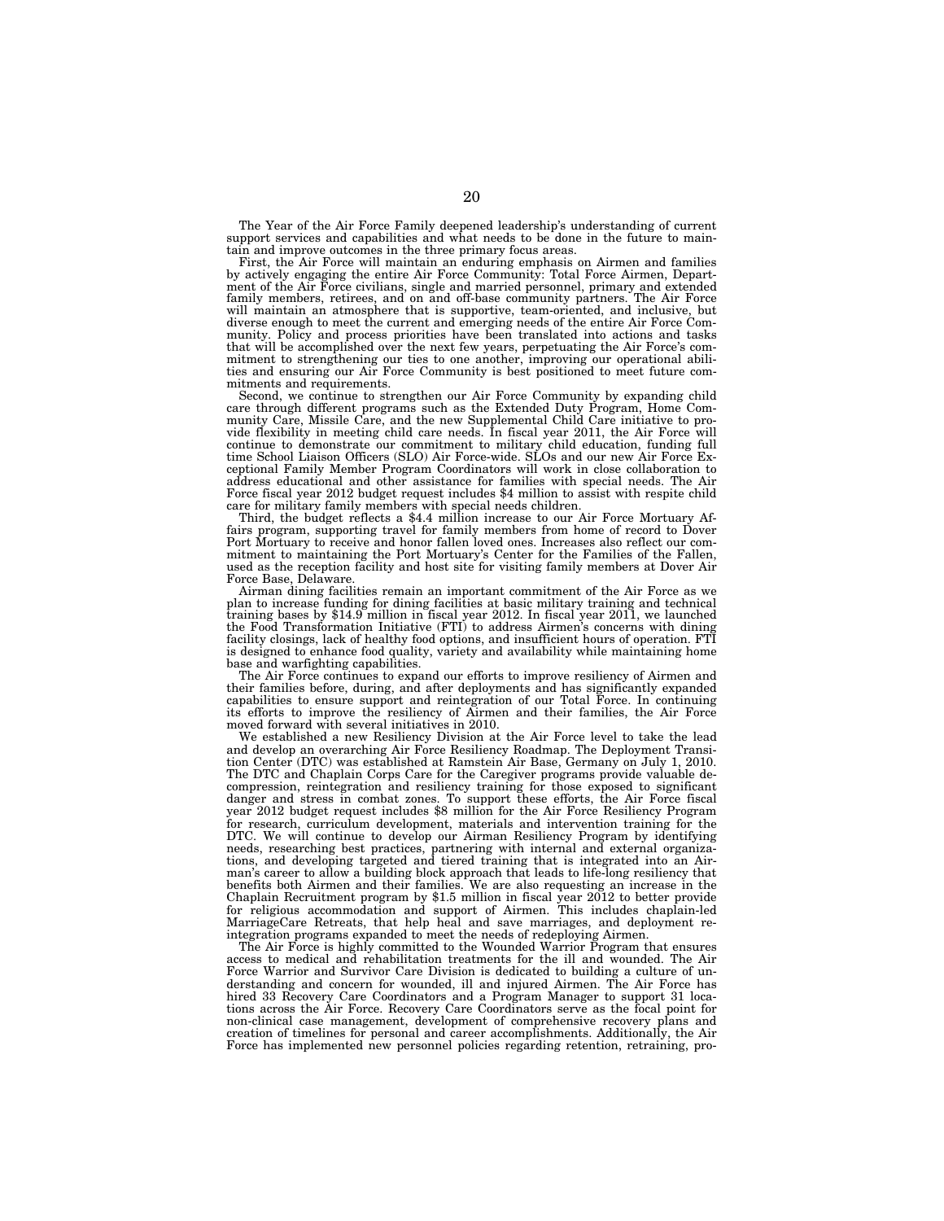The Year of the Air Force Family deepened leadership's understanding of current support services and capabilities and what needs to be done in the future to maintain and improve outcomes in the three primary focus areas.

First, the Air Force will maintain an enduring emphasis on Airmen and families by actively engaging the entire Air Force Community: Total Force Airmen, Department of the Air Force civilians, single and married personnel, primary and extended family members, retirees, and on and off-base community partners. The Air Force will maintain an atmosphere that is supportive, team-oriented, and inclusive, but diverse enough to meet the current and emerging needs of the entire Air Force Community. Policy and process priorities have been translated into actions and tasks that will be accomplished over the next few years, perpetuating the Air Force's commitment to strengthening our ties to one another, improving our operational abilities and ensuring our Air Force Community is best positioned to meet future commitments and requirements.

Second, we continue to strengthen our Air Force Community by expanding child care through different programs such as the Extended Duty Program, Home Community Care, Missile Care, and the new Supplemental Child Care initiative to provide flexibility in meeting child care needs. In fiscal year 2011, the Air Force will continue to demonstrate our commitment to military child education, funding full time School Liaison Officers (SLO) Air Force-wide. SLOs and our new Air Force Exceptional Family Member Program Coordinators will work in close collaboration to address educational and other assistance for families with special needs. The Air Force fiscal year 2012 budget request includes $4 million to assist with respite child care for military family members with special needs children.

Third, the budget reflects a $4.4 million increase to our Air Force Mortuary Affairs program, supporting travel for family members from home of record to Dover Port Mortuary to receive and honor fallen loved ones. Increases also reflect our commitment to maintaining the Port Mortuary's Center for the Families of the Fallen, used as the reception facility and host site for visiting family members at Dover Air Force Base, Delaware.

Airman dining facilities remain an important commitment of the Air Force as we plan to increase funding for dining facilities at basic military training and technical training bases by $14.9 million in fiscal year 2012. In fiscal year 2011, we launched the Food Transformation Initiative (FTI) to address Airmen's concerns with dining facility closings, lack of healthy food options, and insufficient hours of operation. FTI is designed to enhance food quality, variety and availability while maintaining home base and warfighting capabilities.

The Air Force continues to expand our efforts to improve resiliency of Airmen and their families before, during, and after deployments and has significantly expanded capabilities to ensure support and reintegration of our Total Force. In continuing its efforts to improve the resiliency of Airmen and their families, the Air Force moved forward with several initiatives in 2010.

We established a new Resiliency Division at the Air Force level to take the lead and develop an overarching Air Force Resiliency Roadmap. The Deployment Transition Center (DTC) was established at Ramstein Air Base, Germany on July 1, 2010. The DTC and Chaplain Corps Care for the Caregiver programs provide valuable decompression, reintegration and resiliency training for those exposed to significant danger and stress in combat zones. To support these efforts, the Air Force fiscal year 2012 budget request includes $8 million for the Air Force Resiliency Program for research, curriculum development, materials and intervention training for the DTC. We will continue to develop our Airman Resiliency Program by identifying needs, researching best practices, partnering with internal and external organizations, and developing targeted and tiered training that is integrated into an Airman's career to allow a building block approach that leads to life-long resiliency that benefits both Airmen and their families. We are also requesting an increase in the Chaplain Recruitment program by $1.5 million in fiscal year 2012 to better provide for religious accommodation and support of Airmen. This includes chaplain-led MarriageCare Retreats, that help heal and save marriages, and deployment reintegration programs expanded to meet the needs of redeploying Airmen.

The Air Force is highly committed to the Wounded Warrior Program that ensures access to medical and rehabilitation treatments for the ill and wounded. The Air Force Warrior and Survivor Care Division is dedicated to building a culture of understanding and concern for wounded, ill and injured Airmen. The Air Force has hired 33 Recovery Care Coordinators and a Program Manager to support 31 locations across the Air Force. Recovery Care Coordinators serve as the focal point for non-clinical case management, development of comprehensive recovery plans and creation of timelines for personal and career accomplishments. Additionally, the Air Force has implemented new personnel policies regarding retention, retraining, pro-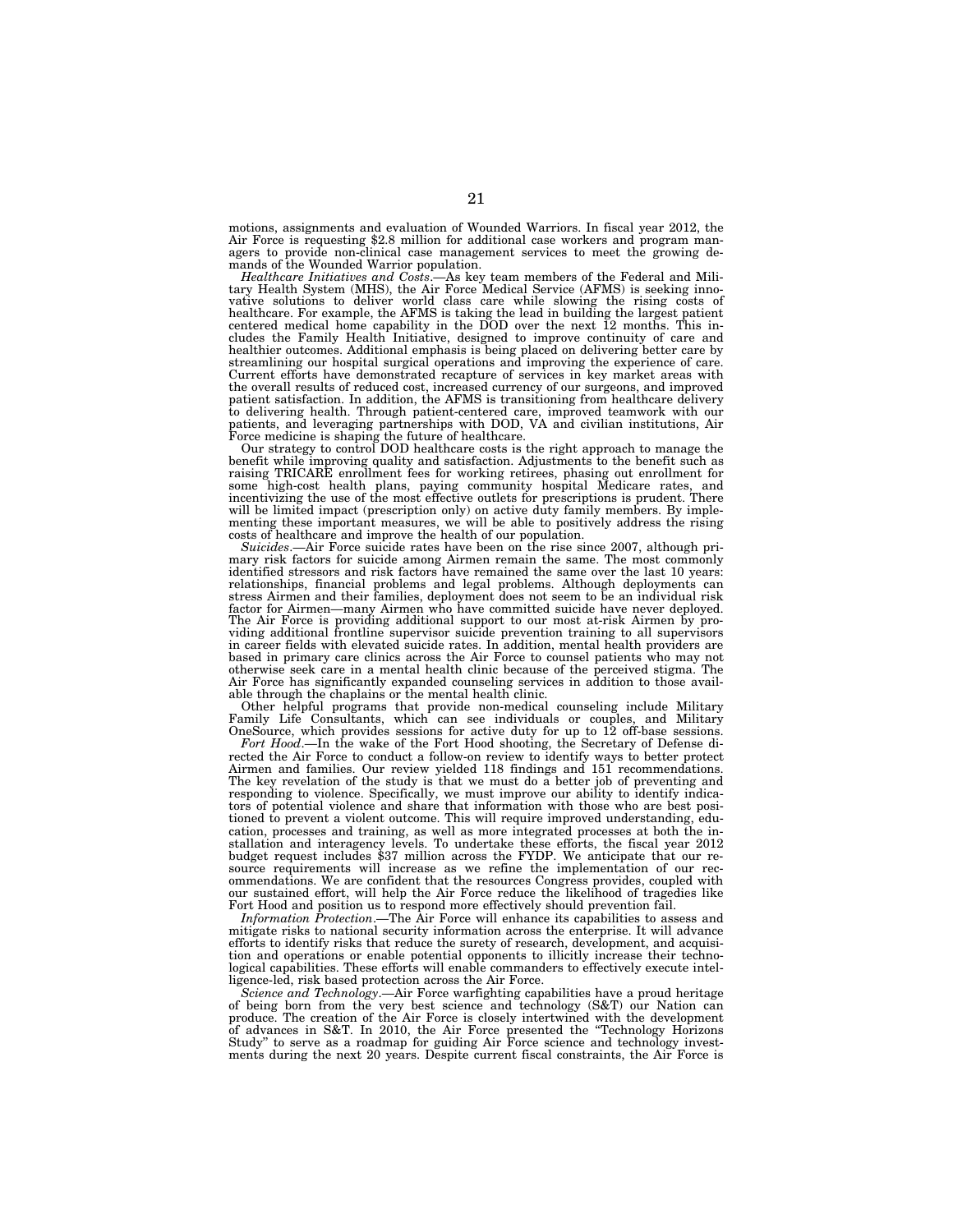motions, assignments and evaluation of Wounded Warriors. In fiscal year 2012, the Air Force is requesting $2.8 million for additional case workers and program managers to provide non-clinical case management services to meet the growing demands of the Wounded Warrior population.

*Healthcare Initiatives and Costs*.—As key team members of the Federal and Military Health System (MHS), the Air Force Medical Service (AFMS) is seeking innovative solutions to deliver world class care while slowing the rising costs of healthcare. For example, the AFMS is taking the lead in building the largest patient centered medical home capability in the DOD over the next 12 months. This includes the Family Health Initiative, designed to improve continuity of care and healthier outcomes. Additional emphasis is being placed on delivering better care by streamlining our hospital surgical operations and improving the experience of care. Current efforts have demonstrated recapture of services in key market areas with the overall results of reduced cost, increased currency of our surgeons, and improved patient satisfaction. In addition, the AFMS is transitioning from healthcare delivery to delivering health. Through patient-centered care, improved teamwork with our patients, and leveraging partnerships with DOD, VA and civilian institutions, Air Force medicine is shaping the future of healthcare.

Our strategy to control DOD healthcare costs is the right approach to manage the benefit while improving quality and satisfaction. Adjustments to the benefit such as raising TRICARE enrollment fees for working retirees, phasing out enrollment for some high-cost health plans, paying community hospital Medicare rates, and incentivizing the use of the most effective outlets for prescriptions is prudent. There will be limited impact (prescription only) on active duty family members. By implementing these important measures, we will be able to positively address the rising costs of healthcare and improve the health of our population.

*Suicides*.—Air Force suicide rates have been on the rise since 2007, although primary risk factors for suicide among Airmen remain the same. The most commonly identified stressors and risk factors have remained the same over the last 10 years: relationships, financial problems and legal problems. Although deployments can stress Airmen and their families, deployment does not seem to be an individual risk factor for Airmen—many Airmen who have committed suicide have never deployed. The Air Force is providing additional support to our most at-risk Airmen by providing additional frontline supervisor suicide prevention training to all supervisors in career fields with elevated suicide rates. In addition, mental health providers are based in primary care clinics across the Air Force to counsel patients who may not otherwise seek care in a mental health clinic because of the perceived stigma. The Air Force has significantly expanded counseling services in addition to those available through the chaplains or the mental health clinic.

Other helpful programs that provide non-medical counseling include Military Family Life Consultants, which can see individuals or couples, and Military OneSource, which provides sessions for active duty for up to 12 off-base sessions.

*Fort Hood*.—In the wake of the Fort Hood shooting, the Secretary of Defense directed the Air Force to conduct a follow-on review to identify ways to better protect Airmen and families. Our review yielded 118 findings and 151 recommendations. The key revelation of the study is that we must do a better job of preventing and responding to violence. Specifically, we must improve our ability to identify indicators of potential violence and share that information with those who are best positioned to prevent a violent outcome. This will require improved understanding, education, processes and training, as well as more integrated processes at both the installation and interagency levels. To undertake these efforts, the fiscal year 2012 budget request includes $37 million across the FYDP. We anticipate that our resource requirements will increase as we refine the implementation of our recommendations. We are confident that the resources Congress provides, coupled with our sustained effort, will help the Air Force reduce the likelihood of tragedies like Fort Hood and position us to respond more effectively should prevention fail.

*Information Protection*.—The Air Force will enhance its capabilities to assess and mitigate risks to national security information across the enterprise. It will advance efforts to identify risks that reduce the surety of research, development, and acquisition and operations or enable potential opponents to illicitly increase their technological capabilities. These efforts will enable commanders to effectively execute intelligence-led, risk based protection across the Air Force.

*Science and Technology*.—Air Force warfighting capabilities have a proud heritage of being born from the very best science and technology (S&T) our Nation can produce. The creation of the Air Force is closely intertwined with the development of advances in S&T. In 2010, the Air Force presented the "Technology Horizons Study" to serve as a roadmap for guiding Air Force science and technology investments during the next 20 years. Despite current fiscal constraints, the Air Force is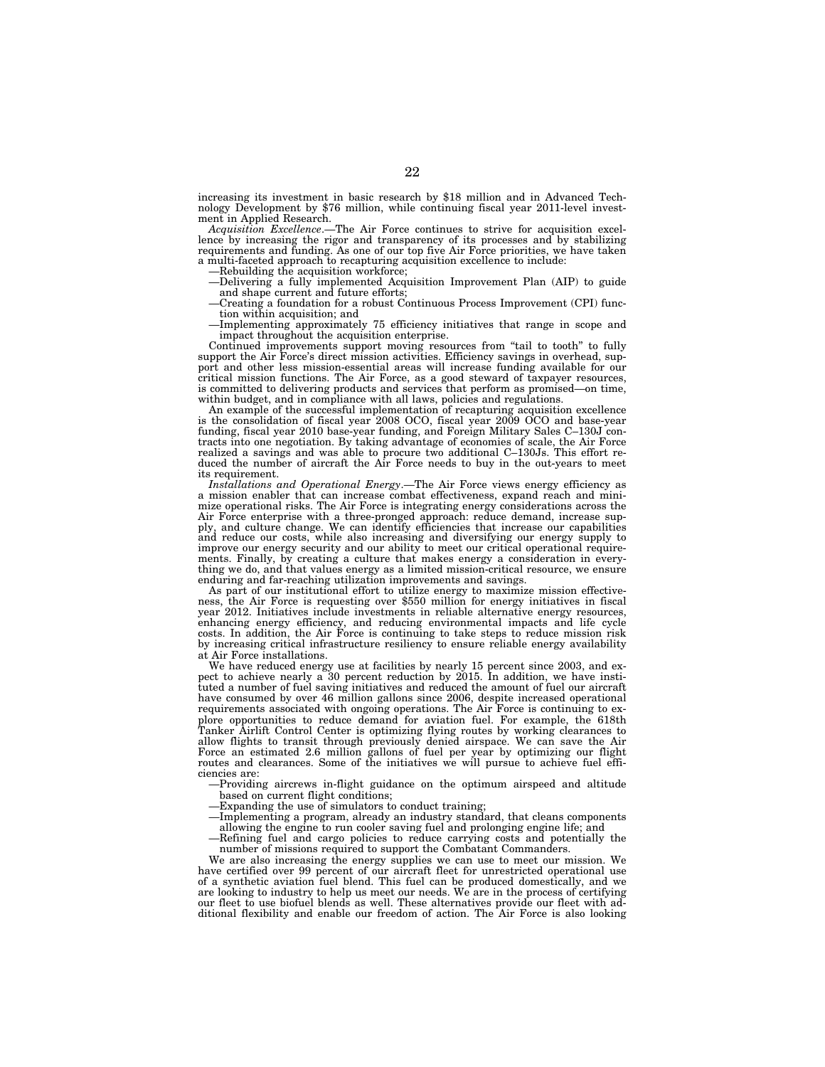increasing its investment in basic research by $18 million and in Advanced Technology Development by $76 million, while continuing fiscal year 2011-level investment in Applied Research.

*Acquisition Excellence*.—The Air Force continues to strive for acquisition excellence by increasing the rigor and transparency of its processes and by stabilizing requirements and funding. As one of our top five Air Force priorities, we have taken a multi-faceted approach to recapturing acquisition excellence to include:

—Rebuilding the acquisition workforce;

—Delivering a fully implemented Acquisition Improvement Plan (AIP) to guide and shape current and future efforts;

—Creating a foundation for a robust Continuous Process Improvement (CPI) function within acquisition; and

—Implementing approximately 75 efficiency initiatives that range in scope and impact throughout the acquisition enterprise.

Continued improvements support moving resources from "tail to tooth" to fully support the Air Force's direct mission activities. Efficiency savings in overhead, support and other less mission-essential areas will increase funding available for our critical mission functions. The Air Force, as a good steward of taxpayer resources, is committed to delivering products and services that perform as promised—on time, within budget, and in compliance with all laws, policies and regulations.

An example of the successful implementation of recapturing acquisition excellence is the consolidation of fiscal year 2008 OCO, fiscal year 2009 OCO and base-year funding, fiscal year 2010 base-year funding, and Foreign Military Sales C–130J contracts into one negotiation. By taking advantage of economies of scale, the Air Force realized a savings and was able to procure two additional C–130Js. This effort reduced the number of aircraft the Air Force needs to buy in the out-years to meet its requirement.

*Installations and Operational Energy*.—The Air Force views energy efficiency as a mission enabler that can increase combat effectiveness, expand reach and minimize operational risks. The Air Force is integrating energy considerations across the Air Force enterprise with a three-pronged approach: reduce demand, increase supply, and culture change. We can identify efficiencies that increase our capabilities and reduce our costs, while also increasing and diversifying our energy supply to improve our energy security and our ability to meet our critical operational requirements. Finally, by creating a culture that makes energy a consideration in everything we do, and that values energy as a limited mission-critical resource, we ensure enduring and far-reaching utilization improvements and savings.

As part of our institutional effort to utilize energy to maximize mission effectiveness, the Air Force is requesting over $550 million for energy initiatives in fiscal year 2012. Initiatives include investments in reliable alternative energy resources, enhancing energy efficiency, and reducing environmental impacts and life cycle costs. In addition, the Air Force is continuing to take steps to reduce mission risk by increasing critical infrastructure resiliency to ensure reliable energy availability at Air Force installations.

We have reduced energy use at facilities by nearly 15 percent since 2003, and expect to achieve nearly a 30 percent reduction by 2015. In addition, we have instituted a number of fuel saving initiatives and reduced the amount of fuel our aircraft have consumed by over 46 million gallons since 2006, despite increased operational requirements associated with ongoing operations. The Air Force is continuing to explore opportunities to reduce demand for aviation fuel. For example, the 618th Tanker Airlift Control Center is optimizing flying routes by working clearances to allow flights to transit through previously denied airspace. We can save the Air Force an estimated 2.6 million gallons of fuel per year by optimizing our flight routes and clearances. Some of the initiatives we will pursue to achieve fuel efficiencies are:

—Providing aircrews in-flight guidance on the optimum airspeed and altitude based on current flight conditions;

—Expanding the use of simulators to conduct training;

—Implementing a program, already an industry standard, that cleans components allowing the engine to run cooler saving fuel and prolonging engine life; and

—Refining fuel and cargo policies to reduce carrying costs and potentially the number of missions required to support the Combatant Commanders.

We are also increasing the energy supplies we can use to meet our mission. We have certified over 99 percent of our aircraft fleet for unrestricted operational use of a synthetic aviation fuel blend. This fuel can be produced domestically, and we are looking to industry to help us meet our needs. We are in the process of certifying our fleet to use biofuel blends as well. These alternatives provide our fleet with additional flexibility and enable our freedom of action. The Air Force is also looking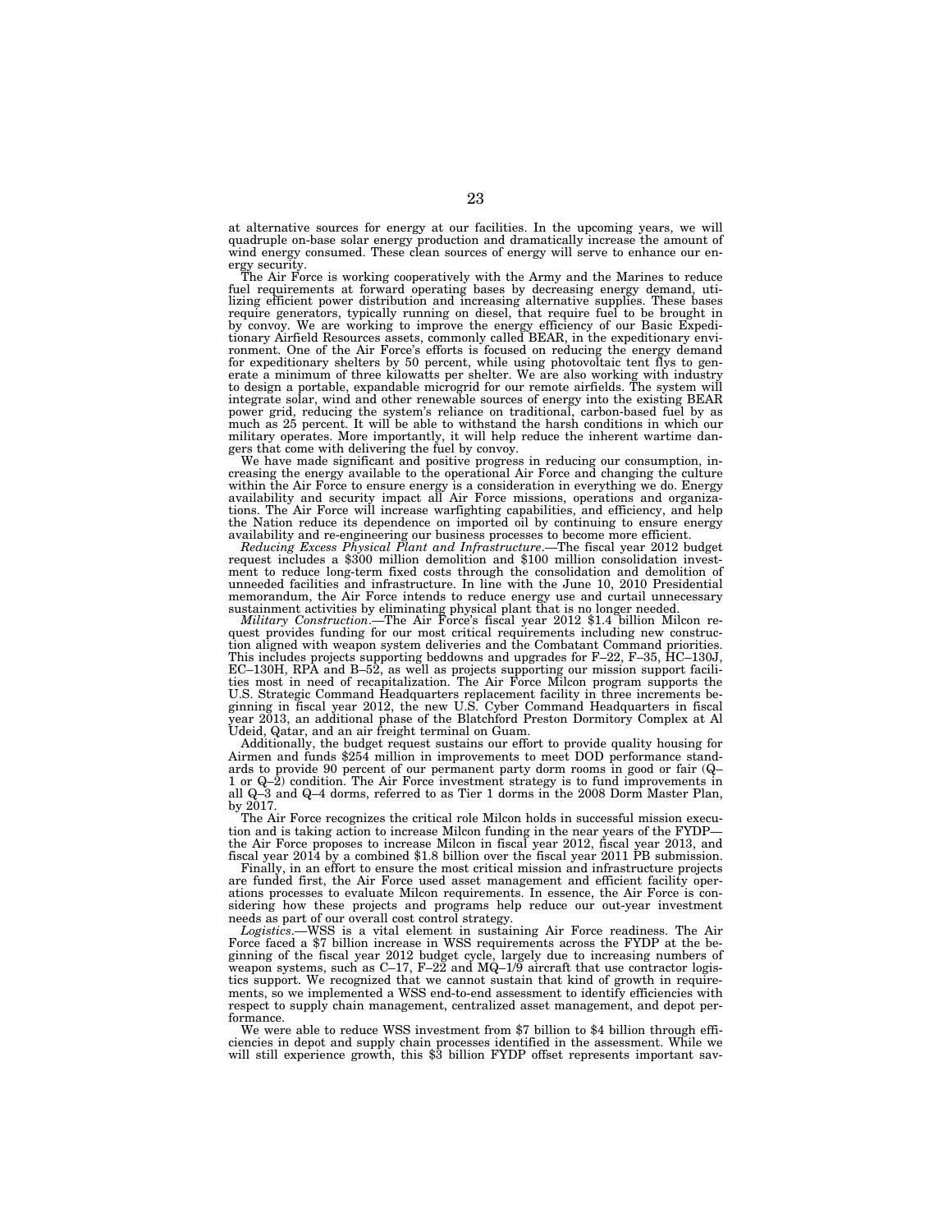at alternative sources for energy at our facilities. In the upcoming years, we will quadruple on-base solar energy production and dramatically increase the amount of wind energy consumed. These clean sources of energy will serve to enhance our energy security.

The Air Force is working cooperatively with the Army and the Marines to reduce fuel requirements at forward operating bases by decreasing energy demand, utilizing efficient power distribution and increasing alternative supplies. These bases require generators, typically running on diesel, that require fuel to be brought in by convoy. We are working to improve the energy efficiency of our Basic Expeditionary Airfield Resources assets, commonly called BEAR, in the expeditionary environment. One of the Air Force's efforts is focused on reducing the energy demand for expeditionary shelters by 50 percent, while using photovoltaic tent flys to generate a minimum of three kilowatts per shelter. We are also working with industry to design a portable, expandable microgrid for our remote airfields. The system will integrate solar, wind and other renewable sources of energy into the existing BEAR power grid, reducing the system's reliance on traditional, carbon-based fuel by as much as 25 percent. It will be able to withstand the harsh conditions in which our military operates. More importantly, it will help reduce the inherent wartime dangers that come with delivering the fuel by convoy.

We have made significant and positive progress in reducing our consumption, increasing the energy available to the operational Air Force and changing the culture within the Air Force to ensure energy is a consideration in everything we do. Energy availability and security impact all Air Force missions, operations and organizations. The Air Force will increase warfighting capabilities, and efficiency, and help the Nation reduce its dependence on imported oil by continuing to ensure energy availability and re-engineering our business processes to become more efficient.

*Reducing Excess Physical Plant and Infrastructure*.—The fiscal year 2012 budget request includes a $300 million demolition and $100 million consolidation investment to reduce long-term fixed costs through the consolidation and demolition of unneeded facilities and infrastructure. In line with the June 10, 2010 Presidential memorandum, the Air Force intends to reduce energy use and curtail unnecessary sustainment activities by eliminating physical plant that is no longer needed.

*Military Construction*.—The Air Force's fiscal year 2012 $1.4 billion Milcon request provides funding for our most critical requirements including new construction aligned with weapon system deliveries and the Combatant Command priorities. This includes projects supporting beddowns and upgrades for F–22, F–35, HC–130J, EC–130H, RPA and B–52, as well as projects supporting our mission support facilities most in need of recapitalization. The Air Force Milcon program supports the U.S. Strategic Command Headquarters replacement facility in three increments beginning in fiscal year 2012, the new U.S. Cyber Command Headquarters in fiscal year 2013, an additional phase of the Blatchford Preston Dormitory Complex at Al Udeid, Qatar, and an air freight terminal on Guam.

Additionally, the budget request sustains our effort to provide quality housing for Airmen and funds $254 million in improvements to meet DOD performance standards to provide 90 percent of our permanent party dorm rooms in good or fair (Q–1 or Q–2) condition. The Air Force investment strategy is to fund improvements in all Q–3 and Q–4 dorms, referred to as Tier 1 dorms in the 2008 Dorm Master Plan, by 2017.

The Air Force recognizes the critical role Milcon holds in successful mission execution and is taking action to increase Milcon funding in the near years of the FYDP—the Air Force proposes to increase Milcon in fiscal year 2012, fiscal year 2013, and fiscal year 2014 by a combined $1.8 billion over the fiscal year 2011 PB submission.

Finally, in an effort to ensure the most critical mission and infrastructure projects are funded first, the Air Force used asset management and efficient facility operations processes to evaluate Milcon requirements. In essence, the Air Force is considering how these projects and programs help reduce our out-year investment needs as part of our overall cost control strategy.

*Logistics*.—WSS is a vital element in sustaining Air Force readiness. The Air Force faced a $7 billion increase in WSS requirements across the FYDP at the beginning of the fiscal year 2012 budget cycle, largely due to increasing numbers of weapon systems, such as C–17, F–22 and MQ–1/9 aircraft that use contractor logistics support. We recognized that we cannot sustain that kind of growth in requirements, so we implemented a WSS end-to-end assessment to identify efficiencies with respect to supply chain management, centralized asset management, and depot performance.

We were able to reduce WSS investment from $7 billion to $4 billion through efficiencies in depot and supply chain processes identified in the assessment. While we will still experience growth, this $3 billion FYDP offset represents important sav-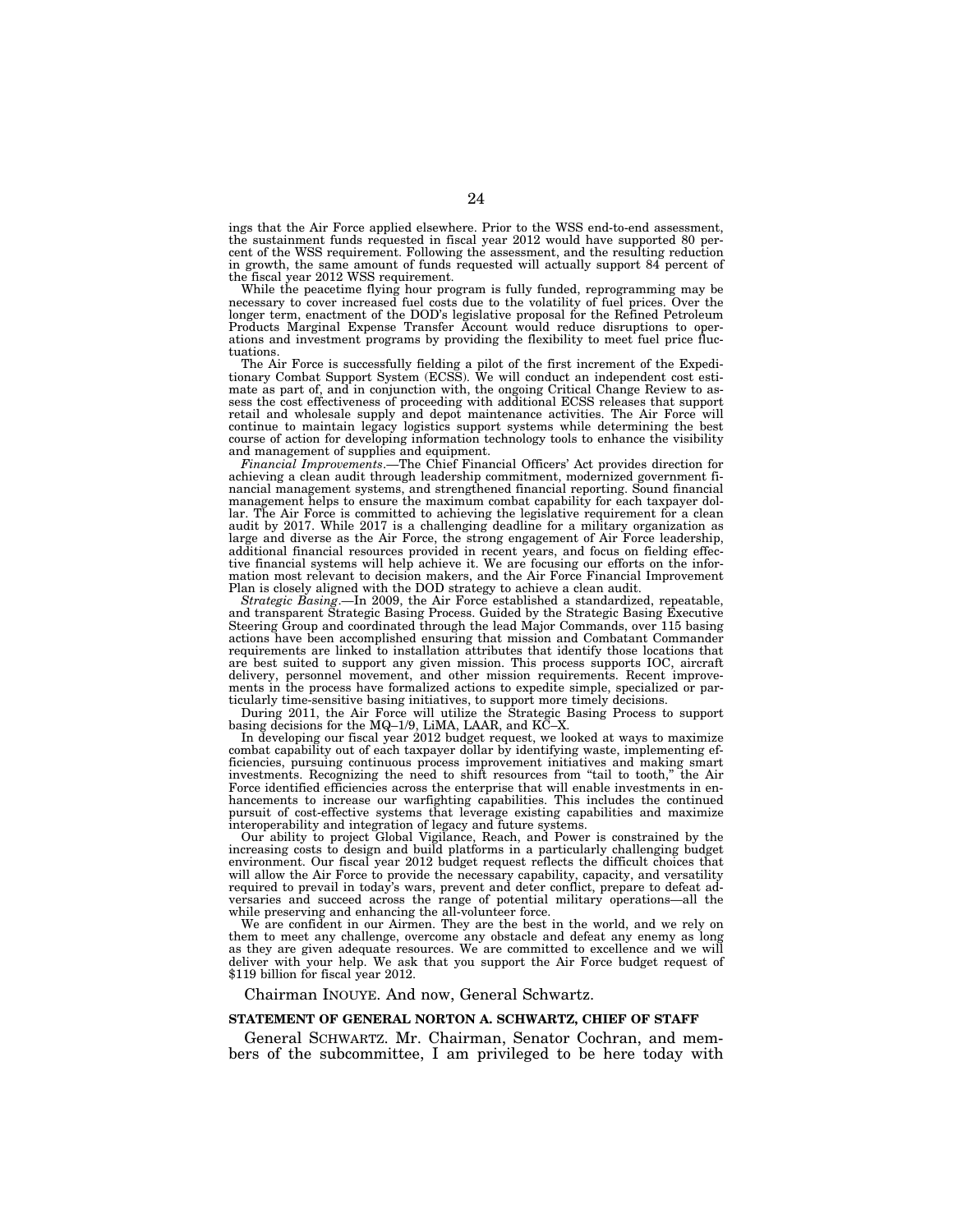ings that the Air Force applied elsewhere. Prior to the WSS end-to-end assessment, the sustainment funds requested in fiscal year 2012 would have supported 80 percent of the WSS requirement. Following the assessment, and the resulting reduction in growth, the same amount of funds requested will actually support 84 percent of the fiscal year 2012 WSS requirement.

While the peacetime flying hour program is fully funded, reprogramming may be necessary to cover increased fuel costs due to the volatility of fuel prices. Over the longer term, enactment of the DOD's legislative proposal for the Refined Petroleum Products Marginal Expense Transfer Account would reduce disruptions to operations and investment programs by providing the flexibility to meet fuel price fluctuations.

The Air Force is successfully fielding a pilot of the first increment of the Expeditionary Combat Support System (ECSS). We will conduct an independent cost estimate as part of, and in conjunction with, the ongoing Critical Change Review to assess the cost effectiveness of proceeding with additional ECSS releases that support retail and wholesale supply and depot maintenance activities. The Air Force will continue to maintain legacy logistics support systems while determining the best course of action for developing information technology tools to enhance the visibility and management of supplies and equipment.

*Financial Improvements*.—The Chief Financial Officers' Act provides direction for achieving a clean audit through leadership commitment, modernized government financial management systems, and strengthened financial reporting. Sound financial management helps to ensure the maximum combat capability for each taxpayer dollar. The Air Force is committed to achieving the legislative requirement for a clean audit by 2017. While 2017 is a challenging deadline for a military organization as large and diverse as the Air Force, the strong engagement of Air Force leadership, additional financial resources provided in recent years, and focus on fielding effective financial systems will help achieve it. We are focusing our efforts on the information most relevant to decision makers, and the Air Force Financial Improvement Plan is closely aligned with the DOD strategy to achieve a clean audit.

*Strategic Basing*.—In 2009, the Air Force established a standardized, repeatable, and transparent Strategic Basing Process. Guided by the Strategic Basing Executive Steering Group and coordinated through the lead Major Commands, over 115 basing actions have been accomplished ensuring that mission and Combatant Commander requirements are linked to installation attributes that identify those locations that are best suited to support any given mission. This process supports IOC, aircraft delivery, personnel movement, and other mission requirements. Recent improvements in the process have formalized actions to expedite simple, specialized or particularly time-sensitive basing initiatives, to support more timely decisions.

During 2011, the Air Force will utilize the Strategic Basing Process to support basing decisions for the MQ–1/9, LiMA, LAAR, and KC–X.

In developing our fiscal year 2012 budget request, we looked at ways to maximize combat capability out of each taxpayer dollar by identifying waste, implementing efficiencies, pursuing continuous process improvement initiatives and making smart investments. Recognizing the need to shift resources from "tail to tooth," the Air Force identified efficiencies across the enterprise that will enable investments in enhancements to increase our warfighting capabilities. This includes the continued pursuit of cost-effective systems that leverage existing capabilities and maximize interoperability and integration of legacy and future systems.

Our ability to project Global Vigilance, Reach, and Power is constrained by the increasing costs to design and build platforms in a particularly challenging budget environment. Our fiscal year 2012 budget request reflects the difficult choices that will allow the Air Force to provide the necessary capability, capacity, and versatility required to prevail in today's wars, prevent and deter conflict, prepare to defeat adversaries and succeed across the range of potential military operations—all the while preserving and enhancing the all-volunteer force.

We are confident in our Airmen. They are the best in the world, and we rely on them to meet any challenge, overcome any obstacle and defeat any enemy as long as they are given adequate resources. We are committed to excellence and we will deliver with your help. We ask that you support the Air Force budget request of $119 billion for fiscal year 2012.

Chairman INOUYE. And now, General Schwartz.

**STATEMENT OF GENERAL NORTON A. SCHWARTZ, CHIEF OF STAFF**

General SCHWARTZ. Mr. Chairman, Senator Cochran, and members of the subcommittee, I am privileged to be here today with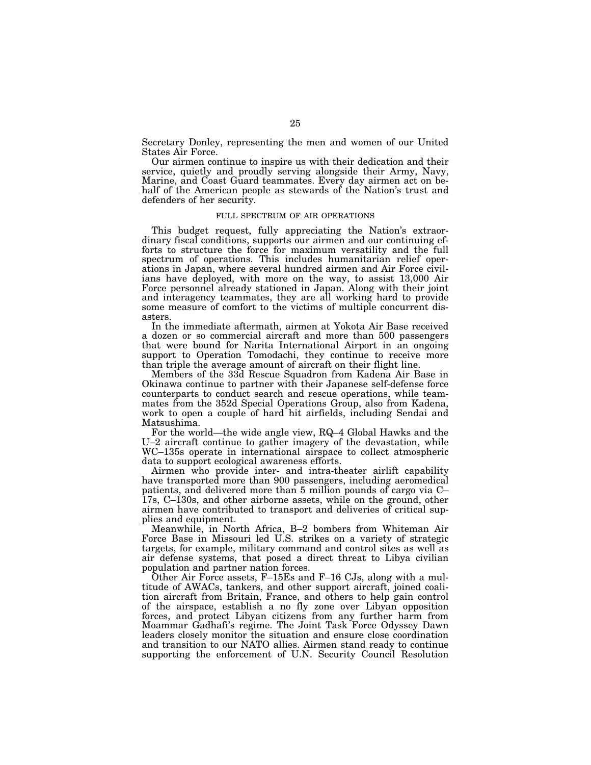Secretary Donley, representing the men and women of our United States Air Force.

Our airmen continue to inspire us with their dedication and their service, quietly and proudly serving alongside their Army, Navy, Marine, and Coast Guard teammates. Every day airmen act on behalf of the American people as stewards of the Nation's trust and defenders of her security.

### FULL SPECTRUM OF AIR OPERATIONS

This budget request, fully appreciating the Nation's extraordinary fiscal conditions, supports our airmen and our continuing efforts to structure the force for maximum versatility and the full spectrum of operations. This includes humanitarian relief operations in Japan, where several hundred airmen and Air Force civilians have deployed, with more on the way, to assist 13,000 Air Force personnel already stationed in Japan. Along with their joint and interagency teammates, they are all working hard to provide some measure of comfort to the victims of multiple concurrent disasters.

In the immediate aftermath, airmen at Yokota Air Base received a dozen or so commercial aircraft and more than 500 passengers that were bound for Narita International Airport in an ongoing support to Operation Tomodachi, they continue to receive more than triple the average amount of aircraft on their flight line.

Members of the 33d Rescue Squadron from Kadena Air Base in Okinawa continue to partner with their Japanese self-defense force counterparts to conduct search and rescue operations, while teammates from the 352d Special Operations Group, also from Kadena, work to open a couple of hard hit airfields, including Sendai and Matsushima.

For the world—the wide angle view, RQ–4 Global Hawks and the U–2 aircraft continue to gather imagery of the devastation, while WC–135s operate in international airspace to collect atmospheric data to support ecological awareness efforts.

Airmen who provide inter- and intra-theater airlift capability have transported more than 900 passengers, including aeromedical patients, and delivered more than 5 million pounds of cargo via C–17s, C–130s, and other airborne assets, while on the ground, other airmen have contributed to transport and deliveries of critical supplies and equipment.

Meanwhile, in North Africa, B–2 bombers from Whiteman Air Force Base in Missouri led U.S. strikes on a variety of strategic targets, for example, military command and control sites as well as air defense systems, that posed a direct threat to Libya civilian population and partner nation forces.

Other Air Force assets, F–15Es and F–16 CJs, along with a multitude of AWACs, tankers, and other support aircraft, joined coalition aircraft from Britain, France, and others to help gain control of the airspace, establish a no fly zone over Libyan opposition forces, and protect Libyan citizens from any further harm from Moammar Gadhafi's regime. The Joint Task Force Odyssey Dawn leaders closely monitor the situation and ensure close coordination and transition to our NATO allies. Airmen stand ready to continue supporting the enforcement of U.N. Security Council Resolution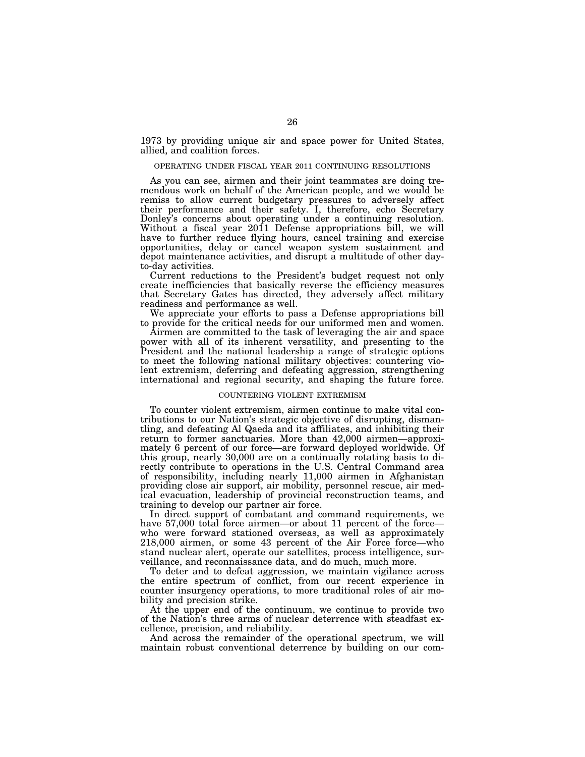1973 by providing unique air and space power for United States, allied, and coalition forces.

## OPERATING UNDER FISCAL YEAR 2011 CONTINUING RESOLUTIONS

As you can see, airmen and their joint teammates are doing tremendous work on behalf of the American people, and we would be remiss to allow current budgetary pressures to adversely affect their performance and their safety. I, therefore, echo Secretary Donley's concerns about operating under a continuing resolution. Without a fiscal year 2011 Defense appropriations bill, we will have to further reduce flying hours, cancel training and exercise opportunities, delay or cancel weapon system sustainment and depot maintenance activities, and disrupt a multitude of other day-to-day activities.

Current reductions to the President's budget request not only create inefficiencies that basically reverse the efficiency measures that Secretary Gates has directed, they adversely affect military readiness and performance as well.

We appreciate your efforts to pass a Defense appropriations bill to provide for the critical needs for our uniformed men and women.

Airmen are committed to the task of leveraging the air and space power with all of its inherent versatility, and presenting to the President and the national leadership a range of strategic options to meet the following national military objectives: countering violent extremism, deferring and defeating aggression, strengthening international and regional security, and shaping the future force.

## COUNTERING VIOLENT EXTREMISM

To counter violent extremism, airmen continue to make vital contributions to our Nation's strategic objective of disrupting, dismantling, and defeating Al Qaeda and its affiliates, and inhibiting their return to former sanctuaries. More than 42,000 airmen—approximately 6 percent of our force—are forward deployed worldwide. Of this group, nearly 30,000 are on a continually rotating basis to directly contribute to operations in the U.S. Central Command area of responsibility, including nearly 11,000 airmen in Afghanistan providing close air support, air mobility, personnel rescue, air medical evacuation, leadership of provincial reconstruction teams, and training to develop our partner air force.

In direct support of combatant and command requirements, we have 57,000 total force airmen—or about 11 percent of the force—who were forward stationed overseas, as well as approximately 218,000 airmen, or some 43 percent of the Air Force force—who stand nuclear alert, operate our satellites, process intelligence, surveillance, and reconnaissance data, and do much, much more.

To deter and to defeat aggression, we maintain vigilance across the entire spectrum of conflict, from our recent experience in counter insurgency operations, to more traditional roles of air mobility and precision strike.

At the upper end of the continuum, we continue to provide two of the Nation's three arms of nuclear deterrence with steadfast excellence, precision, and reliability.

And across the remainder of the operational spectrum, we will maintain robust conventional deterrence by building on our com-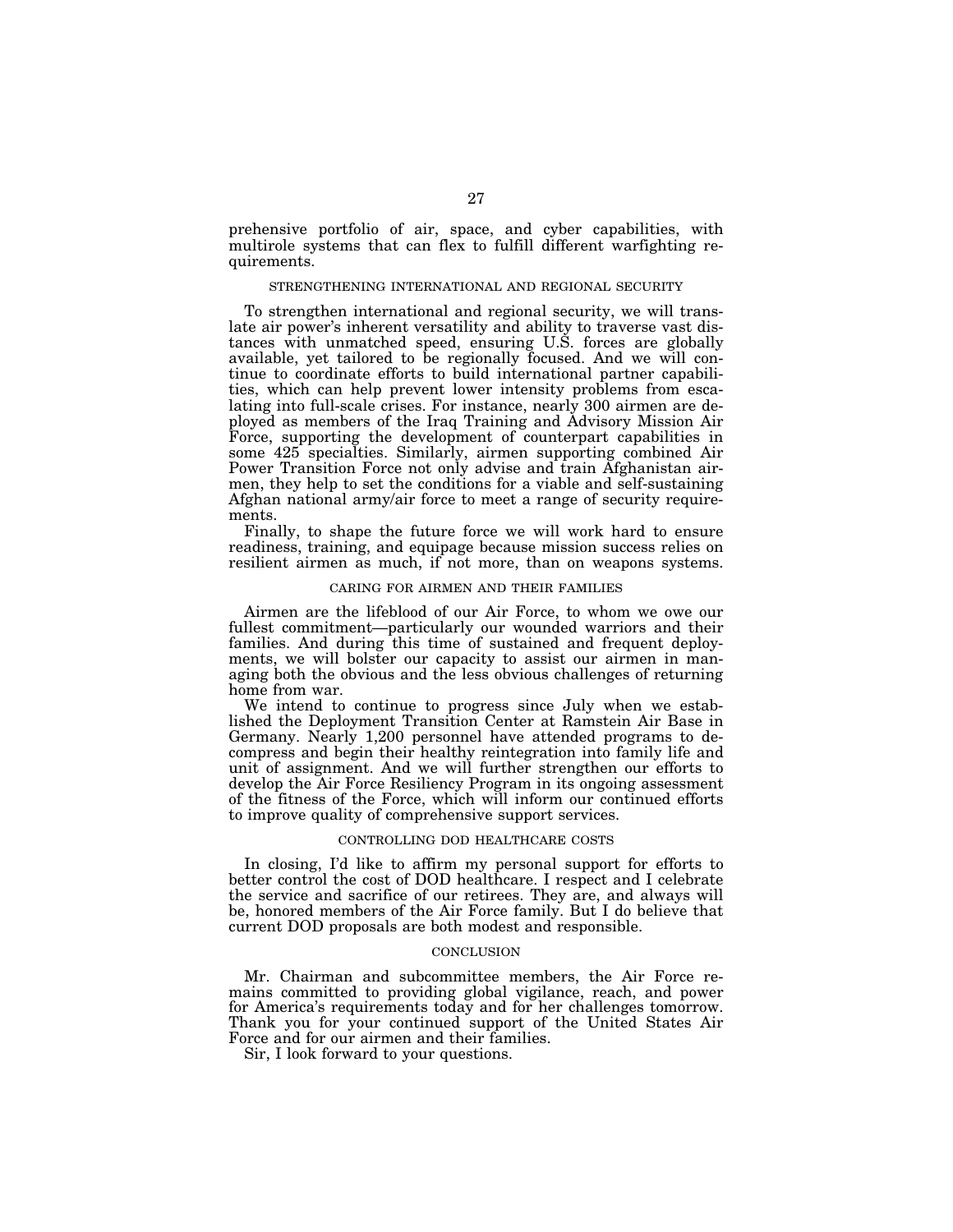prehensive portfolio of air, space, and cyber capabilities, with multirole systems that can flex to fulfill different warfighting requirements.

### STRENGTHENING INTERNATIONAL AND REGIONAL SECURITY

To strengthen international and regional security, we will translate air power's inherent versatility and ability to traverse vast distances with unmatched speed, ensuring U.S. forces are globally available, yet tailored to be regionally focused. And we will continue to coordinate efforts to build international partner capabilities, which can help prevent lower intensity problems from escalating into full-scale crises. For instance, nearly 300 airmen are deployed as members of the Iraq Training and Advisory Mission Air Force, supporting the development of counterpart capabilities in some 425 specialties. Similarly, airmen supporting combined Air Power Transition Force not only advise and train Afghanistan airmen, they help to set the conditions for a viable and self-sustaining Afghan national army/air force to meet a range of security requirements.

Finally, to shape the future force we will work hard to ensure readiness, training, and equipage because mission success relies on resilient airmen as much, if not more, than on weapons systems.

### CARING FOR AIRMEN AND THEIR FAMILIES

Airmen are the lifeblood of our Air Force, to whom we owe our fullest commitment—particularly our wounded warriors and their families. And during this time of sustained and frequent deployments, we will bolster our capacity to assist our airmen in managing both the obvious and the less obvious challenges of returning home from war.

We intend to continue to progress since July when we established the Deployment Transition Center at Ramstein Air Base in Germany. Nearly 1,200 personnel have attended programs to decompress and begin their healthy reintegration into family life and unit of assignment. And we will further strengthen our efforts to develop the Air Force Resiliency Program in its ongoing assessment of the fitness of the Force, which will inform our continued efforts to improve quality of comprehensive support services.

### CONTROLLING DOD HEALTHCARE COSTS

In closing, I'd like to affirm my personal support for efforts to better control the cost of DOD healthcare. I respect and I celebrate the service and sacrifice of our retirees. They are, and always will be, honored members of the Air Force family. But I do believe that current DOD proposals are both modest and responsible.

### CONCLUSION

Mr. Chairman and subcommittee members, the Air Force remains committed to providing global vigilance, reach, and power for America's requirements today and for her challenges tomorrow. Thank you for your continued support of the United States Air Force and for our airmen and their families.

Sir, I look forward to your questions.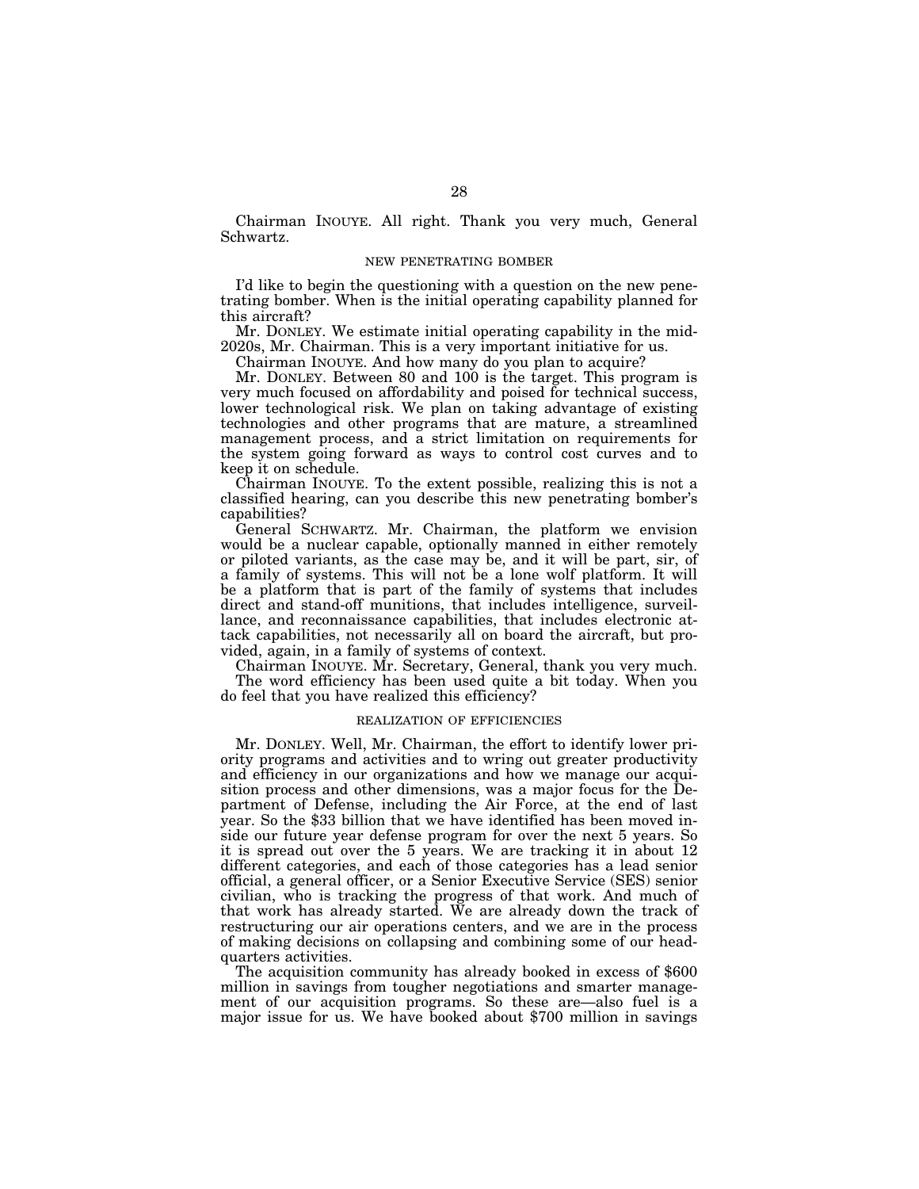Chairman INOUYE. All right. Thank you very much, General Schwartz.

## NEW PENETRATING BOMBER

I'd like to begin the questioning with a question on the new penetrating bomber. When is the initial operating capability planned for this aircraft?

Mr. DONLEY. We estimate initial operating capability in the mid-2020s, Mr. Chairman. This is a very important initiative for us.

Chairman INOUYE. And how many do you plan to acquire?

Mr. DONLEY. Between 80 and 100 is the target. This program is very much focused on affordability and poised for technical success, lower technological risk. We plan on taking advantage of existing technologies and other programs that are mature, a streamlined management process, and a strict limitation on requirements for the system going forward as ways to control cost curves and to keep it on schedule.

Chairman INOUYE. To the extent possible, realizing this is not a classified hearing, can you describe this new penetrating bomber's capabilities?

General SCHWARTZ. Mr. Chairman, the platform we envision would be a nuclear capable, optionally manned in either remotely or piloted variants, as the case may be, and it will be part, sir, of a family of systems. This will not be a lone wolf platform. It will be a platform that is part of the family of systems that includes direct and stand-off munitions, that includes intelligence, surveillance, and reconnaissance capabilities, that includes electronic attack capabilities, not necessarily all on board the aircraft, but provided, again, in a family of systems of context.

Chairman INOUYE. Mr. Secretary, General, thank you very much.

The word efficiency has been used quite a bit today. When you do feel that you have realized this efficiency?

## REALIZATION OF EFFICIENCIES

Mr. DONLEY. Well, Mr. Chairman, the effort to identify lower priority programs and activities and to wring out greater productivity and efficiency in our organizations and how we manage our acquisition process and other dimensions, was a major focus for the Department of Defense, including the Air Force, at the end of last year. So the $33 billion that we have identified has been moved inside our future year defense program for over the next 5 years. So it is spread out over the 5 years. We are tracking it in about 12 different categories, and each of those categories has a lead senior official, a general officer, or a Senior Executive Service (SES) senior civilian, who is tracking the progress of that work. And much of that work has already started. We are already down the track of restructuring our air operations centers, and we are in the process of making decisions on collapsing and combining some of our headquarters activities.

The acquisition community has already booked in excess of $600 million in savings from tougher negotiations and smarter management of our acquisition programs. So these are—also fuel is a major issue for us. We have booked about $700 million in savings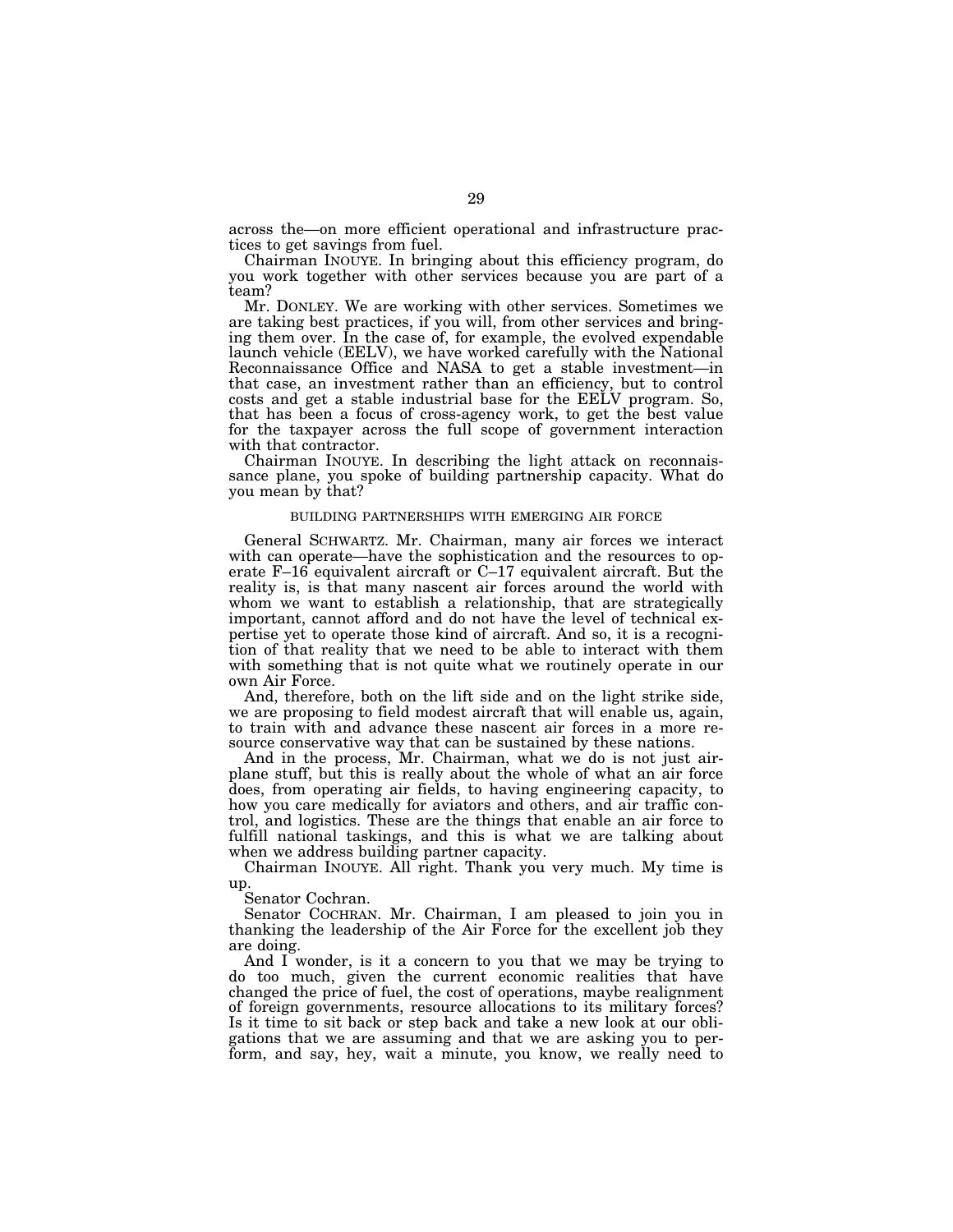across the—on more efficient operational and infrastructure practices to get savings from fuel.

Chairman INOUYE. In bringing about this efficiency program, do you work together with other services because you are part of a team?

Mr. DONLEY. We are working with other services. Sometimes we are taking best practices, if you will, from other services and bringing them over. In the case of, for example, the evolved expendable launch vehicle (EELV), we have worked carefully with the National Reconnaissance Office and NASA to get a stable investment—in that case, an investment rather than an efficiency, but to control costs and get a stable industrial base for the EELV program. So, that has been a focus of cross-agency work, to get the best value for the taxpayer across the full scope of government interaction with that contractor.

Chairman INOUYE. In describing the light attack on reconnaissance plane, you spoke of building partnership capacity. What do you mean by that?

## BUILDING PARTNERSHIPS WITH EMERGING AIR FORCE

General SCHWARTZ. Mr. Chairman, many air forces we interact with can operate—have the sophistication and the resources to operate F–16 equivalent aircraft or C–17 equivalent aircraft. But the reality is, is that many nascent air forces around the world with whom we want to establish a relationship, that are strategically important, cannot afford and do not have the level of technical expertise yet to operate those kind of aircraft. And so, it is a recognition of that reality that we need to be able to interact with them with something that is not quite what we routinely operate in our own Air Force.

And, therefore, both on the lift side and on the light strike side, we are proposing to field modest aircraft that will enable us, again, to train with and advance these nascent air forces in a more resource conservative way that can be sustained by these nations.

And in the process, Mr. Chairman, what we do is not just airplane stuff, but this is really about the whole of what an air force does, from operating air fields, to having engineering capacity, to how you care medically for aviators and others, and air traffic control, and logistics. These are the things that enable an air force to fulfill national taskings, and this is what we are talking about when we address building partner capacity.

Chairman INOUYE. All right. Thank you very much. My time is up.

Senator Cochran.

Senator COCHRAN. Mr. Chairman, I am pleased to join you in thanking the leadership of the Air Force for the excellent job they are doing.

And I wonder, is it a concern to you that we may be trying to do too much, given the current economic realities that have changed the price of fuel, the cost of operations, maybe realignment of foreign governments, resource allocations to its military forces? Is it time to sit back or step back and take a new look at our obligations that we are assuming and that we are asking you to perform, and say, hey, wait a minute, you know, we really need to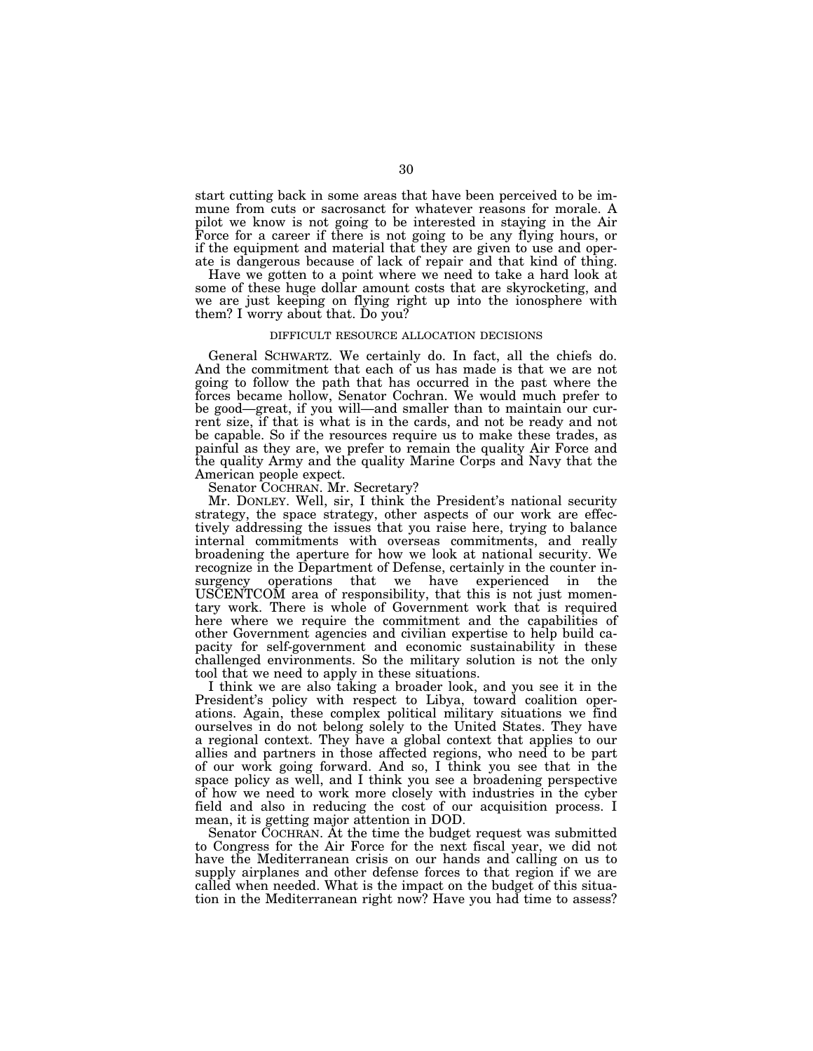start cutting back in some areas that have been perceived to be immune from cuts or sacrosanct for whatever reasons for morale. A pilot we know is not going to be interested in staying in the Air Force for a career if there is not going to be any flying hours, or if the equipment and material that they are given to use and operate is dangerous because of lack of repair and that kind of thing.

Have we gotten to a point where we need to take a hard look at some of these huge dollar amount costs that are skyrocketing, and we are just keeping on flying right up into the ionosphere with them? I worry about that. Do you?

DIFFICULT RESOURCE ALLOCATION DECISIONS

General SCHWARTZ. We certainly do. In fact, all the chiefs do. And the commitment that each of us has made is that we are not going to follow the path that has occurred in the past where the forces became hollow, Senator Cochran. We would much prefer to be good—great, if you will—and smaller than to maintain our current size, if that is what is in the cards, and not be ready and not be capable. So if the resources require us to make these trades, as painful as they are, we prefer to remain the quality Air Force and the quality Army and the quality Marine Corps and Navy that the American people expect.

Senator COCHRAN. Mr. Secretary?

Mr. DONLEY. Well, sir, I think the President's national security strategy, the space strategy, other aspects of our work are effectively addressing the issues that you raise here, trying to balance internal commitments with overseas commitments, and really broadening the aperture for how we look at national security. We recognize in the Department of Defense, certainly in the counter insurgency operations that we have experienced in the USCENTCOM area of responsibility, that this is not just momentary work. There is whole of Government work that is required here where we require the commitment and the capabilities of other Government agencies and civilian expertise to help build capacity for self-government and economic sustainability in these challenged environments. So the military solution is not the only tool that we need to apply in these situations.

I think we are also taking a broader look, and you see it in the President's policy with respect to Libya, toward coalition operations. Again, these complex political military situations we find ourselves in do not belong solely to the United States. They have a regional context. They have a global context that applies to our allies and partners in those affected regions, who need to be part of our work going forward. And so, I think you see that in the space policy as well, and I think you see a broadening perspective of how we need to work more closely with industries in the cyber field and also in reducing the cost of our acquisition process. I mean, it is getting major attention in DOD.

Senator COCHRAN. At the time the budget request was submitted to Congress for the Air Force for the next fiscal year, we did not have the Mediterranean crisis on our hands and calling on us to supply airplanes and other defense forces to that region if we are called when needed. What is the impact on the budget of this situation in the Mediterranean right now? Have you had time to assess?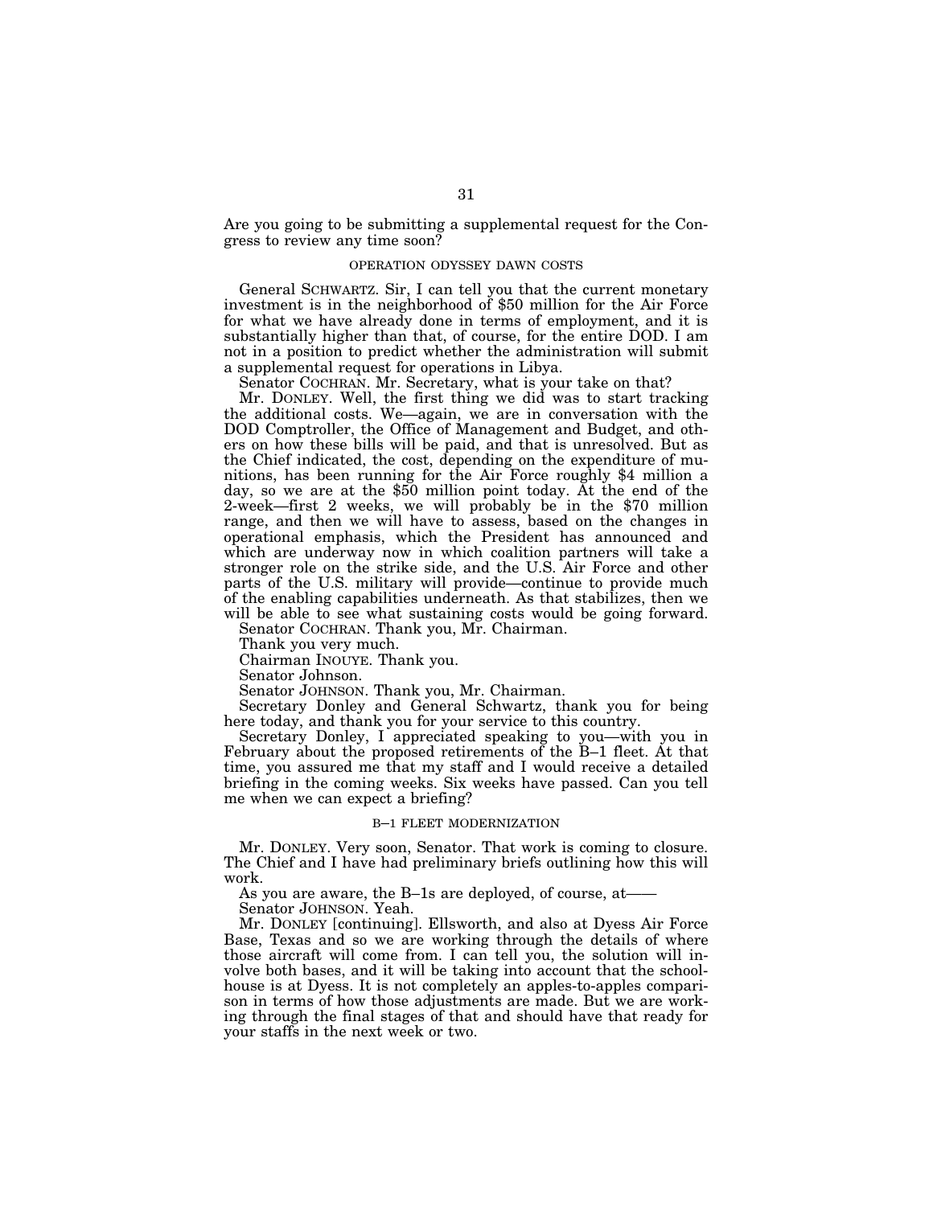Are you going to be submitting a supplemental request for the Congress to review any time soon?

### OPERATION ODYSSEY DAWN COSTS

General SCHWARTZ. Sir, I can tell you that the current monetary investment is in the neighborhood of $50 million for the Air Force for what we have already done in terms of employment, and it is substantially higher than that, of course, for the entire DOD. I am not in a position to predict whether the administration will submit a supplemental request for operations in Libya.

Senator COCHRAN. Mr. Secretary, what is your take on that?

Mr. DONLEY. Well, the first thing we did was to start tracking the additional costs. We—again, we are in conversation with the DOD Comptroller, the Office of Management and Budget, and others on how these bills will be paid, and that is unresolved. But as the Chief indicated, the cost, depending on the expenditure of munitions, has been running for the Air Force roughly $4 million a day, so we are at the $50 million point today. At the end of the 2-week—first 2 weeks, we will probably be in the $70 million range, and then we will have to assess, based on the changes in operational emphasis, which the President has announced and which are underway now in which coalition partners will take a stronger role on the strike side, and the U.S. Air Force and other parts of the U.S. military will provide—continue to provide much of the enabling capabilities underneath. As that stabilizes, then we will be able to see what sustaining costs would be going forward.

Senator COCHRAN. Thank you, Mr. Chairman.

Thank you very much.

Chairman INOUYE. Thank you.

Senator Johnson.

Senator JOHNSON. Thank you, Mr. Chairman.

Secretary Donley and General Schwartz, thank you for being here today, and thank you for your service to this country.

Secretary Donley, I appreciated speaking to you—with you in February about the proposed retirements of the B–1 fleet. At that time, you assured me that my staff and I would receive a detailed briefing in the coming weeks. Six weeks have passed. Can you tell me when we can expect a briefing?

### B–1 FLEET MODERNIZATION

Mr. DONLEY. Very soon, Senator. That work is coming to closure. The Chief and I have had preliminary briefs outlining how this will work.

As you are aware, the B–1s are deployed, of course, at——

Senator JOHNSON. Yeah.

Mr. DONLEY [continuing]. Ellsworth, and also at Dyess Air Force Base, Texas and so we are working through the details of where those aircraft will come from. I can tell you, the solution will involve both bases, and it will be taking into account that the schoolhouse is at Dyess. It is not completely an apples-to-apples comparison in terms of how those adjustments are made. But we are working through the final stages of that and should have that ready for your staffs in the next week or two.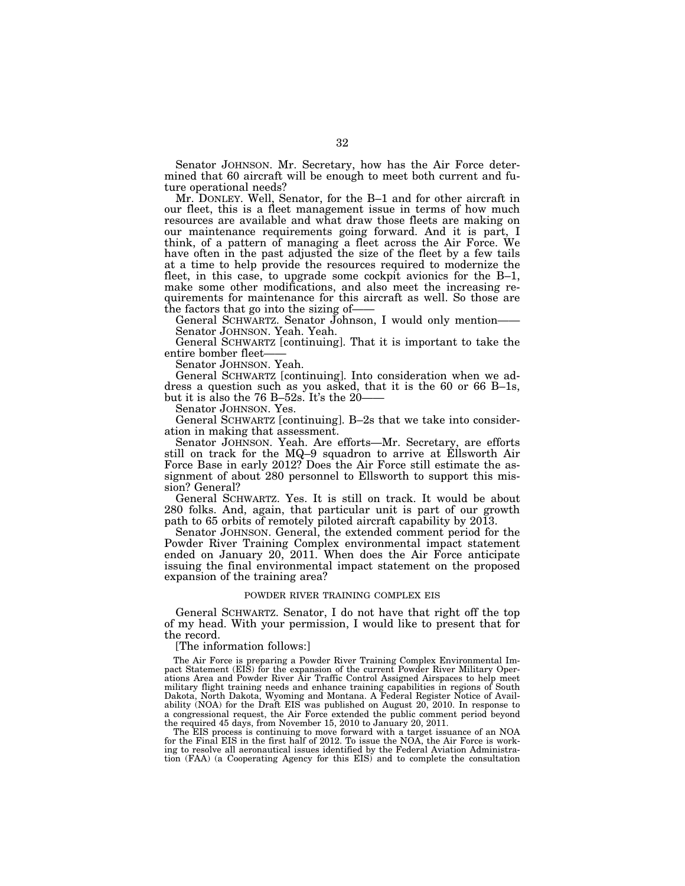Senator JOHNSON. Mr. Secretary, how has the Air Force determined that 60 aircraft will be enough to meet both current and future operational needs?

Mr. DONLEY. Well, Senator, for the B–1 and for other aircraft in our fleet, this is a fleet management issue in terms of how much resources are available and what draw those fleets are making on our maintenance requirements going forward. And it is part, I think, of a pattern of managing a fleet across the Air Force. We have often in the past adjusted the size of the fleet by a few tails at a time to help provide the resources required to modernize the fleet, in this case, to upgrade some cockpit avionics for the B–1, make some other modifications, and also meet the increasing requirements for maintenance for this aircraft as well. So those are the factors that go into the sizing of——

General SCHWARTZ. Senator Johnson, I would only mention——

Senator JOHNSON. Yeah. Yeah.

General SCHWARTZ [continuing]. That it is important to take the entire bomber fleet——

Senator JOHNSON. Yeah.

General SCHWARTZ [continuing]. Into consideration when we address a question such as you asked, that it is the 60 or 66 B–1s, but it is also the 76 B–52s. It's the 20——

Senator JOHNSON. Yes.

General SCHWARTZ [continuing]. B–2s that we take into consideration in making that assessment.

Senator JOHNSON. Yeah. Are efforts—Mr. Secretary, are efforts still on track for the MQ–9 squadron to arrive at Ellsworth Air Force Base in early 2012? Does the Air Force still estimate the assignment of about 280 personnel to Ellsworth to support this mission? General?

General SCHWARTZ. Yes. It is still on track. It would be about 280 folks. And, again, that particular unit is part of our growth path to 65 orbits of remotely piloted aircraft capability by 2013.

Senator JOHNSON. General, the extended comment period for the Powder River Training Complex environmental impact statement ended on January 20, 2011. When does the Air Force anticipate issuing the final environmental impact statement on the proposed expansion of the training area?

POWDER RIVER TRAINING COMPLEX EIS

General SCHWARTZ. Senator, I do not have that right off the top of my head. With your permission, I would like to present that for the record.

[The information follows:]

The Air Force is preparing a Powder River Training Complex Environmental Impact Statement (EIS) for the expansion of the current Powder River Military Operations Area and Powder River Air Traffic Control Assigned Airspaces to help meet military flight training needs and enhance training capabilities in regions of South Dakota, North Dakota, Wyoming and Montana. A Federal Register Notice of Availability (NOA) for the Draft EIS was published on August 20, 2010. In response to a congressional request, the Air Force extended the public comment period beyond the required 45 days, from November 15, 2010 to January 20, 2011.

The EIS process is continuing to move forward with a target issuance of an NOA for the Final EIS in the first half of 2012. To issue the NOA, the Air Force is working to resolve all aeronautical issues identified by the Federal Aviation Administration (FAA) (a Cooperating Agency for this EIS) and to complete the consultation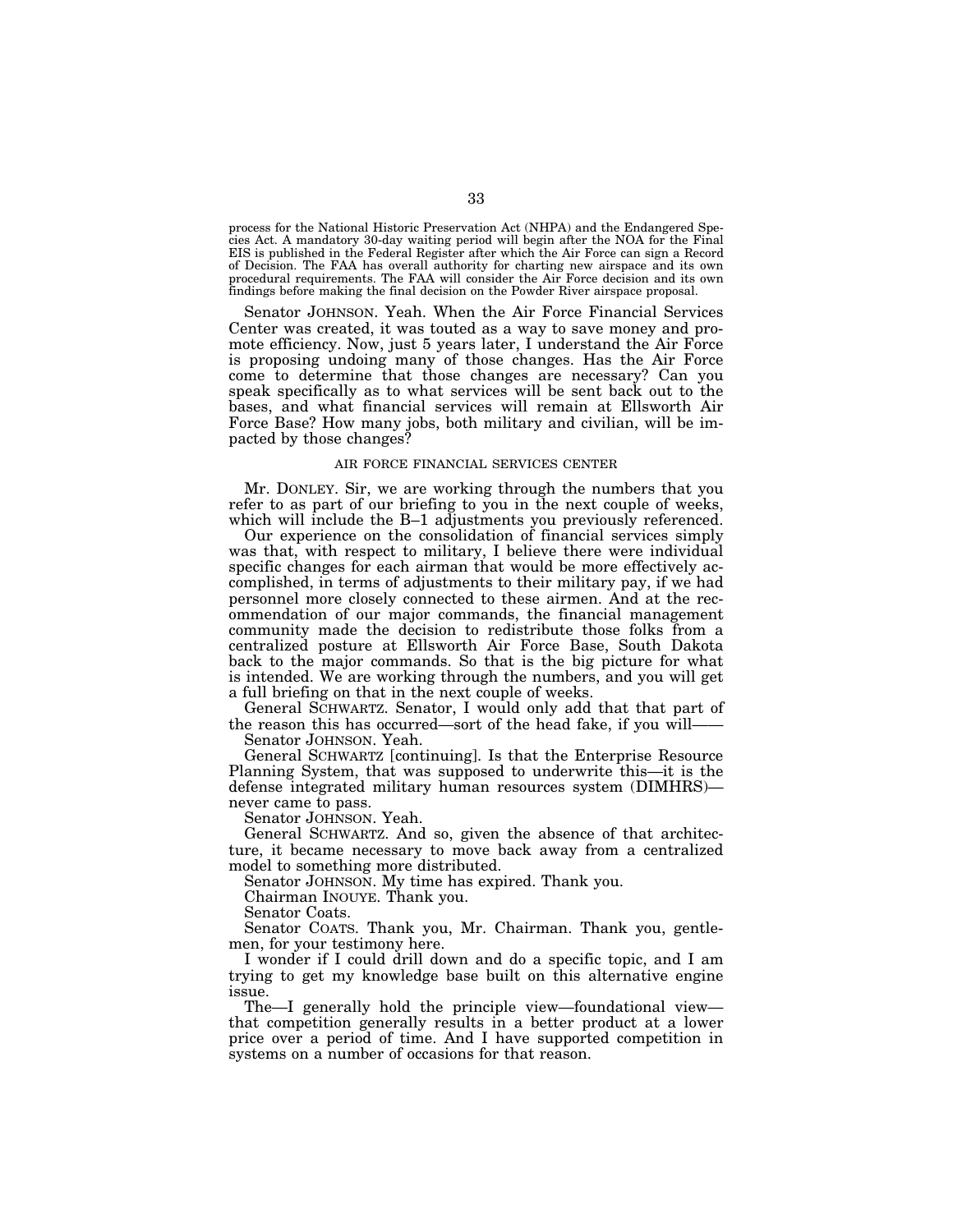process for the National Historic Preservation Act (NHPA) and the Endangered Species Act. A mandatory 30-day waiting period will begin after the NOA for the Final EIS is published in the Federal Register after which the Air Force can sign a Record of Decision. The FAA has overall authority for charting new airspace and its own procedural requirements. The FAA will consider the Air Force decision and its own findings before making the final decision on the Powder River airspace proposal.

Senator JOHNSON. Yeah. When the Air Force Financial Services Center was created, it was touted as a way to save money and promote efficiency. Now, just 5 years later, I understand the Air Force is proposing undoing many of those changes. Has the Air Force come to determine that those changes are necessary? Can you speak specifically as to what services will be sent back out to the bases, and what financial services will remain at Ellsworth Air Force Base? How many jobs, both military and civilian, will be impacted by those changes?

AIR FORCE FINANCIAL SERVICES CENTER

Mr. DONLEY. Sir, we are working through the numbers that you refer to as part of our briefing to you in the next couple of weeks, which will include the B–1 adjustments you previously referenced.

Our experience on the consolidation of financial services simply was that, with respect to military, I believe there were individual specific changes for each airman that would be more effectively accomplished, in terms of adjustments to their military pay, if we had personnel more closely connected to these airmen. And at the recommendation of our major commands, the financial management community made the decision to redistribute those folks from a centralized posture at Ellsworth Air Force Base, South Dakota back to the major commands. So that is the big picture for what is intended. We are working through the numbers, and you will get a full briefing on that in the next couple of weeks.

General SCHWARTZ. Senator, I would only add that that part of the reason this has occurred—sort of the head fake, if you will——

Senator JOHNSON. Yeah.

General SCHWARTZ [continuing]. Is that the Enterprise Resource Planning System, that was supposed to underwrite this—it is the defense integrated military human resources system (DIMHRS)—never came to pass.

Senator JOHNSON. Yeah.

General SCHWARTZ. And so, given the absence of that architecture, it became necessary to move back away from a centralized model to something more distributed.

Senator JOHNSON. My time has expired. Thank you.

Chairman INOUYE. Thank you.

Senator Coats.

Senator COATS. Thank you, Mr. Chairman. Thank you, gentlemen, for your testimony here.

I wonder if I could drill down and do a specific topic, and I am trying to get my knowledge base built on this alternative engine issue.

The—I generally hold the principle view—foundational view—that competition generally results in a better product at a lower price over a period of time. And I have supported competition in systems on a number of occasions for that reason.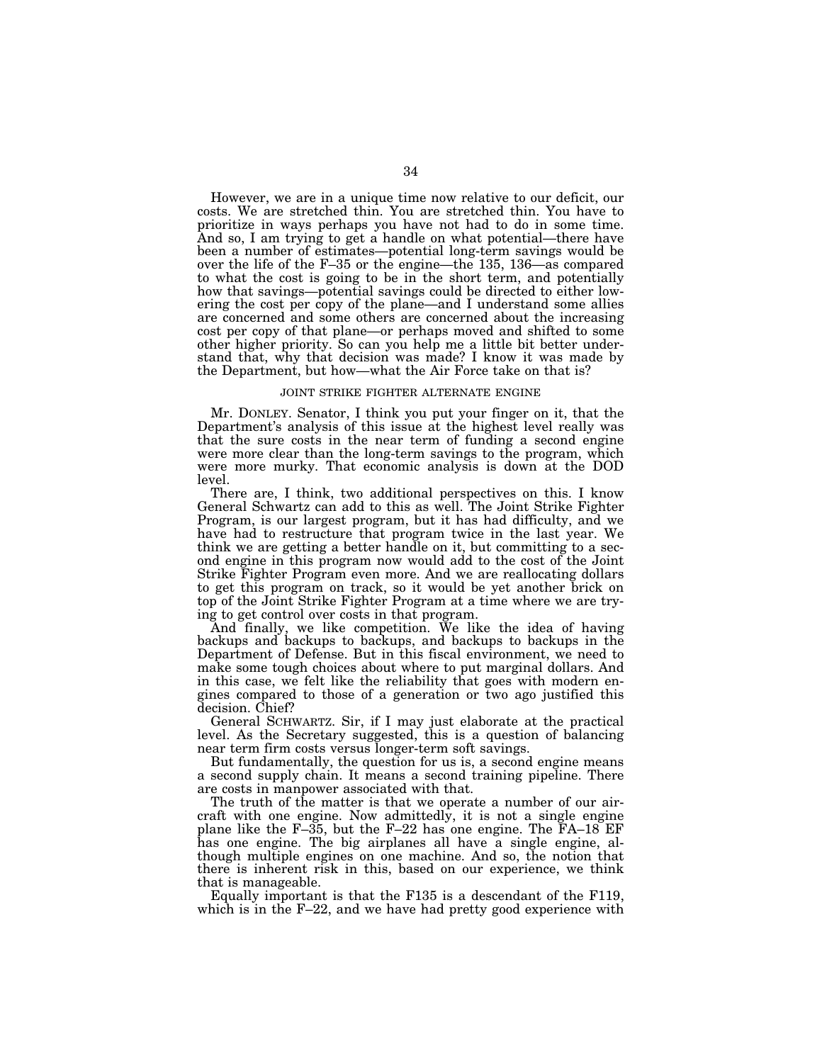However, we are in a unique time now relative to our deficit, our costs. We are stretched thin. You are stretched thin. You have to prioritize in ways perhaps you have not had to do in some time. And so, I am trying to get a handle on what potential—there have been a number of estimates—potential long-term savings would be over the life of the F–35 or the engine—the 135, 136—as compared to what the cost is going to be in the short term, and potentially how that savings—potential savings could be directed to either lowering the cost per copy of the plane—and I understand some allies are concerned and some others are concerned about the increasing cost per copy of that plane—or perhaps moved and shifted to some other higher priority. So can you help me a little bit better understand that, why that decision was made? I know it was made by the Department, but how—what the Air Force take on that is?

## JOINT STRIKE FIGHTER ALTERNATE ENGINE

Mr. DONLEY. Senator, I think you put your finger on it, that the Department's analysis of this issue at the highest level really was that the sure costs in the near term of funding a second engine were more clear than the long-term savings to the program, which were more murky. That economic analysis is down at the DOD level.

There are, I think, two additional perspectives on this. I know General Schwartz can add to this as well. The Joint Strike Fighter Program, is our largest program, but it has had difficulty, and we have had to restructure that program twice in the last year. We think we are getting a better handle on it, but committing to a second engine in this program now would add to the cost of the Joint Strike Fighter Program even more. And we are reallocating dollars to get this program on track, so it would be yet another brick on top of the Joint Strike Fighter Program at a time where we are trying to get control over costs in that program.

And finally, we like competition. We like the idea of having backups and backups to backups, and backups to backups in the Department of Defense. But in this fiscal environment, we need to make some tough choices about where to put marginal dollars. And in this case, we felt like the reliability that goes with modern engines compared to those of a generation or two ago justified this decision. Chief?

General SCHWARTZ. Sir, if I may just elaborate at the practical level. As the Secretary suggested, this is a question of balancing near term firm costs versus longer-term soft savings.

But fundamentally, the question for us is, a second engine means a second supply chain. It means a second training pipeline. There are costs in manpower associated with that.

The truth of the matter is that we operate a number of our aircraft with one engine. Now admittedly, it is not a single engine plane like the F–35, but the F–22 has one engine. The FA–18 EF has one engine. The big airplanes all have a single engine, although multiple engines on one machine. And so, the notion that there is inherent risk in this, based on our experience, we think that is manageable.

Equally important is that the F135 is a descendant of the F119, which is in the F–22, and we have had pretty good experience with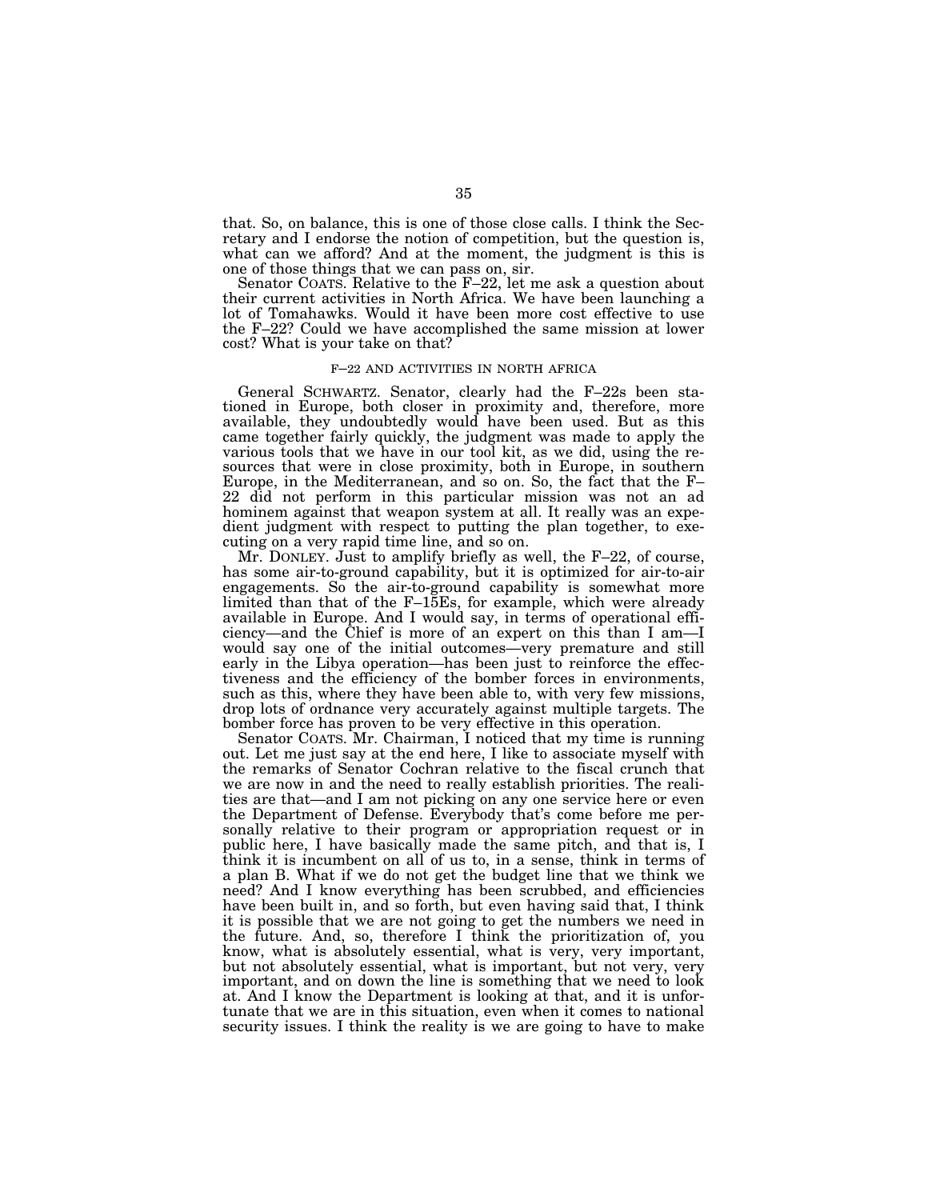that. So, on balance, this is one of those close calls. I think the Secretary and I endorse the notion of competition, but the question is, what can we afford? And at the moment, the judgment is this is one of those things that we can pass on, sir.

Senator COATS. Relative to the F–22, let me ask a question about their current activities in North Africa. We have been launching a lot of Tomahawks. Would it have been more cost effective to use the F–22? Could we have accomplished the same mission at lower cost? What is your take on that?

## F–22 AND ACTIVITIES IN NORTH AFRICA

General SCHWARTZ. Senator, clearly had the F–22s been stationed in Europe, both closer in proximity and, therefore, more available, they undoubtedly would have been used. But as this came together fairly quickly, the judgment was made to apply the various tools that we have in our tool kit, as we did, using the resources that were in close proximity, both in Europe, in southern Europe, in the Mediterranean, and so on. So, the fact that the F–22 did not perform in this particular mission was not an ad hominem against that weapon system at all. It really was an expedient judgment with respect to putting the plan together, to executing on a very rapid time line, and so on.

Mr. DONLEY. Just to amplify briefly as well, the F–22, of course, has some air-to-ground capability, but it is optimized for air-to-air engagements. So the air-to-ground capability is somewhat more limited than that of the F–15Es, for example, which were already available in Europe. And I would say, in terms of operational efficiency—and the Chief is more of an expert on this than I am—I would say one of the initial outcomes—very premature and still early in the Libya operation—has been just to reinforce the effectiveness and the efficiency of the bomber forces in environments, such as this, where they have been able to, with very few missions, drop lots of ordnance very accurately against multiple targets. The bomber force has proven to be very effective in this operation.

Senator COATS. Mr. Chairman, I noticed that my time is running out. Let me just say at the end here, I like to associate myself with the remarks of Senator Cochran relative to the fiscal crunch that we are now in and the need to really establish priorities. The realities are that—and I am not picking on any one service here or even the Department of Defense. Everybody that's come before me personally relative to their program or appropriation request or in public here, I have basically made the same pitch, and that is, I think it is incumbent on all of us to, in a sense, think in terms of a plan B. What if we do not get the budget line that we think we need? And I know everything has been scrubbed, and efficiencies have been built in, and so forth, but even having said that, I think it is possible that we are not going to get the numbers we need in the future. And, so, therefore I think the prioritization of, you know, what is absolutely essential, what is very, very important, but not absolutely essential, what is important, but not very, very important, and on down the line is something that we need to look at. And I know the Department is looking at that, and it is unfortunate that we are in this situation, even when it comes to national security issues. I think the reality is we are going to have to make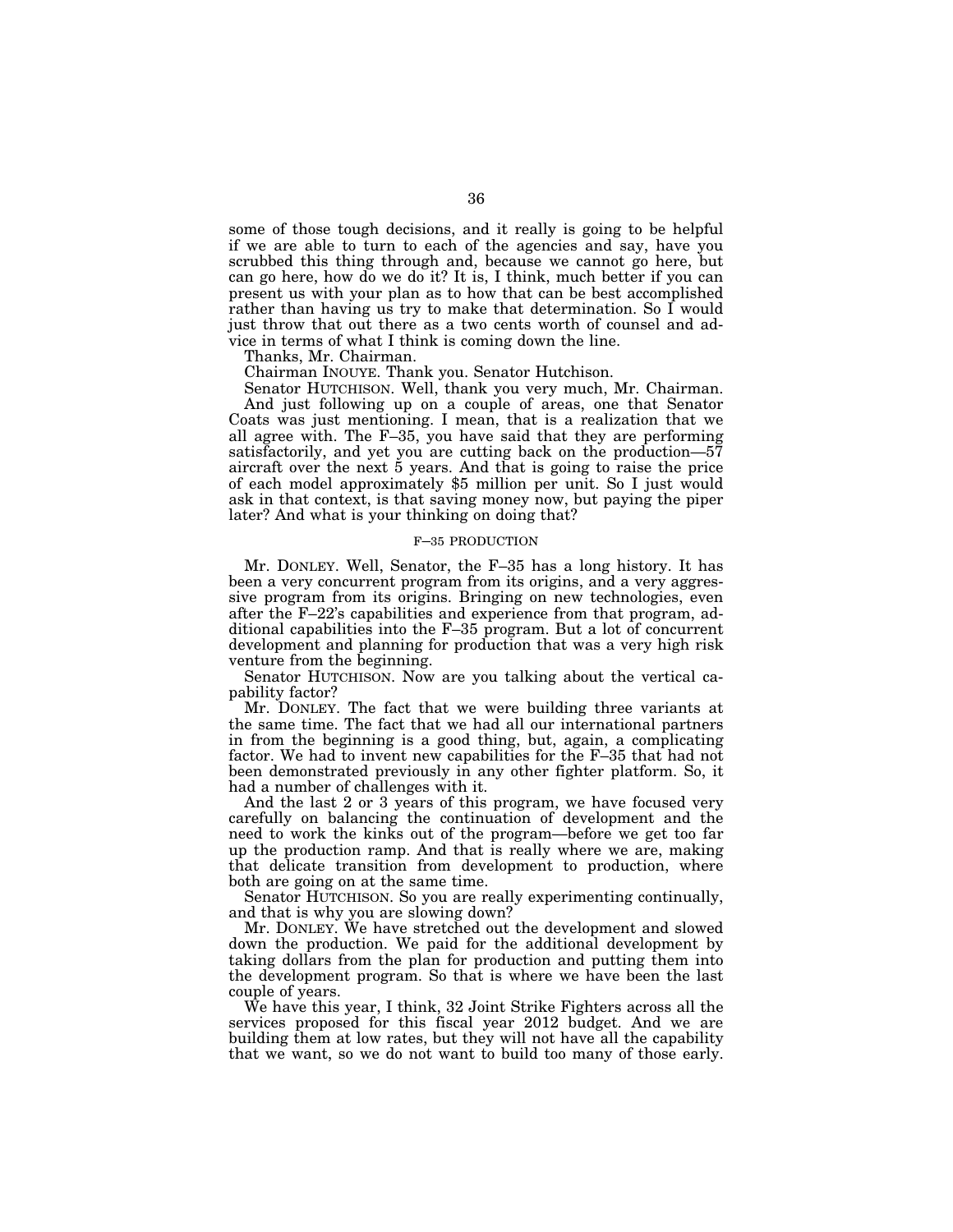some of those tough decisions, and it really is going to be helpful if we are able to turn to each of the agencies and say, have you scrubbed this thing through and, because we cannot go here, but can go here, how do we do it? It is, I think, much better if you can present us with your plan as to how that can be best accomplished rather than having us try to make that determination. So I would just throw that out there as a two cents worth of counsel and advice in terms of what I think is coming down the line.

Thanks, Mr. Chairman.

Chairman INOUYE. Thank you. Senator Hutchison.

Senator HUTCHISON. Well, thank you very much, Mr. Chairman. And just following up on a couple of areas, one that Senator Coats was just mentioning. I mean, that is a realization that we all agree with. The F–35, you have said that they are performing satisfactorily, and yet you are cutting back on the production—57 aircraft over the next 5 years. And that is going to raise the price of each model approximately $5 million per unit. So I just would ask in that context, is that saving money now, but paying the piper later? And what is your thinking on doing that?

### F–35 PRODUCTION

Mr. DONLEY. Well, Senator, the F–35 has a long history. It has been a very concurrent program from its origins, and a very aggressive program from its origins. Bringing on new technologies, even after the F–22's capabilities and experience from that program, additional capabilities into the F–35 program. But a lot of concurrent development and planning for production that was a very high risk venture from the beginning.

Senator HUTCHISON. Now are you talking about the vertical capability factor?

Mr. DONLEY. The fact that we were building three variants at the same time. The fact that we had all our international partners in from the beginning is a good thing, but, again, a complicating factor. We had to invent new capabilities for the F–35 that had not been demonstrated previously in any other fighter platform. So, it had a number of challenges with it.

And the last 2 or 3 years of this program, we have focused very carefully on balancing the continuation of development and the need to work the kinks out of the program—before we get too far up the production ramp. And that is really where we are, making that delicate transition from development to production, where both are going on at the same time.

Senator HUTCHISON. So you are really experimenting continually, and that is why you are slowing down?

Mr. DONLEY. We have stretched out the development and slowed down the production. We paid for the additional development by taking dollars from the plan for production and putting them into the development program. So that is where we have been the last couple of years.

We have this year, I think, 32 Joint Strike Fighters across all the services proposed for this fiscal year 2012 budget. And we are building them at low rates, but they will not have all the capability that we want, so we do not want to build too many of those early.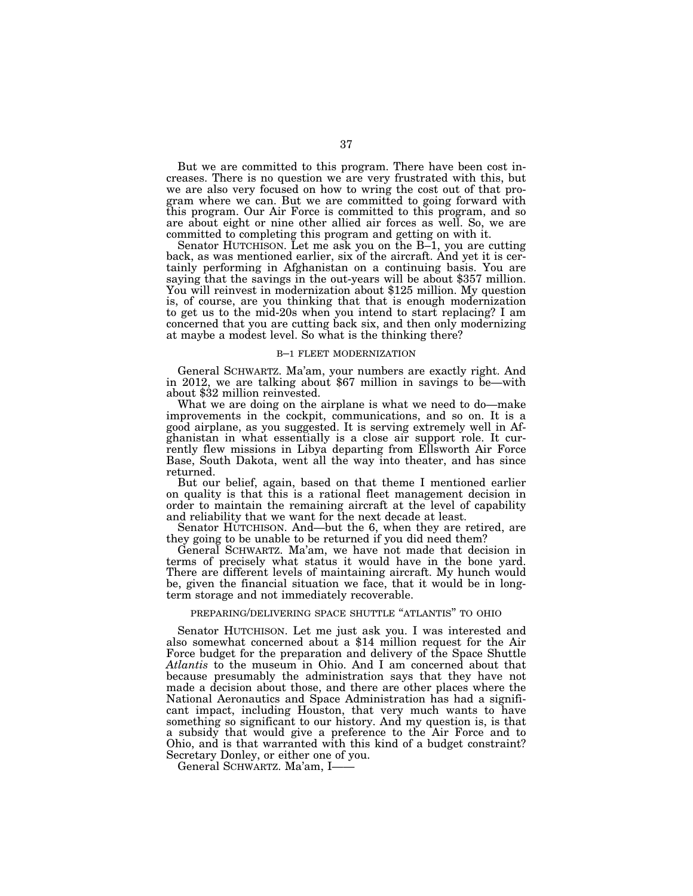But we are committed to this program. There have been cost increases. There is no question we are very frustrated with this, but we are also very focused on how to wring the cost out of that program where we can. But we are committed to going forward with this program. Our Air Force is committed to this program, and so are about eight or nine other allied air forces as well. So, we are committed to completing this program and getting on with it.

Senator HUTCHISON. Let me ask you on the B–1, you are cutting back, as was mentioned earlier, six of the aircraft. And yet it is certainly performing in Afghanistan on a continuing basis. You are saying that the savings in the out-years will be about $357 million. You will reinvest in modernization about $125 million. My question is, of course, are you thinking that that is enough modernization to get us to the mid-20s when you intend to start replacing? I am concerned that you are cutting back six, and then only modernizing at maybe a modest level. So what is the thinking there?

### B–1 FLEET MODERNIZATION

General SCHWARTZ. Ma'am, your numbers are exactly right. And in 2012, we are talking about $67 million in savings to be—with about $32 million reinvested.

What we are doing on the airplane is what we need to do—make improvements in the cockpit, communications, and so on. It is a good airplane, as you suggested. It is serving extremely well in Afghanistan in what essentially is a close air support role. It currently flew missions in Libya departing from Ellsworth Air Force Base, South Dakota, went all the way into theater, and has since returned.

But our belief, again, based on that theme I mentioned earlier on quality is that this is a rational fleet management decision in order to maintain the remaining aircraft at the level of capability and reliability that we want for the next decade at least.

Senator HUTCHISON. And—but the 6, when they are retired, are they going to be unable to be returned if you did need them?

General SCHWARTZ. Ma'am, we have not made that decision in terms of precisely what status it would have in the bone yard. There are different levels of maintaining aircraft. My hunch would be, given the financial situation we face, that it would be in long-term storage and not immediately recoverable.

### PREPARING/DELIVERING SPACE SHUTTLE "ATLANTIS" TO OHIO

Senator HUTCHISON. Let me just ask you. I was interested and also somewhat concerned about a $14 million request for the Air Force budget for the preparation and delivery of the Space Shuttle *Atlantis* to the museum in Ohio. And I am concerned about that because presumably the administration says that they have not made a decision about those, and there are other places where the National Aeronautics and Space Administration has had a significant impact, including Houston, that very much wants to have something so significant to our history. And my question is, is that a subsidy that would give a preference to the Air Force and to Ohio, and is that warranted with this kind of a budget constraint? Secretary Donley, or either one of you.

General SCHWARTZ. Ma'am, I——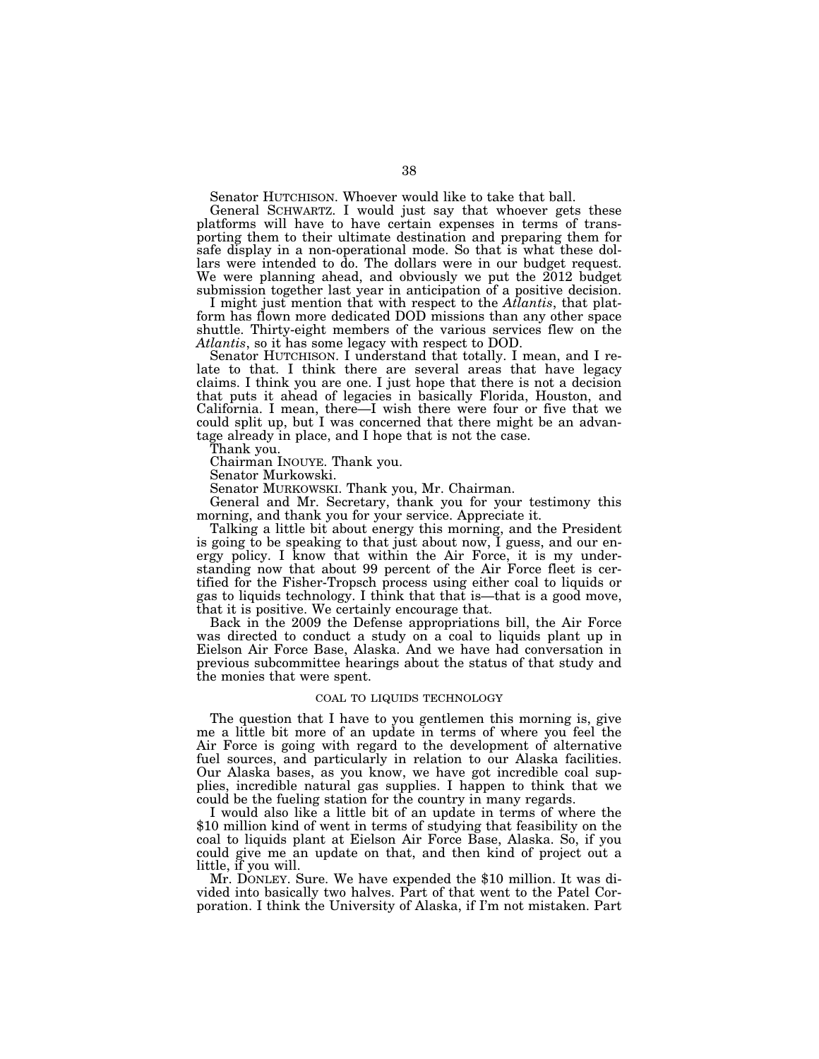Senator HUTCHISON. Whoever would like to take that ball.

General SCHWARTZ. I would just say that whoever gets these platforms will have to have certain expenses in terms of transporting them to their ultimate destination and preparing them for safe display in a non-operational mode. So that is what these dollars were intended to do. The dollars were in our budget request. We were planning ahead, and obviously we put the 2012 budget submission together last year in anticipation of a positive decision.

I might just mention that with respect to the *Atlantis*, that platform has flown more dedicated DOD missions than any other space shuttle. Thirty-eight members of the various services flew on the *Atlantis*, so it has some legacy with respect to DOD.

Senator HUTCHISON. I understand that totally. I mean, and I relate to that. I think there are several areas that have legacy claims. I think you are one. I just hope that there is not a decision that puts it ahead of legacies in basically Florida, Houston, and California. I mean, there—I wish there were four or five that we could split up, but I was concerned that there might be an advantage already in place, and I hope that is not the case.

Thank you.

Chairman INOUYE. Thank you.

Senator Murkowski.

Senator MURKOWSKI. Thank you, Mr. Chairman.

General and Mr. Secretary, thank you for your testimony this morning, and thank you for your service. Appreciate it.

Talking a little bit about energy this morning, and the President is going to be speaking to that just about now, I guess, and our energy policy. I know that within the Air Force, it is my understanding now that about 99 percent of the Air Force fleet is certified for the Fisher-Tropsch process using either coal to liquids or gas to liquids technology. I think that that is—that is a good move, that it is positive. We certainly encourage that.

Back in the 2009 the Defense appropriations bill, the Air Force was directed to conduct a study on a coal to liquids plant up in Eielson Air Force Base, Alaska. And we have had conversation in previous subcommittee hearings about the status of that study and the monies that were spent.

## COAL TO LIQUIDS TECHNOLOGY

The question that I have to you gentlemen this morning is, give me a little bit more of an update in terms of where you feel the Air Force is going with regard to the development of alternative fuel sources, and particularly in relation to our Alaska facilities. Our Alaska bases, as you know, we have got incredible coal supplies, incredible natural gas supplies. I happen to think that we could be the fueling station for the country in many regards.

I would also like a little bit of an update in terms of where the $10 million kind of went in terms of studying that feasibility on the coal to liquids plant at Eielson Air Force Base, Alaska. So, if you could give me an update on that, and then kind of project out a little, if you will.

Mr. DONLEY. Sure. We have expended the $10 million. It was divided into basically two halves. Part of that went to the Patel Corporation. I think the University of Alaska, if I'm not mistaken. Part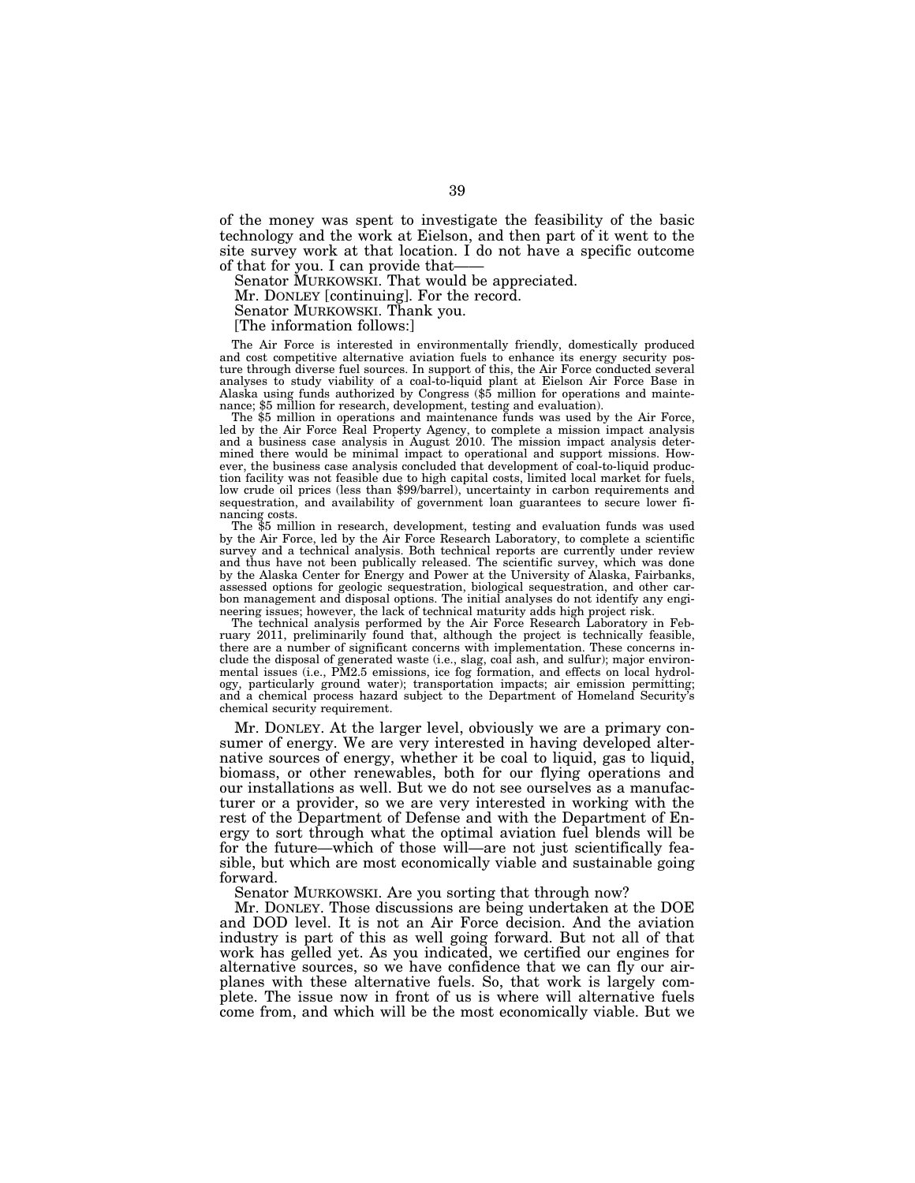of the money was spent to investigate the feasibility of the basic technology and the work at Eielson, and then part of it went to the site survey work at that location. I do not have a specific outcome of that for you. I can provide that——

Senator MURKOWSKI. That would be appreciated.

Mr. DONLEY [continuing]. For the record.

Senator MURKOWSKI. Thank you.

[The information follows:]

The Air Force is interested in environmentally friendly, domestically produced and cost competitive alternative aviation fuels to enhance its energy security posture through diverse fuel sources. In support of this, the Air Force conducted several analyses to study viability of a coal-to-liquid plant at Eielson Air Force Base in Alaska using funds authorized by Congress ($5 million for operations and maintenance; $5 million for research, development, testing and evaluation).

The $5 million in operations and maintenance funds was used by the Air Force, led by the Air Force Real Property Agency, to complete a mission impact analysis and a business case analysis in August 2010. The mission impact analysis determined there would be minimal impact to operational and support missions. However, the business case analysis concluded that development of coal-to-liquid production facility was not feasible due to high capital costs, limited local market for fuels, low crude oil prices (less than $99/barrel), uncertainty in carbon requirements and sequestration, and availability of government loan guarantees to secure lower financing costs.

The $5 million in research, development, testing and evaluation funds was used by the Air Force, led by the Air Force Research Laboratory, to complete a scientific survey and a technical analysis. Both technical reports are currently under review and thus have not been publically released. The scientific survey, which was done by the Alaska Center for Energy and Power at the University of Alaska, Fairbanks, assessed options for geologic sequestration, biological sequestration, and other carbon management and disposal options. The initial analyses do not identify any engineering issues; however, the lack of technical maturity adds high project risk.

The technical analysis performed by the Air Force Research Laboratory in February 2011, preliminarily found that, although the project is technically feasible, there are a number of significant concerns with implementation. These concerns include the disposal of generated waste (i.e., slag, coal ash, and sulfur); major environmental issues (i.e., PM2.5 emissions, ice fog formation, and effects on local hydrology, particularly ground water); transportation impacts; air emission permitting; and a chemical process hazard subject to the Department of Homeland Security's chemical security requirement.

Mr. DONLEY. At the larger level, obviously we are a primary consumer of energy. We are very interested in having developed alternative sources of energy, whether it be coal to liquid, gas to liquid, biomass, or other renewables, both for our flying operations and our installations as well. But we do not see ourselves as a manufacturer or a provider, so we are very interested in working with the rest of the Department of Defense and with the Department of Energy to sort through what the optimal aviation fuel blends will be for the future—which of those will—are not just scientifically feasible, but which are most economically viable and sustainable going forward.

Senator MURKOWSKI. Are you sorting that through now?

Mr. DONLEY. Those discussions are being undertaken at the DOE and DOD level. It is not an Air Force decision. And the aviation industry is part of this as well going forward. But not all of that work has gelled yet. As you indicated, we certified our engines for alternative sources, so we have confidence that we can fly our airplanes with these alternative fuels. So, that work is largely complete. The issue now in front of us is where will alternative fuels come from, and which will be the most economically viable. But we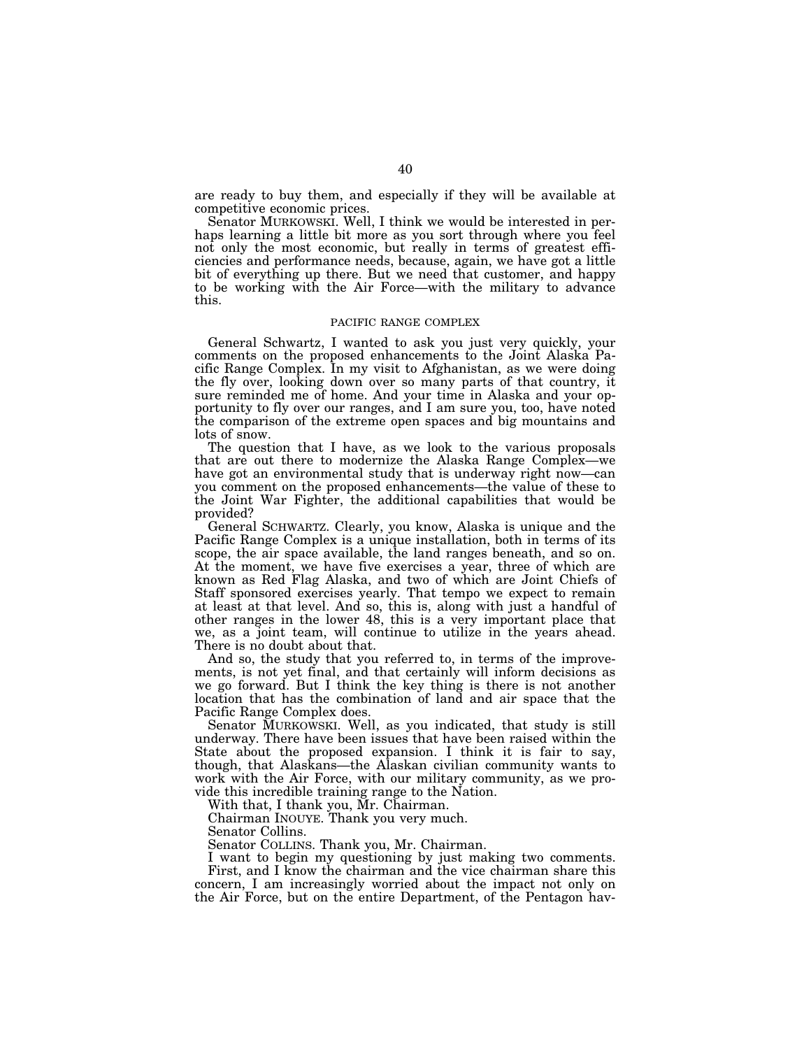are ready to buy them, and especially if they will be available at competitive economic prices.

Senator MURKOWSKI. Well, I think we would be interested in perhaps learning a little bit more as you sort through where you feel not only the most economic, but really in terms of greatest efficiencies and performance needs, because, again, we have got a little bit of everything up there. But we need that customer, and happy to be working with the Air Force—with the military to advance this.

## PACIFIC RANGE COMPLEX

General Schwartz, I wanted to ask you just very quickly, your comments on the proposed enhancements to the Joint Alaska Pacific Range Complex. In my visit to Afghanistan, as we were doing the fly over, looking down over so many parts of that country, it sure reminded me of home. And your time in Alaska and your opportunity to fly over our ranges, and I am sure you, too, have noted the comparison of the extreme open spaces and big mountains and lots of snow.

The question that I have, as we look to the various proposals that are out there to modernize the Alaska Range Complex—we have got an environmental study that is underway right now—can you comment on the proposed enhancements—the value of these to the Joint War Fighter, the additional capabilities that would be provided?

General SCHWARTZ. Clearly, you know, Alaska is unique and the Pacific Range Complex is a unique installation, both in terms of its scope, the air space available, the land ranges beneath, and so on. At the moment, we have five exercises a year, three of which are known as Red Flag Alaska, and two of which are Joint Chiefs of Staff sponsored exercises yearly. That tempo we expect to remain at least at that level. And so, this is, along with just a handful of other ranges in the lower 48, this is a very important place that we, as a joint team, will continue to utilize in the years ahead. There is no doubt about that.

And so, the study that you referred to, in terms of the improvements, is not yet final, and that certainly will inform decisions as we go forward. But I think the key thing is there is not another location that has the combination of land and air space that the Pacific Range Complex does.

Senator MURKOWSKI. Well, as you indicated, that study is still underway. There have been issues that have been raised within the State about the proposed expansion. I think it is fair to say, though, that Alaskans—the Alaskan civilian community wants to work with the Air Force, with our military community, as we provide this incredible training range to the Nation.

With that, I thank you, Mr. Chairman.

Chairman INOUYE. Thank you very much.

Senator Collins.

Senator COLLINS. Thank you, Mr. Chairman.

I want to begin my questioning by just making two comments.

First, and I know the chairman and the vice chairman share this concern, I am increasingly worried about the impact not only on the Air Force, but on the entire Department, of the Pentagon hav-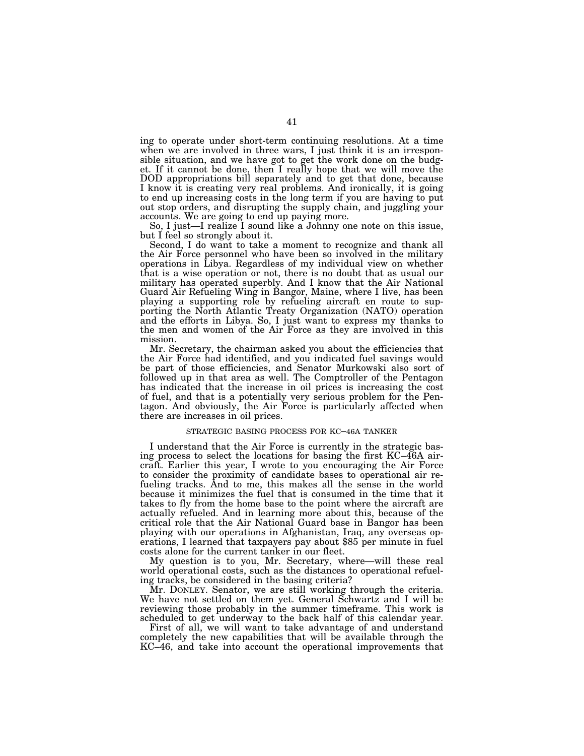ing to operate under short-term continuing resolutions. At a time when we are involved in three wars, I just think it is an irresponsible situation, and we have got to get the work done on the budget. If it cannot be done, then I really hope that we will move the DOD appropriations bill separately and to get that done, because I know it is creating very real problems. And ironically, it is going to end up increasing costs in the long term if you are having to put out stop orders, and disrupting the supply chain, and juggling your accounts. We are going to end up paying more.

So, I just—I realize I sound like a Johnny one note on this issue, but I feel so strongly about it.

Second, I do want to take a moment to recognize and thank all the Air Force personnel who have been so involved in the military operations in Libya. Regardless of my individual view on whether that is a wise operation or not, there is no doubt that as usual our military has operated superbly. And I know that the Air National Guard Air Refueling Wing in Bangor, Maine, where I live, has been playing a supporting role by refueling aircraft en route to supporting the North Atlantic Treaty Organization (NATO) operation and the efforts in Libya. So, I just want to express my thanks to the men and women of the Air Force as they are involved in this mission.

Mr. Secretary, the chairman asked you about the efficiencies that the Air Force had identified, and you indicated fuel savings would be part of those efficiencies, and Senator Murkowski also sort of followed up in that area as well. The Comptroller of the Pentagon has indicated that the increase in oil prices is increasing the cost of fuel, and that is a potentially very serious problem for the Pentagon. And obviously, the Air Force is particularly affected when there are increases in oil prices.

STRATEGIC BASING PROCESS FOR KC–46A TANKER

I understand that the Air Force is currently in the strategic basing process to select the locations for basing the first KC–46A aircraft. Earlier this year, I wrote to you encouraging the Air Force to consider the proximity of candidate bases to operational air refueling tracks. And to me, this makes all the sense in the world because it minimizes the fuel that is consumed in the time that it takes to fly from the home base to the point where the aircraft are actually refueled. And in learning more about this, because of the critical role that the Air National Guard base in Bangor has been playing with our operations in Afghanistan, Iraq, any overseas operations, I learned that taxpayers pay about $85 per minute in fuel costs alone for the current tanker in our fleet.

My question is to you, Mr. Secretary, where—will these real world operational costs, such as the distances to operational refueling tracks, be considered in the basing criteria?

Mr. DONLEY. Senator, we are still working through the criteria. We have not settled on them yet. General Schwartz and I will be reviewing those probably in the summer timeframe. This work is scheduled to get underway to the back half of this calendar year.

First of all, we will want to take advantage of and understand completely the new capabilities that will be available through the KC–46, and take into account the operational improvements that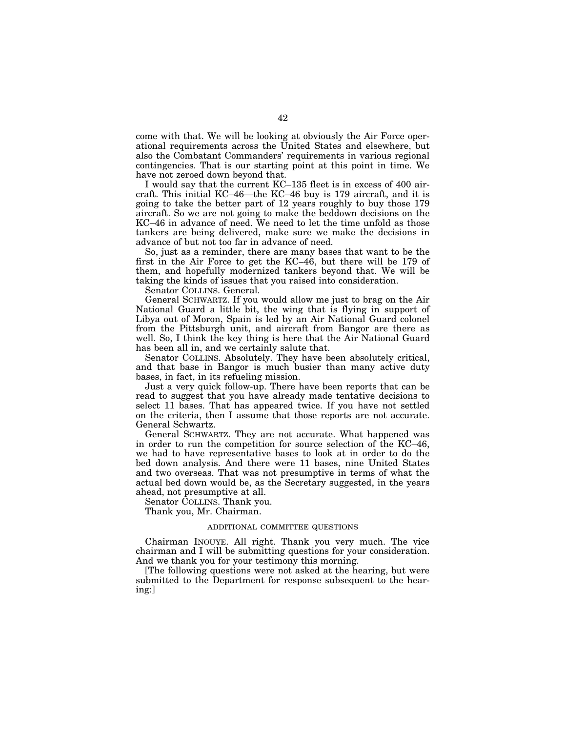come with that. We will be looking at obviously the Air Force operational requirements across the United States and elsewhere, but also the Combatant Commanders' requirements in various regional contingencies. That is our starting point at this point in time. We have not zeroed down beyond that.

I would say that the current KC–135 fleet is in excess of 400 aircraft. This initial KC–46—the KC–46 buy is 179 aircraft, and it is going to take the better part of 12 years roughly to buy those 179 aircraft. So we are not going to make the beddown decisions on the KC–46 in advance of need. We need to let the time unfold as those tankers are being delivered, make sure we make the decisions in advance of but not too far in advance of need.

So, just as a reminder, there are many bases that want to be the first in the Air Force to get the KC–46, but there will be 179 of them, and hopefully modernized tankers beyond that. We will be taking the kinds of issues that you raised into consideration.

Senator COLLINS. General.

General SCHWARTZ. If you would allow me just to brag on the Air National Guard a little bit, the wing that is flying in support of Libya out of Moron, Spain is led by an Air National Guard colonel from the Pittsburgh unit, and aircraft from Bangor are there as well. So, I think the key thing is here that the Air National Guard has been all in, and we certainly salute that.

Senator COLLINS. Absolutely. They have been absolutely critical, and that base in Bangor is much busier than many active duty bases, in fact, in its refueling mission.

Just a very quick follow-up. There have been reports that can be read to suggest that you have already made tentative decisions to select 11 bases. That has appeared twice. If you have not settled on the criteria, then I assume that those reports are not accurate. General Schwartz.

General SCHWARTZ. They are not accurate. What happened was in order to run the competition for source selection of the KC–46, we had to have representative bases to look at in order to do the bed down analysis. And there were 11 bases, nine United States and two overseas. That was not presumptive in terms of what the actual bed down would be, as the Secretary suggested, in the years ahead, not presumptive at all.

Senator COLLINS. Thank you.

Thank you, Mr. Chairman.

## ADDITIONAL COMMITTEE QUESTIONS

Chairman INOUYE. All right. Thank you very much. The vice chairman and I will be submitting questions for your consideration. And we thank you for your testimony this morning.

[The following questions were not asked at the hearing, but were submitted to the Department for response subsequent to the hearing:]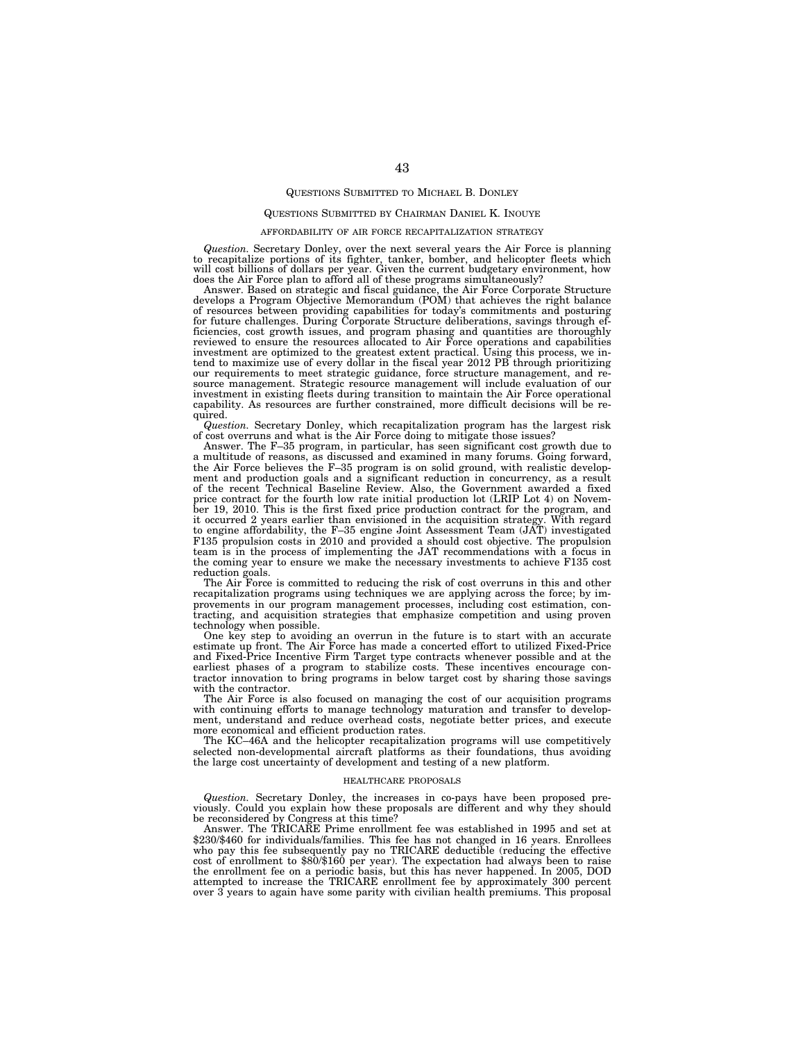## QUESTIONS SUBMITTED TO MICHAEL B. DONLEY

### QUESTIONS SUBMITTED BY CHAIRMAN DANIEL K. INOUYE

#### AFFORDABILITY OF AIR FORCE RECAPITALIZATION STRATEGY

*Question.* Secretary Donley, over the next several years the Air Force is planning to recapitalize portions of its fighter, tanker, bomber, and helicopter fleets which will cost billions of dollars per year. Given the current budgetary environment, how does the Air Force plan to afford all of these programs simultaneously?

Answer. Based on strategic and fiscal guidance, the Air Force Corporate Structure develops a Program Objective Memorandum (POM) that achieves the right balance of resources between providing capabilities for today's commitments and posturing for future challenges. During Corporate Structure deliberations, savings through efficiencies, cost growth issues, and program phasing and quantities are thoroughly reviewed to ensure the resources allocated to Air Force operations and capabilities investment are optimized to the greatest extent practical. Using this process, we intend to maximize use of every dollar in the fiscal year 2012 PB through prioritizing our requirements to meet strategic guidance, force structure management, and resource management. Strategic resource management will include evaluation of our investment in existing fleets during transition to maintain the Air Force operational capability. As resources are further constrained, more difficult decisions will be required.

*Question.* Secretary Donley, which recapitalization program has the largest risk of cost overruns and what is the Air Force doing to mitigate those issues?

Answer. The F–35 program, in particular, has seen significant cost growth due to a multitude of reasons, as discussed and examined in many forums. Going forward, the Air Force believes the F–35 program is on solid ground, with realistic development and production goals and a significant reduction in concurrency, as a result of the recent Technical Baseline Review. Also, the Government awarded a fixed price contract for the fourth low rate initial production lot (LRIP Lot 4) on November 19, 2010. This is the first fixed price production contract for the program, and it occurred 2 years earlier than envisioned in the acquisition strategy. With regard to engine affordability, the F–35 engine Joint Assessment Team (JAT) investigated F135 propulsion costs in 2010 and provided a should cost objective. The propulsion team is in the process of implementing the JAT recommendations with a focus in the coming year to ensure we make the necessary investments to achieve F135 cost reduction goals.

The Air Force is committed to reducing the risk of cost overruns in this and other recapitalization programs using techniques we are applying across the force; by improvements in our program management processes, including cost estimation, contracting, and acquisition strategies that emphasize competition and using proven technology when possible.

One key step to avoiding an overrun in the future is to start with an accurate estimate up front. The Air Force has made a concerted effort to utilized Fixed-Price and Fixed-Price Incentive Firm Target type contracts whenever possible and at the earliest phases of a program to stabilize costs. These incentives encourage contractor innovation to bring programs in below target cost by sharing those savings with the contractor.

The Air Force is also focused on managing the cost of our acquisition programs with continuing efforts to manage technology maturation and transfer to development, understand and reduce overhead costs, negotiate better prices, and execute more economical and efficient production rates.

The KC–46A and the helicopter recapitalization programs will use competitively selected non-developmental aircraft platforms as their foundations, thus avoiding the large cost uncertainty of development and testing of a new platform.

#### HEALTHCARE PROPOSALS

*Question.* Secretary Donley, the increases in co-pays have been proposed previously. Could you explain how these proposals are different and why they should be reconsidered by Congress at this time?

Answer. The TRICARE Prime enrollment fee was established in 1995 and set at $230/$460 for individuals/families. This fee has not changed in 16 years. Enrollees who pay this fee subsequently pay no TRICARE deductible (reducing the effective cost of enrollment to $80/$160 per year). The expectation had always been to raise the enrollment fee on a periodic basis, but this has never happened. In 2005, DOD attempted to increase the TRICARE enrollment fee by approximately 300 percent over 3 years to again have some parity with civilian health premiums. This proposal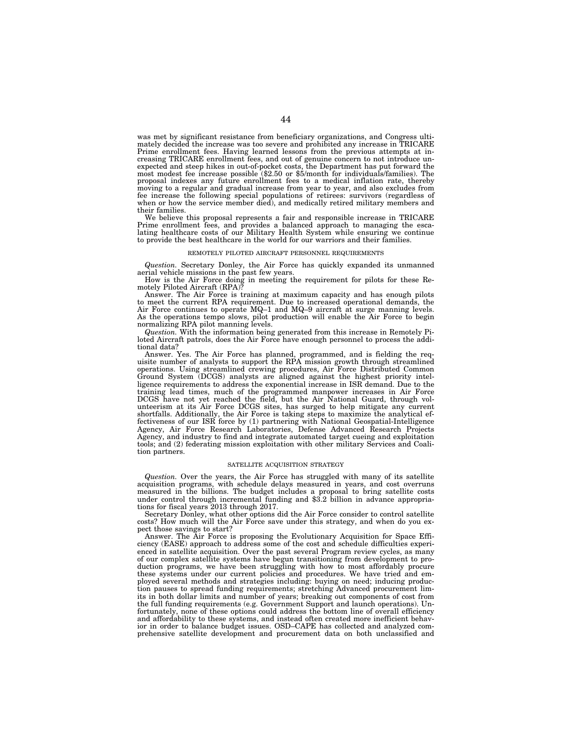was met by significant resistance from beneficiary organizations, and Congress ultimately decided the increase was too severe and prohibited any increase in TRICARE Prime enrollment fees. Having learned lessons from the previous attempts at increasing TRICARE enrollment fees, and out of genuine concern to not introduce unexpected and steep hikes in out-of-pocket costs, the Department has put forward the most modest fee increase possible ($2.50 or $5/month for individuals/families). The proposal indexes any future enrollment fees to a medical inflation rate, thereby moving to a regular and gradual increase from year to year, and also excludes from fee increase the following special populations of retirees: survivors (regardless of when or how the service member died), and medically retired military members and their families.

We believe this proposal represents a fair and responsible increase in TRICARE Prime enrollment fees, and provides a balanced approach to managing the escalating healthcare costs of our Military Health System while ensuring we continue to provide the best healthcare in the world for our warriors and their families.

## REMOTELY PILOTED AIRCRAFT PERSONNEL REQUIREMENTS

*Question.* Secretary Donley, the Air Force has quickly expanded its unmanned aerial vehicle missions in the past few years.

How is the Air Force doing in meeting the requirement for pilots for these Remotely Piloted Aircraft (RPA)?

Answer. The Air Force is training at maximum capacity and has enough pilots to meet the current RPA requirement. Due to increased operational demands, the Air Force continues to operate MQ–1 and MQ–9 aircraft at surge manning levels. As the operations tempo slows, pilot production will enable the Air Force to begin normalizing RPA pilot manning levels.

*Question.* With the information being generated from this increase in Remotely Piloted Aircraft patrols, does the Air Force have enough personnel to process the additional data?

Answer. Yes. The Air Force has planned, programmed, and is fielding the requisite number of analysts to support the RPA mission growth through streamlined operations. Using streamlined crewing procedures, Air Force Distributed Common Ground System (DCGS) analysts are aligned against the highest priority intelligence requirements to address the exponential increase in ISR demand. Due to the training lead times, much of the programmed manpower increases in Air Force DCGS have not yet reached the field, but the Air National Guard, through volunteerism at its Air Force DCGS sites, has surged to help mitigate any current shortfalls. Additionally, the Air Force is taking steps to maximize the analytical effectiveness of our ISR force by (1) partnering with National Geospatial-Intelligence Agency, Air Force Research Laboratories, Defense Advanced Research Projects Agency, and industry to find and integrate automated target cueing and exploitation tools; and (2) federating mission exploitation with other military Services and Coalition partners.

## SATELLITE ACQUISITION STRATEGY

*Question.* Over the years, the Air Force has struggled with many of its satellite acquisition programs, with schedule delays measured in years, and cost overruns measured in the billions. The budget includes a proposal to bring satellite costs under control through incremental funding and $3.2 billion in advance appropriations for fiscal years 2013 through 2017.

Secretary Donley, what other options did the Air Force consider to control satellite costs? How much will the Air Force save under this strategy, and when do you expect those savings to start?

Answer. The Air Force is proposing the Evolutionary Acquisition for Space Efficiency (EASE) approach to address some of the cost and schedule difficulties experienced in satellite acquisition. Over the past several Program review cycles, as many of our complex satellite systems have begun transitioning from development to production programs, we have been struggling with how to most affordably procure these systems under our current policies and procedures. We have tried and employed several methods and strategies including: buying on need; inducing production pauses to spread funding requirements; stretching Advanced procurement limits in both dollar limits and number of years; breaking out components of cost from the full funding requirements (e.g. Government Support and launch operations). Unfortunately, none of these options could address the bottom line of overall efficiency and affordability to these systems, and instead often created more inefficient behavior in order to balance budget issues. OSD–CAPE has collected and analyzed comprehensive satellite development and procurement data on both unclassified and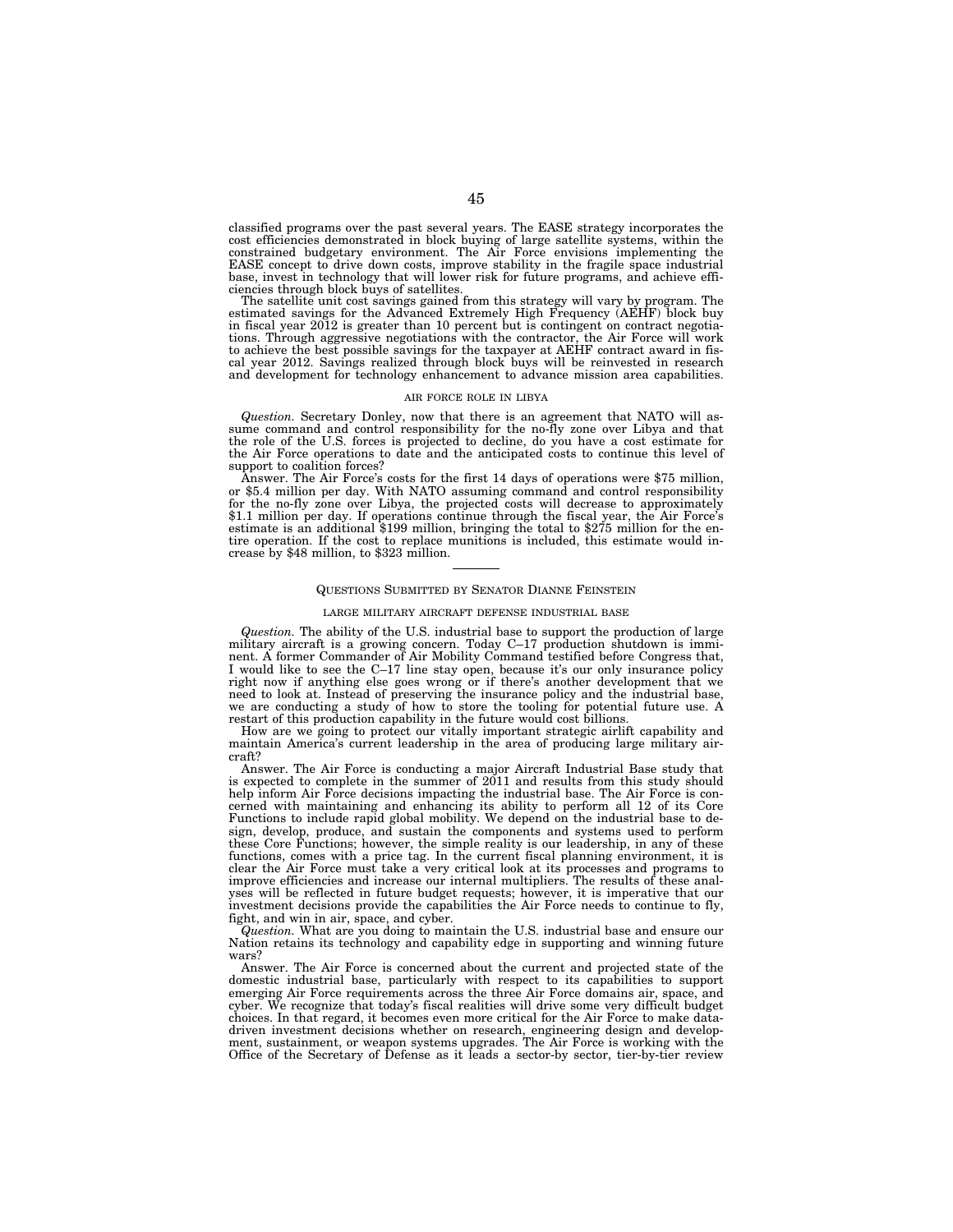classified programs over the past several years. The EASE strategy incorporates the cost efficiencies demonstrated in block buying of large satellite systems, within the constrained budgetary environment. The Air Force envisions implementing the EASE concept to drive down costs, improve stability in the fragile space industrial base, invest in technology that will lower risk for future programs, and achieve efficiencies through block buys of satellites.

The satellite unit cost savings gained from this strategy will vary by program. The estimated savings for the Advanced Extremely High Frequency (AEHF) block buy in fiscal year 2012 is greater than 10 percent but is contingent on contract negotiations. Through aggressive negotiations with the contractor, the Air Force will work to achieve the best possible savings for the taxpayer at AEHF contract award in fiscal year 2012. Savings realized through block buys will be reinvested in research and development for technology enhancement to advance mission area capabilities.

### AIR FORCE ROLE IN LIBYA

*Question.* Secretary Donley, now that there is an agreement that NATO will assume command and control responsibility for the no-fly zone over Libya and that the role of the U.S. forces is projected to decline, do you have a cost estimate for the Air Force operations to date and the anticipated costs to continue this level of support to coalition forces?

Answer. The Air Force's costs for the first 14 days of operations were $75 million, or $5.4 million per day. With NATO assuming command and control responsibility for the no-fly zone over Libya, the projected costs will decrease to approximately $1.1 million per day. If operations continue through the fiscal year, the Air Force's estimate is an additional $199 million, bringing the total to $275 million for the entire operation. If the cost to replace munitions is included, this estimate would increase by $48 million, to $323 million.

---

## QUESTIONS SUBMITTED BY SENATOR DIANNE FEINSTEIN

### LARGE MILITARY AIRCRAFT DEFENSE INDUSTRIAL BASE

*Question.* The ability of the U.S. industrial base to support the production of large military aircraft is a growing concern. Today C–17 production shutdown is imminent. A former Commander of Air Mobility Command testified before Congress that, I would like to see the C–17 line stay open, because it's our only insurance policy right now if anything else goes wrong or if there's another development that we need to look at. Instead of preserving the insurance policy and the industrial base, we are conducting a study of how to store the tooling for potential future use. A restart of this production capability in the future would cost billions.

How are we going to protect our vitally important strategic airlift capability and maintain America's current leadership in the area of producing large military aircraft?

Answer. The Air Force is conducting a major Aircraft Industrial Base study that is expected to complete in the summer of 2011 and results from this study should help inform Air Force decisions impacting the industrial base. The Air Force is concerned with maintaining and enhancing its ability to perform all 12 of its Core Functions to include rapid global mobility. We depend on the industrial base to design, develop, produce, and sustain the components and systems used to perform these Core Functions; however, the simple reality is our leadership, in any of these functions, comes with a price tag. In the current fiscal planning environment, it is clear the Air Force must take a very critical look at its processes and programs to improve efficiencies and increase our internal multipliers. The results of these analyses will be reflected in future budget requests; however, it is imperative that our investment decisions provide the capabilities the Air Force needs to continue to fly, fight, and win in air, space, and cyber.

*Question.* What are you doing to maintain the U.S. industrial base and ensure our Nation retains its technology and capability edge in supporting and winning future wars?

Answer. The Air Force is concerned about the current and projected state of the domestic industrial base, particularly with respect to its capabilities to support emerging Air Force requirements across the three Air Force domains air, space, and cyber. We recognize that today's fiscal realities will drive some very difficult budget choices. In that regard, it becomes even more critical for the Air Force to make data-driven investment decisions whether on research, engineering design and development, sustainment, or weapon systems upgrades. The Air Force is working with the Office of the Secretary of Defense as it leads a sector-by sector, tier-by-tier review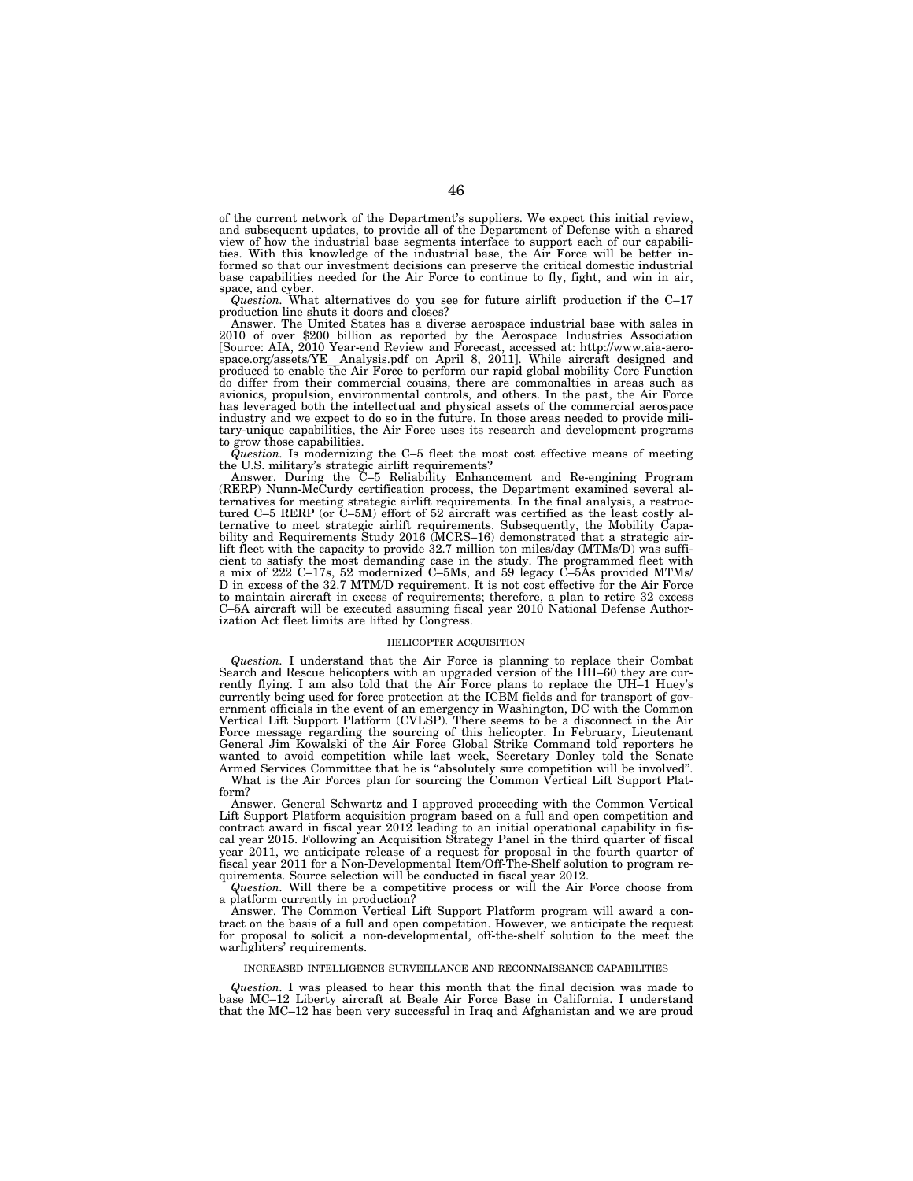of the current network of the Department's suppliers. We expect this initial review, and subsequent updates, to provide all of the Department of Defense with a shared view of how the industrial base segments interface to support each of our capabilities. With this knowledge of the industrial base, the Air Force will be better informed so that our investment decisions can preserve the critical domestic industrial base capabilities needed for the Air Force to continue to fly, fight, and win in air, space, and cyber.

*Question.* What alternatives do you see for future airlift production if the C–17 production line shuts it doors and closes?

Answer. The United States has a diverse aerospace industrial base with sales in 2010 of over $200 billion as reported by the Aerospace Industries Association [Source: AIA, 2010 Year-end Review and Forecast, accessed at: http://www.aia-aerospace.org/assets/YE_Analysis.pdf on April 8, 2011]. While aircraft designed and produced to enable the Air Force to perform our rapid global mobility Core Function do differ from their commercial cousins, there are commonalties in areas such as avionics, propulsion, environmental controls, and others. In the past, the Air Force has leveraged both the intellectual and physical assets of the commercial aerospace industry and we expect to do so in the future. In those areas needed to provide military-unique capabilities, the Air Force uses its research and development programs to grow those capabilities.

*Question.* Is modernizing the C–5 fleet the most cost effective means of meeting the U.S. military's strategic airlift requirements?

Answer. During the C–5 Reliability Enhancement and Re-engining Program (RERP) Nunn-McCurdy certification process, the Department examined several alternatives for meeting strategic airlift requirements. In the final analysis, a restructured C–5 RERP (or C–5M) effort of 52 aircraft was certified as the least costly alternative to meet strategic airlift requirements. Subsequently, the Mobility Capability and Requirements Study 2016 (MCRS–16) demonstrated that a strategic airlift fleet with the capacity to provide 32.7 million ton miles/day (MTMs/D) was sufficient to satisfy the most demanding case in the study. The programmed fleet with a mix of 222 C–17s, 52 modernized C–5Ms, and 59 legacy C–5As provided MTMs/D in excess of the 32.7 MTM/D requirement. It is not cost effective for the Air Force to maintain aircraft in excess of requirements; therefore, a plan to retire 32 excess C–5A aircraft will be executed assuming fiscal year 2010 National Defense Authorization Act fleet limits are lifted by Congress.

### HELICOPTER ACQUISITION

*Question.* I understand that the Air Force is planning to replace their Combat Search and Rescue helicopters with an upgraded version of the HH–60 they are currently flying. I am also told that the Air Force plans to replace the UH–1 Huey's currently being used for force protection at the ICBM fields and for transport of government officials in the event of an emergency in Washington, DC with the Common Vertical Lift Support Platform (CVLSP). There seems to be a disconnect in the Air Force message regarding the sourcing of this helicopter. In February, Lieutenant General Jim Kowalski of the Air Force Global Strike Command told reporters he wanted to avoid competition while last week, Secretary Donley told the Senate Armed Services Committee that he is "absolutely sure competition will be involved".

What is the Air Forces plan for sourcing the Common Vertical Lift Support Platform?

Answer. General Schwartz and I approved proceeding with the Common Vertical Lift Support Platform acquisition program based on a full and open competition and contract award in fiscal year 2012 leading to an initial operational capability in fiscal year 2015. Following an Acquisition Strategy Panel in the third quarter of fiscal year 2011, we anticipate release of a request for proposal in the fourth quarter of fiscal year 2011 for a Non-Developmental Item/Off-The-Shelf solution to program requirements. Source selection will be conducted in fiscal year 2012.

*Question.* Will there be a competitive process or will the Air Force choose from a platform currently in production?

Answer. The Common Vertical Lift Support Platform program will award a contract on the basis of a full and open competition. However, we anticipate the request for proposal to solicit a non-developmental, off-the-shelf solution to the meet the warfighters' requirements.

### INCREASED INTELLIGENCE SURVEILLANCE AND RECONNAISSANCE CAPABILITIES

*Question.* I was pleased to hear this month that the final decision was made to base MC–12 Liberty aircraft at Beale Air Force Base in California. I understand that the MC–12 has been very successful in Iraq and Afghanistan and we are proud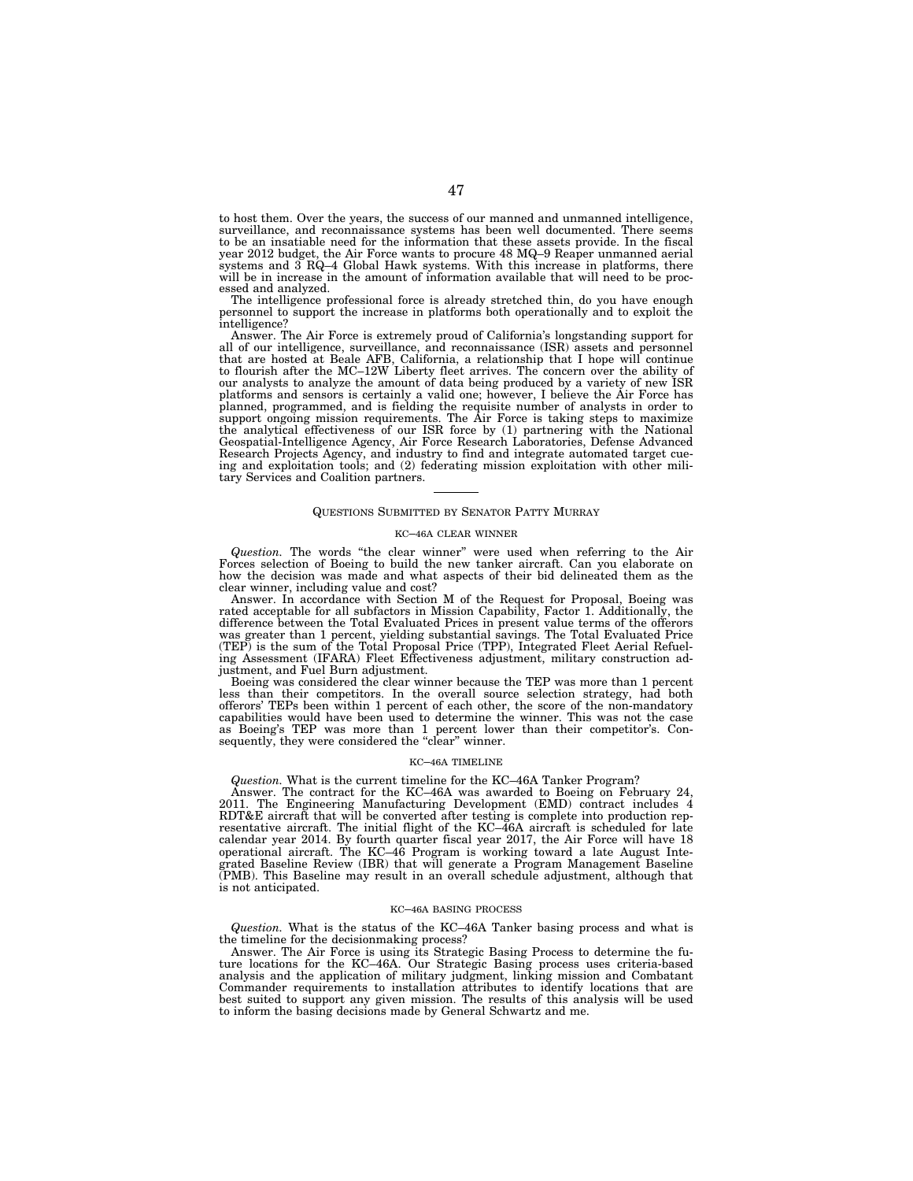to host them. Over the years, the success of our manned and unmanned intelligence, surveillance, and reconnaissance systems has been well documented. There seems to be an insatiable need for the information that these assets provide. In the fiscal year 2012 budget, the Air Force wants to procure 48 MQ–9 Reaper unmanned aerial systems and 3 RQ–4 Global Hawk systems. With this increase in platforms, there will be in increase in the amount of information available that will need to be processed and analyzed.

The intelligence professional force is already stretched thin, do you have enough personnel to support the increase in platforms both operationally and to exploit the intelligence?

Answer. The Air Force is extremely proud of California's longstanding support for all of our intelligence, surveillance, and reconnaissance (ISR) assets and personnel that are hosted at Beale AFB, California, a relationship that I hope will continue to flourish after the MC–12W Liberty fleet arrives. The concern over the ability of our analysts to analyze the amount of data being produced by a variety of new ISR platforms and sensors is certainly a valid one; however, I believe the Air Force has planned, programmed, and is fielding the requisite number of analysts in order to support ongoing mission requirements. The Air Force is taking steps to maximize the analytical effectiveness of our ISR force by (1) partnering with the National Geospatial-Intelligence Agency, Air Force Research Laboratories, Defense Advanced Research Projects Agency, and industry to find and integrate automated target cueing and exploitation tools; and (2) federating mission exploitation with other military Services and Coalition partners.

---

## QUESTIONS SUBMITTED BY SENATOR PATTY MURRAY

### KC–46A CLEAR WINNER

*Question.* The words "the clear winner" were used when referring to the Air Forces selection of Boeing to build the new tanker aircraft. Can you elaborate on how the decision was made and what aspects of their bid delineated them as the clear winner, including value and cost?

Answer. In accordance with Section M of the Request for Proposal, Boeing was rated acceptable for all subfactors in Mission Capability, Factor 1. Additionally, the difference between the Total Evaluated Prices in present value terms of the offerors was greater than 1 percent, yielding substantial savings. The Total Evaluated Price (TEP) is the sum of the Total Proposal Price (TPP), Integrated Fleet Aerial Refueling Assessment (IFARA) Fleet Effectiveness adjustment, military construction adjustment, and Fuel Burn adjustment.

Boeing was considered the clear winner because the TEP was more than 1 percent less than their competitors. In the overall source selection strategy, had both offerors' TEPs been within 1 percent of each other, the score of the non-mandatory capabilities would have been used to determine the winner. This was not the case as Boeing's TEP was more than 1 percent lower than their competitor's. Consequently, they were considered the "clear" winner.

### KC–46A TIMELINE

*Question.* What is the current timeline for the KC–46A Tanker Program?

Answer. The contract for the KC–46A was awarded to Boeing on February 24, 2011. The Engineering Manufacturing Development (EMD) contract includes 4 RDT&E aircraft that will be converted after testing is complete into production representative aircraft. The initial flight of the KC–46A aircraft is scheduled for late calendar year 2014. By fourth quarter fiscal year 2017, the Air Force will have 18 operational aircraft. The KC–46 Program is working toward a late August Integrated Baseline Review (IBR) that will generate a Program Management Baseline (PMB). This Baseline may result in an overall schedule adjustment, although that is not anticipated.

### KC–46A BASING PROCESS

*Question.* What is the status of the KC–46A Tanker basing process and what is the timeline for the decisionmaking process?

Answer. The Air Force is using its Strategic Basing Process to determine the future locations for the KC–46A. Our Strategic Basing process uses criteria-based analysis and the application of military judgment, linking mission and Combatant Commander requirements to installation attributes to identify locations that are best suited to support any given mission. The results of this analysis will be used to inform the basing decisions made by General Schwartz and me.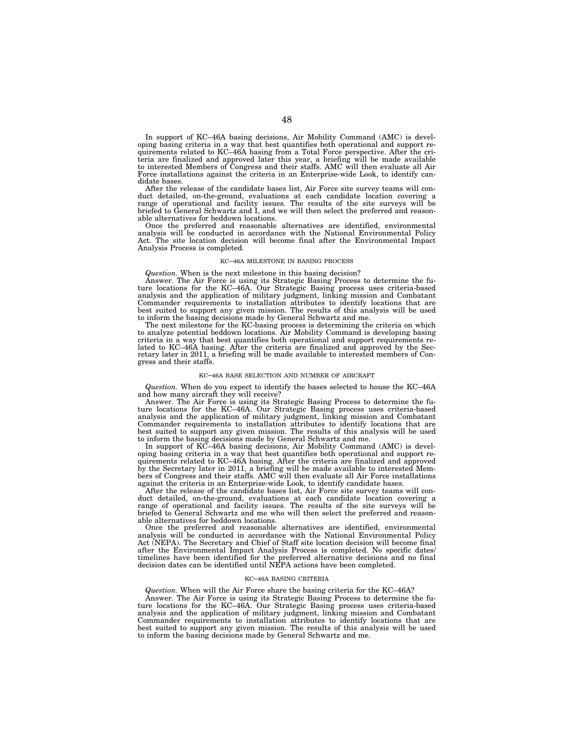In support of KC–46A basing decisions, Air Mobility Command (AMC) is developing basing criteria in a way that best quantifies both operational and support requirements related to KC–46A basing from a Total Force perspective. After the criteria are finalized and approved later this year, a briefing will be made available to interested Members of Congress and their staffs. AMC will then evaluate all Air Force installations against the criteria in an Enterprise-wide Look, to identify candidate bases.

After the release of the candidate bases list, Air Force site survey teams will conduct detailed, on-the-ground, evaluations at each candidate location covering a range of operational and facility issues. The results of the site surveys will be briefed to General Schwartz and I, and we will then select the preferred and reasonable alternatives for beddown locations.

Once the preferred and reasonable alternatives are identified, environmental analysis will be conducted in accordance with the National Environmental Policy Act. The site location decision will become final after the Environmental Impact Analysis Process is completed.

### KC–46A MILESTONE IN BASING PROCESS

*Question.* When is the next milestone in this basing decision?

Answer. The Air Force is using its Strategic Basing Process to determine the future locations for the KC–46A. Our Strategic Basing process uses criteria-based analysis and the application of military judgment, linking mission and Combatant Commander requirements to installation attributes to identify locations that are best suited to support any given mission. The results of this analysis will be used to inform the basing decisions made by General Schwartz and me.

The next milestone for the KC-basing process is determining the criteria on which to analyze potential beddown locations. Air Mobility Command is developing basing criteria in a way that best quantifies both operational and support requirements related to KC–46A basing. After the criteria are finalized and approved by the Secretary later in 2011, a briefing will be made available to interested members of Congress and their staffs.

### KC–46A BASE SELECTION AND NUMBER OF AIRCRAFT

*Question.* When do you expect to identify the bases selected to house the KC–46A and how many aircraft they will receive?

Answer. The Air Force is using its Strategic Basing Process to determine the future locations for the KC–46A. Our Strategic Basing process uses criteria-based analysis and the application of military judgment, linking mission and Combatant Commander requirements to installation attributes to identify locations that are best suited to support any given mission. The results of this analysis will be used to inform the basing decisions made by General Schwartz and me.

In support of KC–46A basing decisions, Air Mobility Command (AMC) is developing basing criteria in a way that best quantifies both operational and support requirements related to KC–46A basing. After the criteria are finalized and approved by the Secretary later in 2011, a briefing will be made available to interested Members of Congress and their staffs. AMC will then evaluate all Air Force installations against the criteria in an Enterprise-wide Look, to identify candidate bases.

After the release of the candidate bases list, Air Force site survey teams will conduct detailed, on-the-ground, evaluations at each candidate location covering a range of operational and facility issues. The results of the site surveys will be briefed to General Schwartz and me who will then select the preferred and reasonable alternatives for beddown locations.

Once the preferred and reasonable alternatives are identified, environmental analysis will be conducted in accordance with the National Environmental Policy Act (NEPA). The Secretary and Chief of Staff site location decision will become final after the Environmental Impact Analysis Process is completed. No specific dates/timelines have been identified for the preferred alternative decisions and no final decision dates can be identified until NEPA actions have been completed.

### KC–46A BASING CRITERIA

*Question.* When will the Air Force share the basing criteria for the KC–46A?

Answer. The Air Force is using its Strategic Basing Process to determine the future locations for the KC–46A. Our Strategic Basing process uses criteria-based analysis and the application of military judgment, linking mission and Combatant Commander requirements to installation attributes to identify locations that are best suited to support any given mission. The results of this analysis will be used to inform the basing decisions made by General Schwartz and me.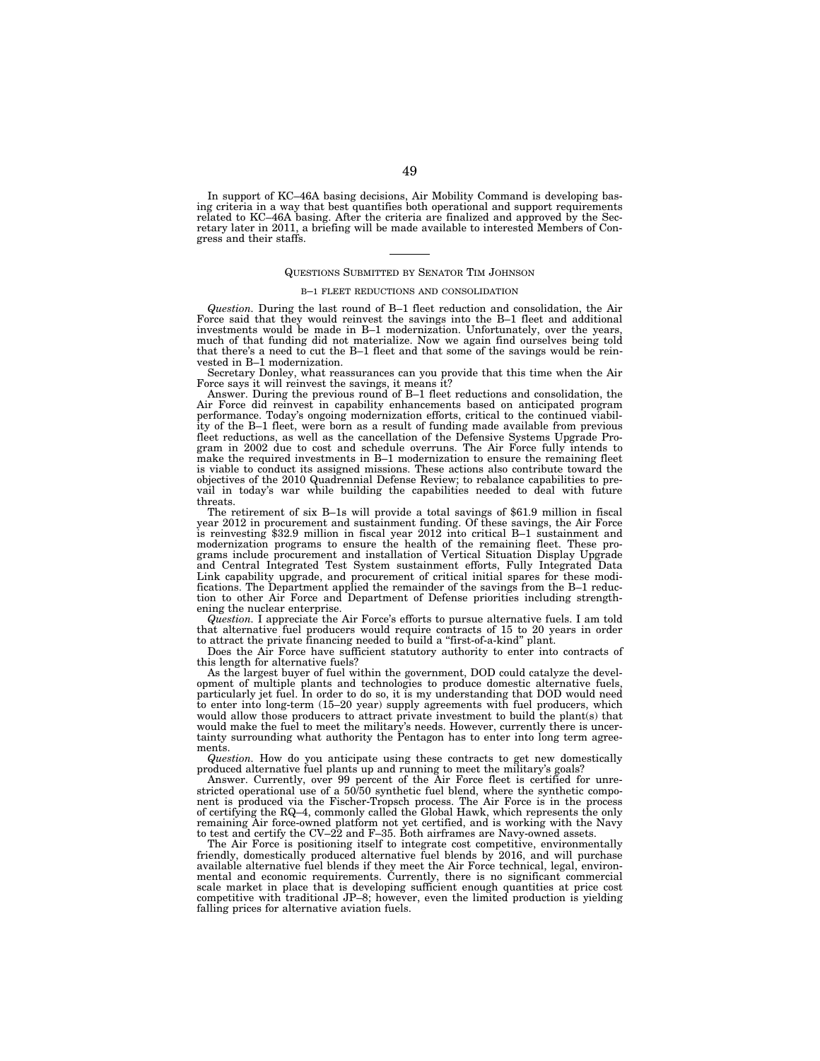In support of KC–46A basing decisions, Air Mobility Command is developing basing criteria in a way that best quantifies both operational and support requirements related to KC–46A basing. After the criteria are finalized and approved by the Secretary later in 2011, a briefing will be made available to interested Members of Congress and their staffs.

---

## QUESTIONS SUBMITTED BY SENATOR TIM JOHNSON

### B–1 FLEET REDUCTIONS AND CONSOLIDATION

*Question.* During the last round of B–1 fleet reduction and consolidation, the Air Force said that they would reinvest the savings into the B–1 fleet and additional investments would be made in B–1 modernization. Unfortunately, over the years, much of that funding did not materialize. Now we again find ourselves being told that there's a need to cut the B–1 fleet and that some of the savings would be reinvested in B–1 modernization.

Secretary Donley, what reassurances can you provide that this time when the Air Force says it will reinvest the savings, it means it?

Answer. During the previous round of B–1 fleet reductions and consolidation, the Air Force did reinvest in capability enhancements based on anticipated program performance. Today's ongoing modernization efforts, critical to the continued viability of the B–1 fleet, were born as a result of funding made available from previous fleet reductions, as well as the cancellation of the Defensive Systems Upgrade Program in 2002 due to cost and schedule overruns. The Air Force fully intends to make the required investments in B–1 modernization to ensure the remaining fleet is viable to conduct its assigned missions. These actions also contribute toward the objectives of the 2010 Quadrennial Defense Review; to rebalance capabilities to prevail in today's war while building the capabilities needed to deal with future threats.

The retirement of six B–1s will provide a total savings of $61.9 million in fiscal year 2012 in procurement and sustainment funding. Of these savings, the Air Force is reinvesting $32.9 million in fiscal year 2012 into critical B–1 sustainment and modernization programs to ensure the health of the remaining fleet. These programs include procurement and installation of Vertical Situation Display Upgrade and Central Integrated Test System sustainment efforts, Fully Integrated Data Link capability upgrade, and procurement of critical initial spares for these modifications. The Department applied the remainder of the savings from the B–1 reduction to other Air Force and Department of Defense priorities including strengthening the nuclear enterprise.

*Question.* I appreciate the Air Force's efforts to pursue alternative fuels. I am told that alternative fuel producers would require contracts of 15 to 20 years in order to attract the private financing needed to build a "first-of-a-kind" plant.

Does the Air Force have sufficient statutory authority to enter into contracts of this length for alternative fuels?

As the largest buyer of fuel within the government, DOD could catalyze the development of multiple plants and technologies to produce domestic alternative fuels, particularly jet fuel. In order to do so, it is my understanding that DOD would need to enter into long-term (15–20 year) supply agreements with fuel producers, which would allow those producers to attract private investment to build the plant(s) that would make the fuel to meet the military's needs. However, currently there is uncertainty surrounding what authority the Pentagon has to enter into long term agreements.

*Question.* How do you anticipate using these contracts to get new domestically produced alternative fuel plants up and running to meet the military's goals?

Answer. Currently, over 99 percent of the Air Force fleet is certified for unrestricted operational use of a 50/50 synthetic fuel blend, where the synthetic component is produced via the Fischer-Tropsch process. The Air Force is in the process of certifying the RQ–4, commonly called the Global Hawk, which represents the only remaining Air force-owned platform not yet certified, and is working with the Navy to test and certify the CV–22 and F–35. Both airframes are Navy-owned assets.

The Air Force is positioning itself to integrate cost competitive, environmentally friendly, domestically produced alternative fuel blends by 2016, and will purchase available alternative fuel blends if they meet the Air Force technical, legal, environmental and economic requirements. Currently, there is no significant commercial scale market in place that is developing sufficient enough quantities at price cost competitive with traditional JP–8; however, even the limited production is yielding falling prices for alternative aviation fuels.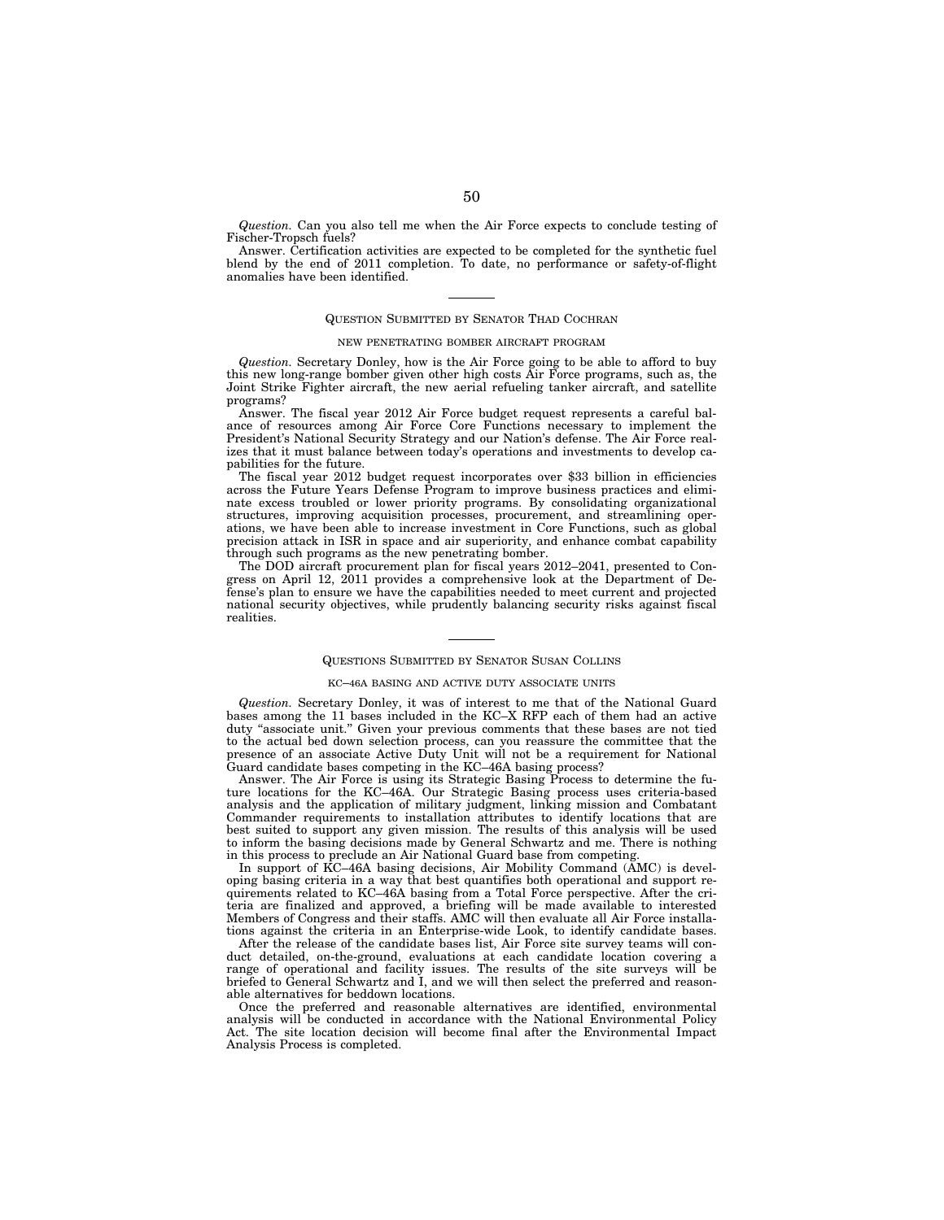*Question.* Can you also tell me when the Air Force expects to conclude testing of Fischer-Tropsch fuels?

Answer. Certification activities are expected to be completed for the synthetic fuel blend by the end of 2011 completion. To date, no performance or safety-of-flight anomalies have been identified.

---

### QUESTION SUBMITTED BY SENATOR THAD COCHRAN

#### NEW PENETRATING BOMBER AIRCRAFT PROGRAM

*Question.* Secretary Donley, how is the Air Force going to be able to afford to buy this new long-range bomber given other high costs Air Force programs, such as, the Joint Strike Fighter aircraft, the new aerial refueling tanker aircraft, and satellite programs?

Answer. The fiscal year 2012 Air Force budget request represents a careful balance of resources among Air Force Core Functions necessary to implement the President's National Security Strategy and our Nation's defense. The Air Force realizes that it must balance between today's operations and investments to develop capabilities for the future.

The fiscal year 2012 budget request incorporates over $33 billion in efficiencies across the Future Years Defense Program to improve business practices and eliminate excess troubled or lower priority programs. By consolidating organizational structures, improving acquisition processes, procurement, and streamlining operations, we have been able to increase investment in Core Functions, such as global precision attack in ISR in space and air superiority, and enhance combat capability through such programs as the new penetrating bomber.

The DOD aircraft procurement plan for fiscal years 2012–2041, presented to Congress on April 12, 2011 provides a comprehensive look at the Department of Defense's plan to ensure we have the capabilities needed to meet current and projected national security objectives, while prudently balancing security risks against fiscal realities.

---

### QUESTIONS SUBMITTED BY SENATOR SUSAN COLLINS

#### KC–46A BASING AND ACTIVE DUTY ASSOCIATE UNITS

*Question.* Secretary Donley, it was of interest to me that of the National Guard bases among the 11 bases included in the KC–X RFP each of them had an active duty "associate unit." Given your previous comments that these bases are not tied to the actual bed down selection process, can you reassure the committee that the presence of an associate Active Duty Unit will not be a requirement for National Guard candidate bases competing in the KC–46A basing process?

Answer. The Air Force is using its Strategic Basing Process to determine the future locations for the KC–46A. Our Strategic Basing process uses criteria-based analysis and the application of military judgment, linking mission and Combatant Commander requirements to installation attributes to identify locations that are best suited to support any given mission. The results of this analysis will be used to inform the basing decisions made by General Schwartz and me. There is nothing in this process to preclude an Air National Guard base from competing.

In support of KC–46A basing decisions, Air Mobility Command (AMC) is developing basing criteria in a way that best quantifies both operational and support requirements related to KC–46A basing from a Total Force perspective. After the criteria are finalized and approved, a briefing will be made available to interested Members of Congress and their staffs. AMC will then evaluate all Air Force installations against the criteria in an Enterprise-wide Look, to identify candidate bases.

After the release of the candidate bases list, Air Force site survey teams will conduct detailed, on-the-ground, evaluations at each candidate location covering a range of operational and facility issues. The results of the site surveys will be briefed to General Schwartz and I, and we will then select the preferred and reasonable alternatives for beddown locations.

Once the preferred and reasonable alternatives are identified, environmental analysis will be conducted in accordance with the National Environmental Policy Act. The site location decision will become final after the Environmental Impact Analysis Process is completed.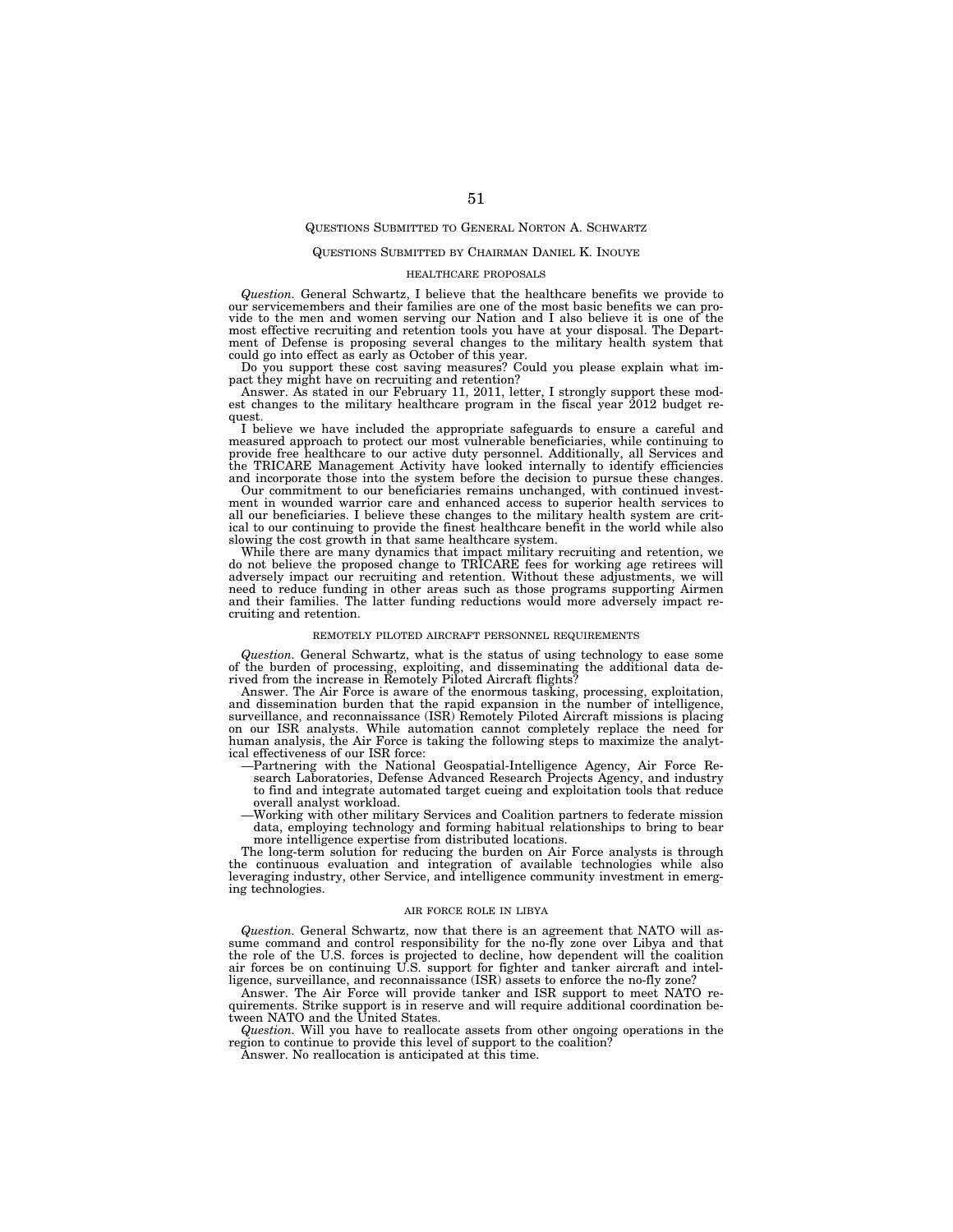## QUESTIONS SUBMITTED TO GENERAL NORTON A. SCHWARTZ

### QUESTIONS SUBMITTED BY CHAIRMAN DANIEL K. INOUYE

#### HEALTHCARE PROPOSALS

*Question.* General Schwartz, I believe that the healthcare benefits we provide to our servicemembers and their families are one of the most basic benefits we can provide to the men and women serving our Nation and I also believe it is one of the most effective recruiting and retention tools you have at your disposal. The Department of Defense is proposing several changes to the military health system that could go into effect as early as October of this year.

Do you support these cost saving measures? Could you please explain what impact they might have on recruiting and retention?

Answer. As stated in our February 11, 2011, letter, I strongly support these modest changes to the military healthcare program in the fiscal year 2012 budget request.

I believe we have included the appropriate safeguards to ensure a careful and measured approach to protect our most vulnerable beneficiaries, while continuing to provide free healthcare to our active duty personnel. Additionally, all Services and the TRICARE Management Activity have looked internally to identify efficiencies and incorporate those into the system before the decision to pursue these changes.

Our commitment to our beneficiaries remains unchanged, with continued investment in wounded warrior care and enhanced access to superior health services to all our beneficiaries. I believe these changes to the military health system are critical to our continuing to provide the finest healthcare benefit in the world while also slowing the cost growth in that same healthcare system.

While there are many dynamics that impact military recruiting and retention, we do not believe the proposed change to TRICARE fees for working age retirees will adversely impact our recruiting and retention. Without these adjustments, we will need to reduce funding in other areas such as those programs supporting Airmen and their families. The latter funding reductions would more adversely impact recruiting and retention.

#### REMOTELY PILOTED AIRCRAFT PERSONNEL REQUIREMENTS

*Question.* General Schwartz, what is the status of using technology to ease some of the burden of processing, exploiting, and disseminating the additional data derived from the increase in Remotely Piloted Aircraft flights?

Answer. The Air Force is aware of the enormous tasking, processing, exploitation, and dissemination burden that the rapid expansion in the number of intelligence, surveillance, and reconnaissance (ISR) Remotely Piloted Aircraft missions is placing on our ISR analysts. While automation cannot completely replace the need for human analysis, the Air Force is taking the following steps to maximize the analytical effectiveness of our ISR force:

—Partnering with the National Geospatial-Intelligence Agency, Air Force Research Laboratories, Defense Advanced Research Projects Agency, and industry to find and integrate automated target cueing and exploitation tools that reduce overall analyst workload.

—Working with other military Services and Coalition partners to federate mission data, employing technology and forming habitual relationships to bring to bear more intelligence expertise from distributed locations.

The long-term solution for reducing the burden on Air Force analysts is through the continuous evaluation and integration of available technologies while also leveraging industry, other Service, and intelligence community investment in emerging technologies.

#### AIR FORCE ROLE IN LIBYA

*Question.* General Schwartz, now that there is an agreement that NATO will assume command and control responsibility for the no-fly zone over Libya and that the role of the U.S. forces is projected to decline, how dependent will the coalition air forces be on continuing U.S. support for fighter and tanker aircraft and intelligence, surveillance, and reconnaissance (ISR) assets to enforce the no-fly zone?

Answer. The Air Force will provide tanker and ISR support to meet NATO requirements. Strike support is in reserve and will require additional coordination between NATO and the United States.

*Question.* Will you have to reallocate assets from other ongoing operations in the region to continue to provide this level of support to the coalition?

Answer. No reallocation is anticipated at this time.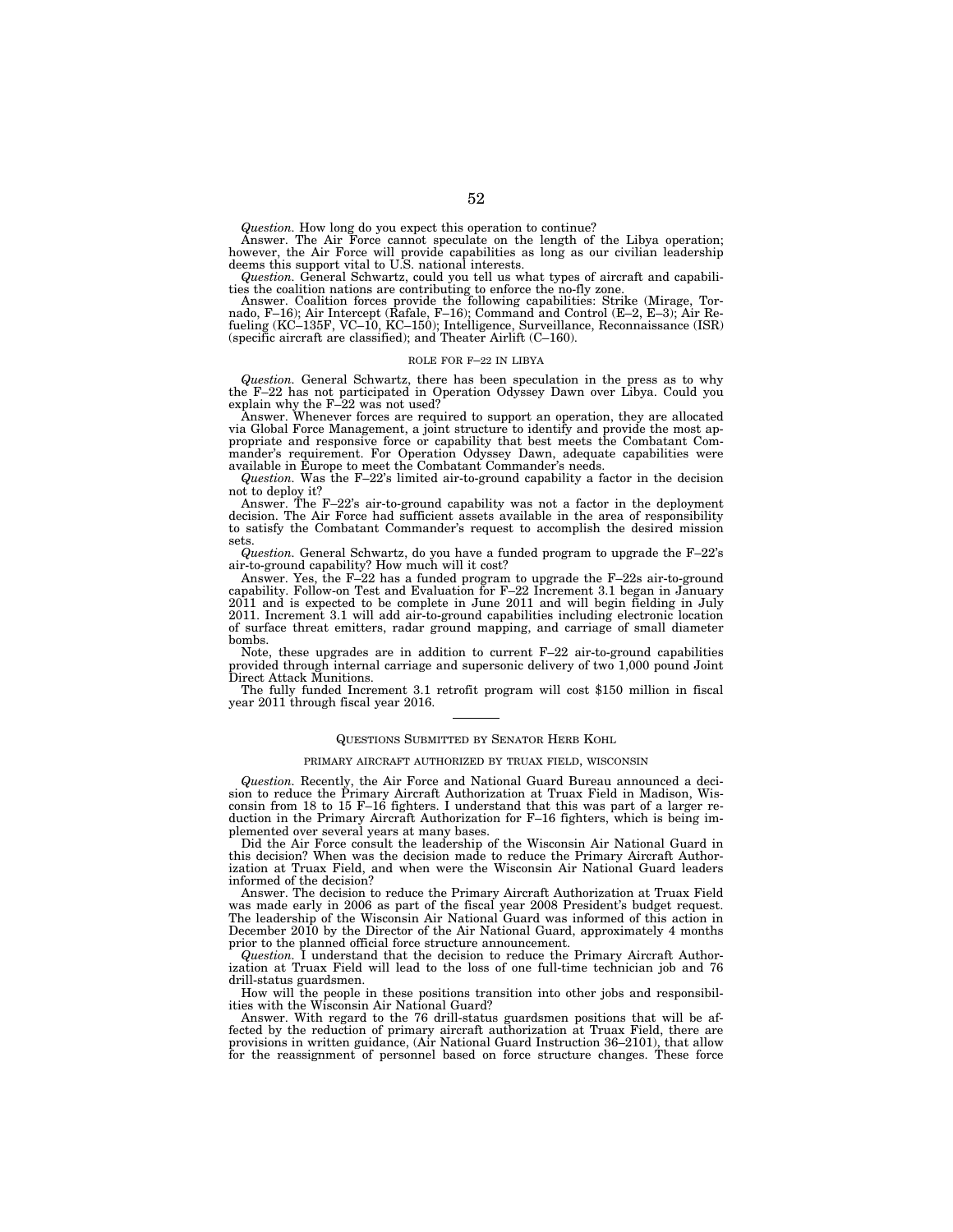*Question.* How long do you expect this operation to continue?

Answer. The Air Force cannot speculate on the length of the Libya operation; however, the Air Force will provide capabilities as long as our civilian leadership deems this support vital to U.S. national interests.

*Question.* General Schwartz, could you tell us what types of aircraft and capabilities the coalition nations are contributing to enforce the no-fly zone.

Answer. Coalition forces provide the following capabilities: Strike (Mirage, Tornado, F–16); Air Intercept (Rafale, F–16); Command and Control (E–2, E–3); Air Refueling (KC–135F, VC–10, KC–150); Intelligence, Surveillance, Reconnaissance (ISR) (specific aircraft are classified); and Theater Airlift (C–160).

ROLE FOR F–22 IN LIBYA

*Question.* General Schwartz, there has been speculation in the press as to why the F–22 has not participated in Operation Odyssey Dawn over Libya. Could you explain why the F–22 was not used?

Answer. Whenever forces are required to support an operation, they are allocated via Global Force Management, a joint structure to identify and provide the most appropriate and responsive force or capability that best meets the Combatant Commander's requirement. For Operation Odyssey Dawn, adequate capabilities were available in Europe to meet the Combatant Commander's needs.

*Question.* Was the F–22's limited air-to-ground capability a factor in the decision not to deploy it?

Answer. The F–22's air-to-ground capability was not a factor in the deployment decision. The Air Force had sufficient assets available in the area of responsibility to satisfy the Combatant Commander's request to accomplish the desired mission sets.

*Question.* General Schwartz, do you have a funded program to upgrade the F–22's air-to-ground capability? How much will it cost?

Answer. Yes, the F–22 has a funded program to upgrade the F–22s air-to-ground capability. Follow-on Test and Evaluation for F–22 Increment 3.1 began in January 2011 and is expected to be complete in June 2011 and will begin fielding in July 2011. Increment 3.1 will add air-to-ground capabilities including electronic location of surface threat emitters, radar ground mapping, and carriage of small diameter bombs.

Note, these upgrades are in addition to current F–22 air-to-ground capabilities provided through internal carriage and supersonic delivery of two 1,000 pound Joint Direct Attack Munitions.

The fully funded Increment 3.1 retrofit program will cost $150 million in fiscal year 2011 through fiscal year 2016.

---

QUESTIONS SUBMITTED BY SENATOR HERB KOHL

PRIMARY AIRCRAFT AUTHORIZED BY TRUAX FIELD, WISCONSIN

*Question.* Recently, the Air Force and National Guard Bureau announced a decision to reduce the Primary Aircraft Authorization at Truax Field in Madison, Wisconsin from 18 to 15 F–16 fighters. I understand that this was part of a larger reduction in the Primary Aircraft Authorization for F–16 fighters, which is being implemented over several years at many bases.

Did the Air Force consult the leadership of the Wisconsin Air National Guard in this decision? When was the decision made to reduce the Primary Aircraft Authorization at Truax Field, and when were the Wisconsin Air National Guard leaders informed of the decision?

Answer. The decision to reduce the Primary Aircraft Authorization at Truax Field was made early in 2006 as part of the fiscal year 2008 President's budget request. The leadership of the Wisconsin Air National Guard was informed of this action in December 2010 by the Director of the Air National Guard, approximately 4 months prior to the planned official force structure announcement.

*Question.* I understand that the decision to reduce the Primary Aircraft Authorization at Truax Field will lead to the loss of one full-time technician job and 76 drill-status guardsmen.

How will the people in these positions transition into other jobs and responsibilities with the Wisconsin Air National Guard?

Answer. With regard to the 76 drill-status guardsmen positions that will be affected by the reduction of primary aircraft authorization at Truax Field, there are provisions in written guidance, (Air National Guard Instruction 36–2101), that allow for the reassignment of personnel based on force structure changes. These force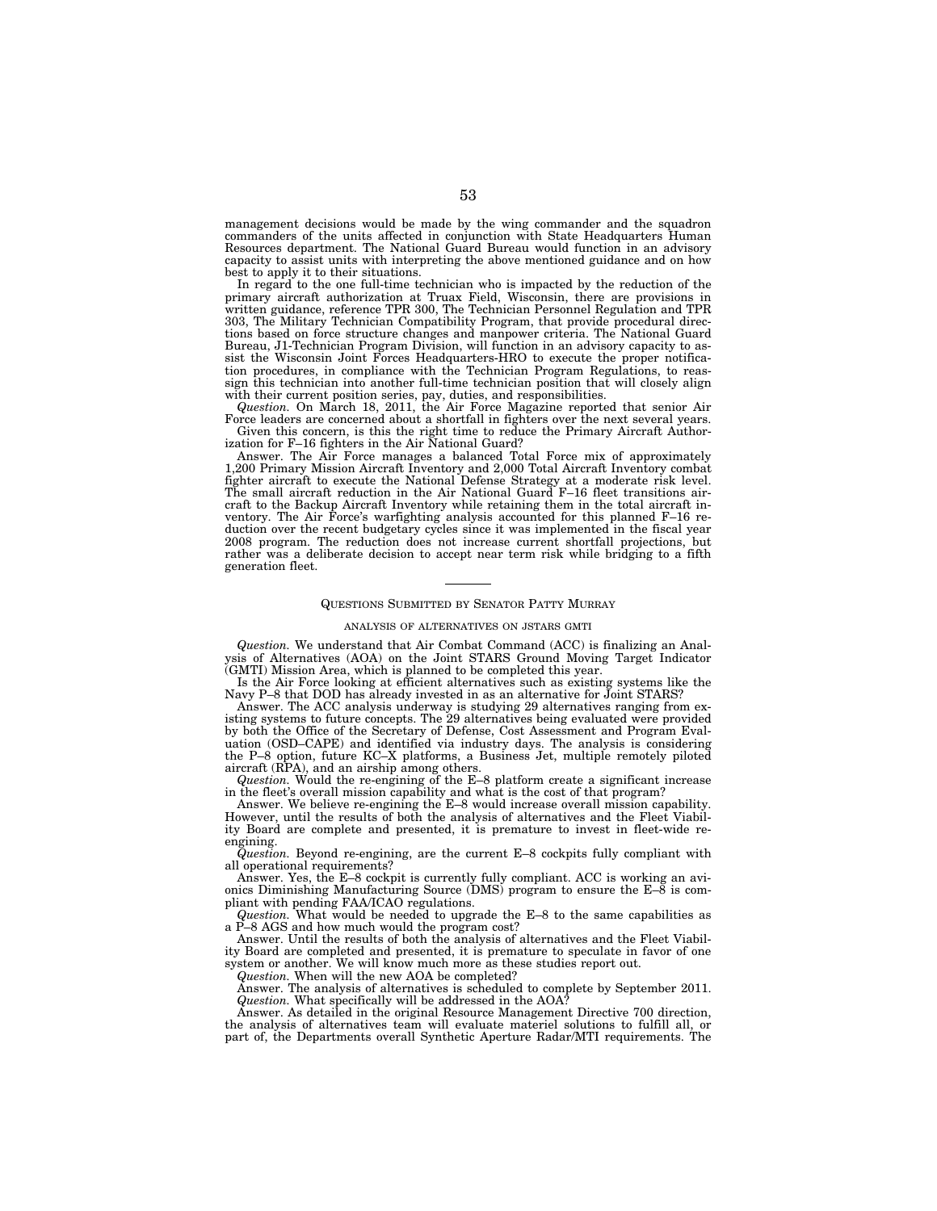management decisions would be made by the wing commander and the squadron commanders of the units affected in conjunction with State Headquarters Human Resources department. The National Guard Bureau would function in an advisory capacity to assist units with interpreting the above mentioned guidance and on how best to apply it to their situations.

In regard to the one full-time technician who is impacted by the reduction of the primary aircraft authorization at Truax Field, Wisconsin, there are provisions in written guidance, reference TPR 300, The Technician Personnel Regulation and TPR 303, The Military Technician Compatibility Program, that provide procedural directions based on force structure changes and manpower criteria. The National Guard Bureau, J1-Technician Program Division, will function in an advisory capacity to assist the Wisconsin Joint Forces Headquarters-HRO to execute the proper notification procedures, in compliance with the Technician Program Regulations, to reassign this technician into another full-time technician position that will closely align with their current position series, pay, duties, and responsibilities.

*Question.* On March 18, 2011, the Air Force Magazine reported that senior Air Force leaders are concerned about a shortfall in fighters over the next several years.

Given this concern, is this the right time to reduce the Primary Aircraft Authorization for F–16 fighters in the Air National Guard?

Answer. The Air Force manages a balanced Total Force mix of approximately 1,200 Primary Mission Aircraft Inventory and 2,000 Total Aircraft Inventory combat fighter aircraft to execute the National Defense Strategy at a moderate risk level. The small aircraft reduction in the Air National Guard F–16 fleet transitions aircraft to the Backup Aircraft Inventory while retaining them in the total aircraft inventory. The Air Force's warfighting analysis accounted for this planned F–16 reduction over the recent budgetary cycles since it was implemented in the fiscal year 2008 program. The reduction does not increase current shortfall projections, but rather was a deliberate decision to accept near term risk while bridging to a fifth generation fleet.

---

## QUESTIONS SUBMITTED BY SENATOR PATTY MURRAY

### ANALYSIS OF ALTERNATIVES ON JSTARS GMTI

*Question.* We understand that Air Combat Command (ACC) is finalizing an Analysis of Alternatives (AOA) on the Joint STARS Ground Moving Target Indicator (GMTI) Mission Area, which is planned to be completed this year.

Is the Air Force looking at efficient alternatives such as existing systems like the Navy P–8 that DOD has already invested in as an alternative for Joint STARS?

Answer. The ACC analysis underway is studying 29 alternatives ranging from existing systems to future concepts. The 29 alternatives being evaluated were provided by both the Office of the Secretary of Defense, Cost Assessment and Program Evaluation (OSD–CAPE) and identified via industry days. The analysis is considering the P–8 option, future KC–X platforms, a Business Jet, multiple remotely piloted aircraft (RPA), and an airship among others.

*Question.* Would the re-engining of the E–8 platform create a significant increase in the fleet's overall mission capability and what is the cost of that program?

Answer. We believe re-engining the E–8 would increase overall mission capability. However, until the results of both the analysis of alternatives and the Fleet Viability Board are complete and presented, it is premature to invest in fleet-wide re-engining.

*Question.* Beyond re-engining, are the current E–8 cockpits fully compliant with all operational requirements?

Answer. Yes, the E–8 cockpit is currently fully compliant. ACC is working an avionics Diminishing Manufacturing Source (DMS) program to ensure the E–8 is compliant with pending FAA/ICAO regulations.

*Question.* What would be needed to upgrade the E–8 to the same capabilities as a P–8 AGS and how much would the program cost?

Answer. Until the results of both the analysis of alternatives and the Fleet Viability Board are completed and presented, it is premature to speculate in favor of one system or another. We will know much more as these studies report out.

*Question.* When will the new AOA be completed?

Answer. The analysis of alternatives is scheduled to complete by September 2011.

*Question.* What specifically will be addressed in the AOA?

Answer. As detailed in the original Resource Management Directive 700 direction, the analysis of alternatives team will evaluate materiel solutions to fulfill all, or part of, the Departments overall Synthetic Aperture Radar/MTI requirements. The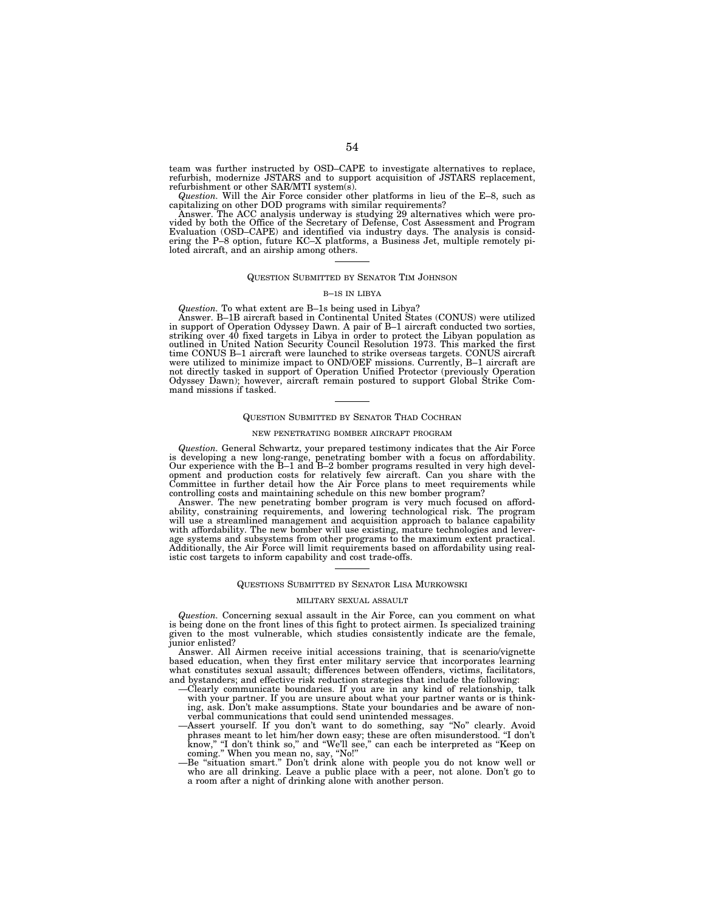team was further instructed by OSD–CAPE to investigate alternatives to replace, refurbish, modernize JSTARS and to support acquisition of JSTARS replacement, refurbishment or other SAR/MTI system(s).

*Question.* Will the Air Force consider other platforms in lieu of the E–8, such as capitalizing on other DOD programs with similar requirements?

Answer. The ACC analysis underway is studying 29 alternatives which were provided by both the Office of the Secretary of Defense, Cost Assessment and Program Evaluation (OSD–CAPE) and identified via industry days. The analysis is considering the P–8 option, future KC–X platforms, a Business Jet, multiple remotely piloted aircraft, and an airship among others.

---

## QUESTION SUBMITTED BY SENATOR TIM JOHNSON

### B–1S IN LIBYA

*Question.* To what extent are B–1s being used in Libya?

Answer. B–1B aircraft based in Continental United States (CONUS) were utilized in support of Operation Odyssey Dawn. A pair of B–1 aircraft conducted two sorties, striking over 40 fixed targets in Libya in order to protect the Libyan population as outlined in United Nation Security Council Resolution 1973. This marked the first time CONUS B–1 aircraft were launched to strike overseas targets. CONUS aircraft were utilized to minimize impact to OND/OEF missions. Currently, B–1 aircraft are not directly tasked in support of Operation Unified Protector (previously Operation Odyssey Dawn); however, aircraft remain postured to support Global Strike Command missions if tasked.

---

## QUESTION SUBMITTED BY SENATOR THAD COCHRAN

### NEW PENETRATING BOMBER AIRCRAFT PROGRAM

*Question.* General Schwartz, your prepared testimony indicates that the Air Force is developing a new long-range, penetrating bomber with a focus on affordability. Our experience with the B–1 and B–2 bomber programs resulted in very high development and production costs for relatively few aircraft. Can you share with the Committee in further detail how the Air Force plans to meet requirements while controlling costs and maintaining schedule on this new bomber program?

Answer. The new penetrating bomber program is very much focused on affordability, constraining requirements, and lowering technological risk. The program will use a streamlined management and acquisition approach to balance capability with affordability. The new bomber will use existing, mature technologies and leverage systems and subsystems from other programs to the maximum extent practical. Additionally, the Air Force will limit requirements based on affordability using realistic cost targets to inform capability and cost trade-offs.

---

## QUESTIONS SUBMITTED BY SENATOR LISA MURKOWSKI

### MILITARY SEXUAL ASSAULT

*Question.* Concerning sexual assault in the Air Force, can you comment on what is being done on the front lines of this fight to protect airmen. Is specialized training given to the most vulnerable, which studies consistently indicate are the female, junior enlisted?

Answer. All Airmen receive initial accessions training, that is scenario/vignette based education, when they first enter military service that incorporates learning what constitutes sexual assault; differences between offenders, victims, facilitators, and bystanders; and effective risk reduction strategies that include the following:

—Clearly communicate boundaries. If you are in any kind of relationship, talk with your partner. If you are unsure about what your partner wants or is thinking, ask. Don't make assumptions. State your boundaries and be aware of non-verbal communications that could send unintended messages.

—Assert yourself. If you don't want to do something, say "No" clearly. Avoid phrases meant to let him/her down easy; these are often misunderstood. "I don't know," "I don't think so," and "We'll see," can each be interpreted as "Keep on coming." When you mean no, say, "No!"

—Be "situation smart." Don't drink alone with people you do not know well or who are all drinking. Leave a public place with a peer, not alone. Don't go to a room after a night of drinking alone with another person.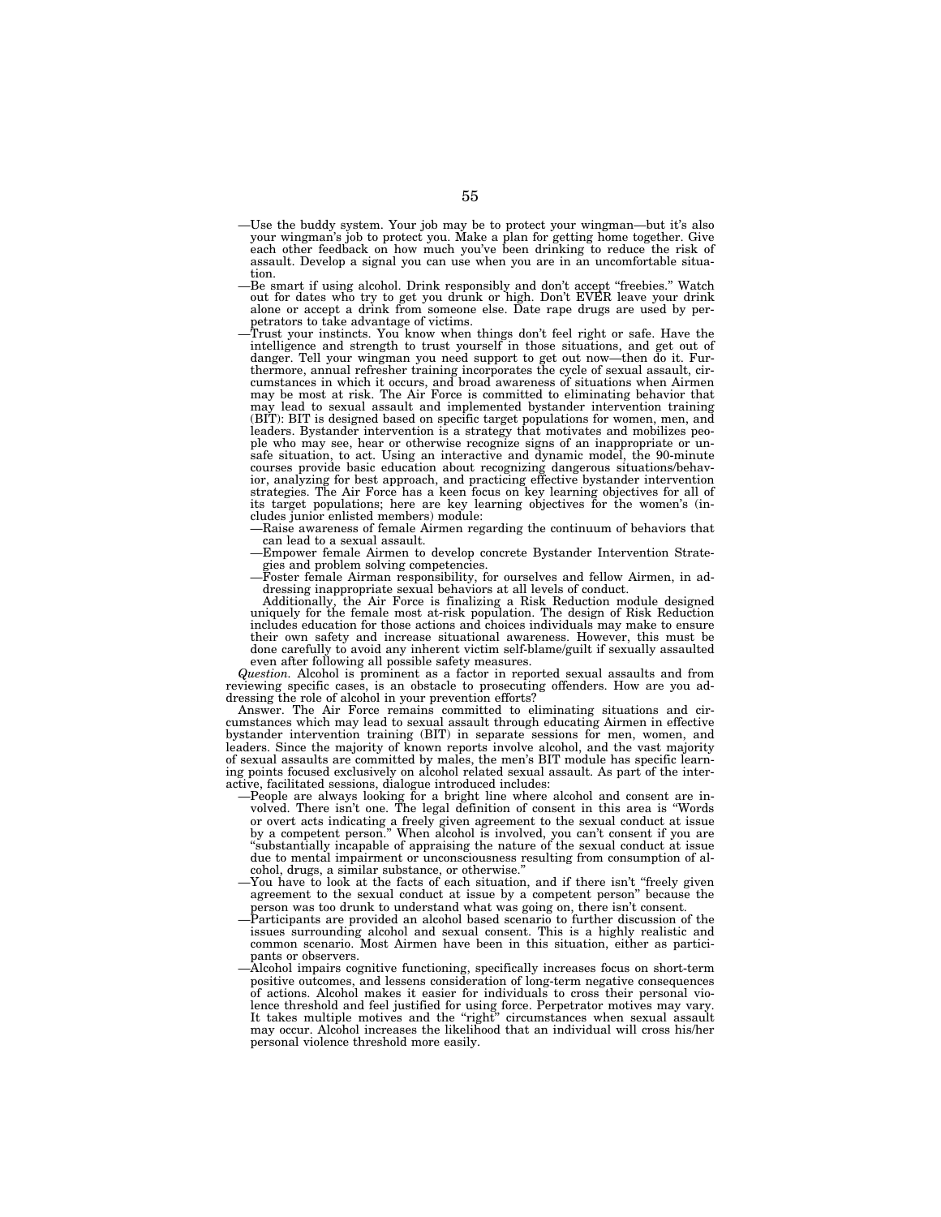—Use the buddy system. Your job may be to protect your wingman—but it's also your wingman's job to protect you. Make a plan for getting home together. Give each other feedback on how much you've been drinking to reduce the risk of assault. Develop a signal you can use when you are in an uncomfortable situation.

—Be smart if using alcohol. Drink responsibly and don't accept "freebies." Watch out for dates who try to get you drunk or high. Don't EVER leave your drink alone or accept a drink from someone else. Date rape drugs are used by perpetrators to take advantage of victims.

—Trust your instincts. You know when things don't feel right or safe. Have the intelligence and strength to trust yourself in those situations, and get out of danger. Tell your wingman you need support to get out now—then do it. Furthermore, annual refresher training incorporates the cycle of sexual assault, circumstances in which it occurs, and broad awareness of situations when Airmen may be most at risk. The Air Force is committed to eliminating behavior that may lead to sexual assault and implemented bystander intervention training (BIT): BIT is designed based on specific target populations for women, men, and leaders. Bystander intervention is a strategy that motivates and mobilizes people who may see, hear or otherwise recognize signs of an inappropriate or unsafe situation, to act. Using an interactive and dynamic model, the 90-minute courses provide basic education about recognizing dangerous situations/behavior, analyzing for best approach, and practicing effective bystander intervention strategies. The Air Force has a keen focus on key learning objectives for all of its target populations; here are key learning objectives for the women's (includes junior enlisted members) module:

  —Raise awareness of female Airmen regarding the continuum of behaviors that can lead to a sexual assault.

  —Empower female Airmen to develop concrete Bystander Intervention Strategies and problem solving competencies.

  —Foster female Airman responsibility, for ourselves and fellow Airmen, in addressing inappropriate sexual behaviors at all levels of conduct.

  Additionally, the Air Force is finalizing a Risk Reduction module designed uniquely for the female most at-risk population. The design of Risk Reduction includes education for those actions and choices individuals may make to ensure their own safety and increase situational awareness. However, this must be done carefully to avoid any inherent victim self-blame/guilt if sexually assaulted even after following all possible safety measures.

*Question.* Alcohol is prominent as a factor in reported sexual assaults and from reviewing specific cases, is an obstacle to prosecuting offenders. How are you addressing the role of alcohol in your prevention efforts?

Answer. The Air Force remains committed to eliminating situations and circumstances which may lead to sexual assault through educating Airmen in effective bystander intervention training (BIT) in separate sessions for men, women, and leaders. Since the majority of known reports involve alcohol, and the vast majority of sexual assaults are committed by males, the men's BIT module has specific learning points focused exclusively on alcohol related sexual assault. As part of the interactive, facilitated sessions, dialogue introduced includes:

—People are always looking for a bright line where alcohol and consent are involved. There isn't one. The legal definition of consent in this area is "Words or overt acts indicating a freely given agreement to the sexual conduct at issue by a competent person." When alcohol is involved, you can't consent if you are "substantially incapable of appraising the nature of the sexual conduct at issue due to mental impairment or unconsciousness resulting from consumption of alcohol, drugs, a similar substance, or otherwise."

—You have to look at the facts of each situation, and if there isn't "freely given agreement to the sexual conduct at issue by a competent person" because the person was too drunk to understand what was going on, there isn't consent.

—Participants are provided an alcohol based scenario to further discussion of the issues surrounding alcohol and sexual consent. This is a highly realistic and common scenario. Most Airmen have been in this situation, either as participants or observers.

—Alcohol impairs cognitive functioning, specifically increases focus on short-term positive outcomes, and lessens consideration of long-term negative consequences of actions. Alcohol makes it easier for individuals to cross their personal violence threshold and feel justified for using force. Perpetrator motives may vary. It takes multiple motives and the "right" circumstances when sexual assault may occur. Alcohol increases the likelihood that an individual will cross his/her personal violence threshold more easily.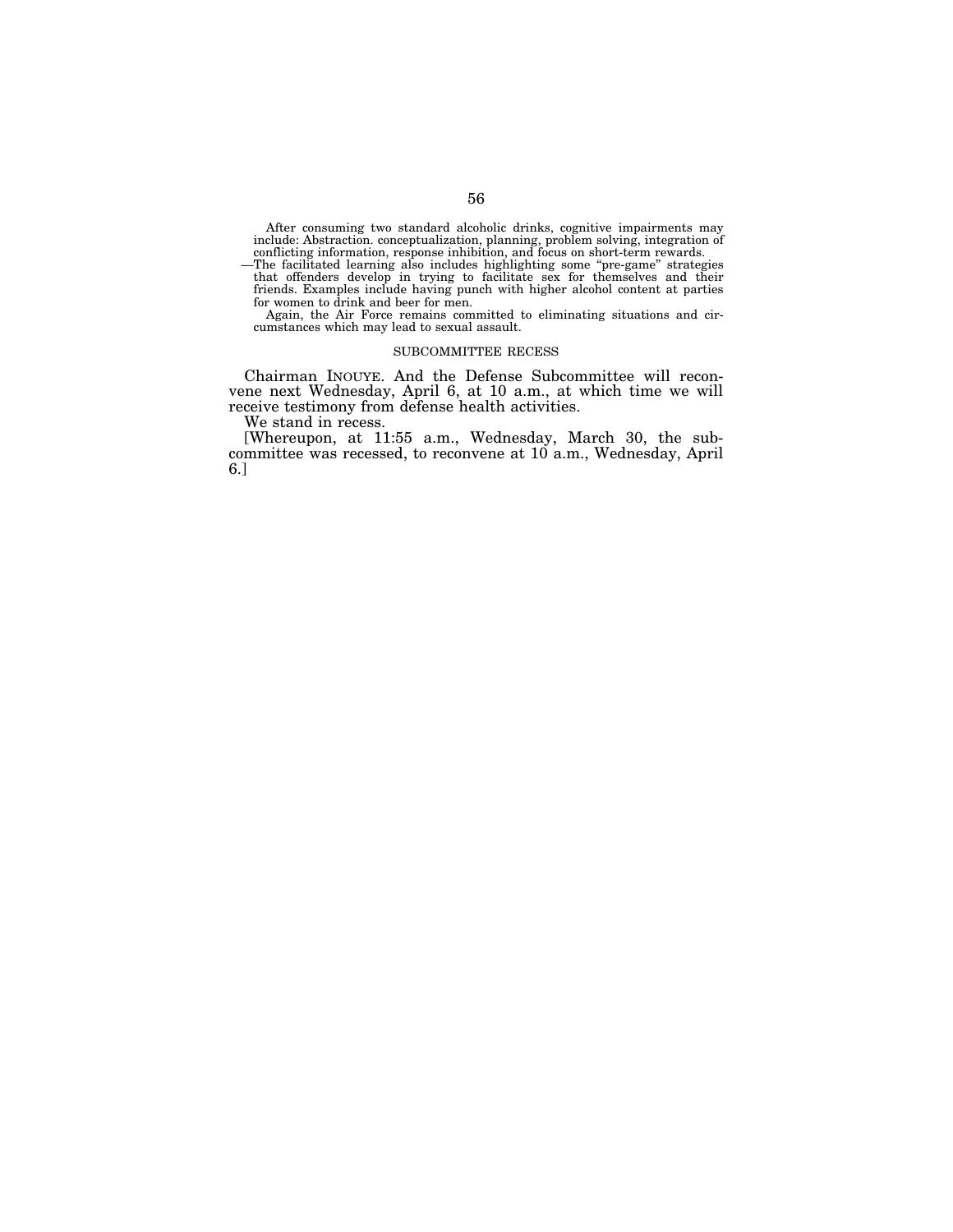After consuming two standard alcoholic drinks, cognitive impairments may include: Abstraction. conceptualization, planning, problem solving, integration of conflicting information, response inhibition, and focus on short-term rewards.

—The facilitated learning also includes highlighting some "pre-game" strategies that offenders develop in trying to facilitate sex for themselves and their friends. Examples include having punch with higher alcohol content at parties for women to drink and beer for men.

Again, the Air Force remains committed to eliminating situations and circumstances which may lead to sexual assault.

SUBCOMMITTEE RECESS

Chairman INOUYE. And the Defense Subcommittee will reconvene next Wednesday, April 6, at 10 a.m., at which time we will receive testimony from defense health activities.

We stand in recess.

[Whereupon, at 11:55 a.m., Wednesday, March 30, the subcommittee was recessed, to reconvene at 10 a.m., Wednesday, April 6.]